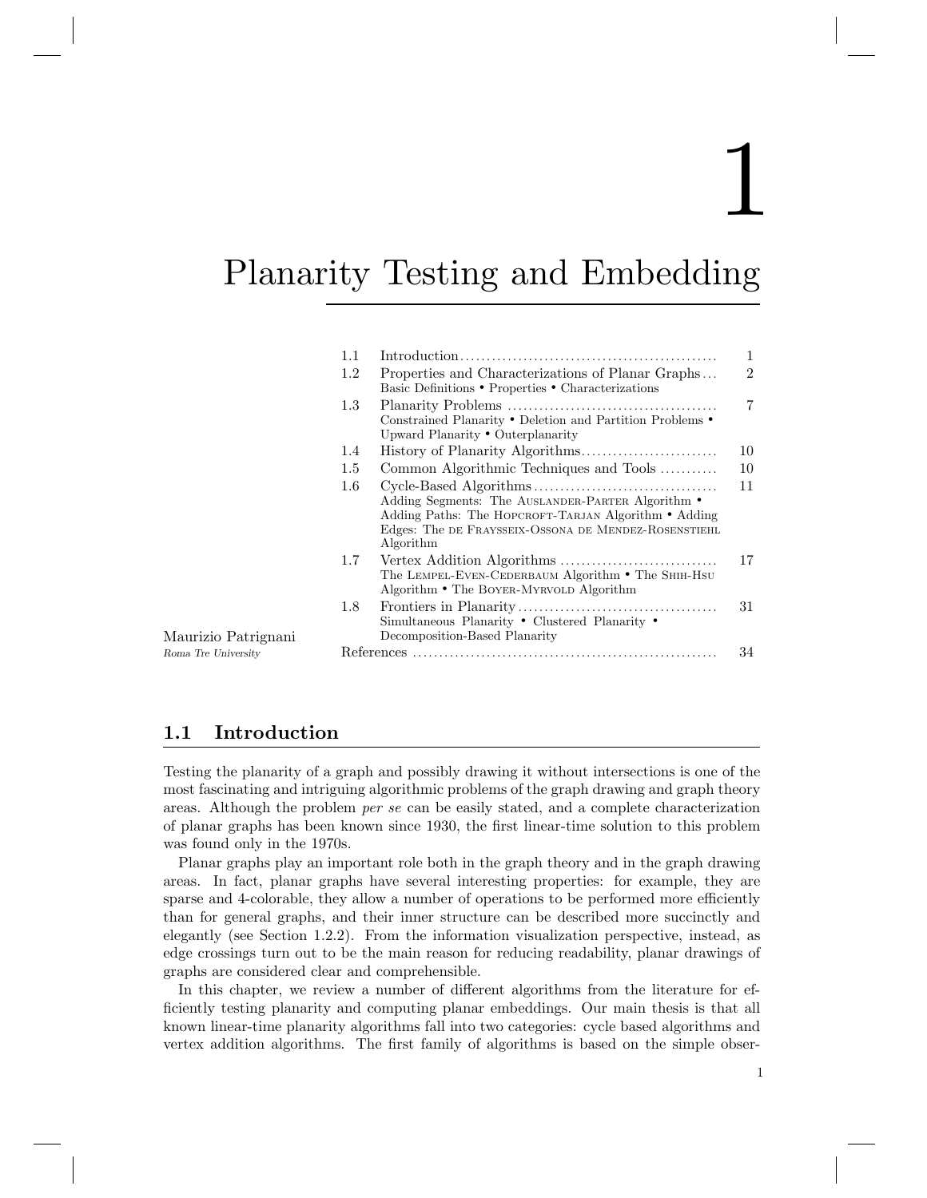# 1 Planarity Testing and Embedding

Maurizio Patrignani
*Roma Tre University*

| | | |
|---|---|---|
| 1.1 | Introduction | 1 |
| 1.2 | Properties and Characterizations of Planar Graphs<br>Basic Definitions • Properties • Characterizations | 2 |
| 1.3 | Planarity Problems<br>Constrained Planarity • Deletion and Partition Problems • Upward Planarity • Outerplanarity | 7 |
| 1.4 | History of Planarity Algorithms | 10 |
| 1.5 | Common Algorithmic Techniques and Tools | 10 |
| 1.6 | Cycle-Based Algorithms<br>Adding Segments: The AUSLANDER-PARTER Algorithm • Adding Paths: The HOPCROFT-TARJAN Algorithm • Adding Edges: The DE FRAYSSEIX-OSSONA DE MENDEZ-ROSENSTIEHL Algorithm | 11 |
| 1.7 | Vertex Addition Algorithms<br>The LEMPEL-EVEN-CEDERBAUM Algorithm • The SHIH-HSU Algorithm • The BOYER-MYRVOLD Algorithm | 17 |
| 1.8 | Frontiers in Planarity<br>Simultaneous Planarity • Clustered Planarity • Decomposition-Based Planarity | 31 |
| | References | 34 |

## 1.1 Introduction

Testing the planarity of a graph and possibly drawing it without intersections is one of the most fascinating and intriguing algorithmic problems of the graph drawing and graph theory areas. Although the problem *per se* can be easily stated, and a complete characterization of planar graphs has been known since 1930, the first linear-time solution to this problem was found only in the 1970s.

Planar graphs play an important role both in the graph theory and in the graph drawing areas. In fact, planar graphs have several interesting properties: for example, they are sparse and 4-colorable, they allow a number of operations to be performed more efficiently than for general graphs, and their inner structure can be described more succinctly and elegantly (see Section 1.2.2). From the information visualization perspective, instead, as edge crossings turn out to be the main reason for reducing readability, planar drawings of graphs are considered clear and comprehensible.

In this chapter, we review a number of different algorithms from the literature for efficiently testing planarity and computing planar embeddings. Our main thesis is that all known linear-time planarity algorithms fall into two categories: cycle based algorithms and vertex addition algorithms. The first family of algorithms is based on the simple obser-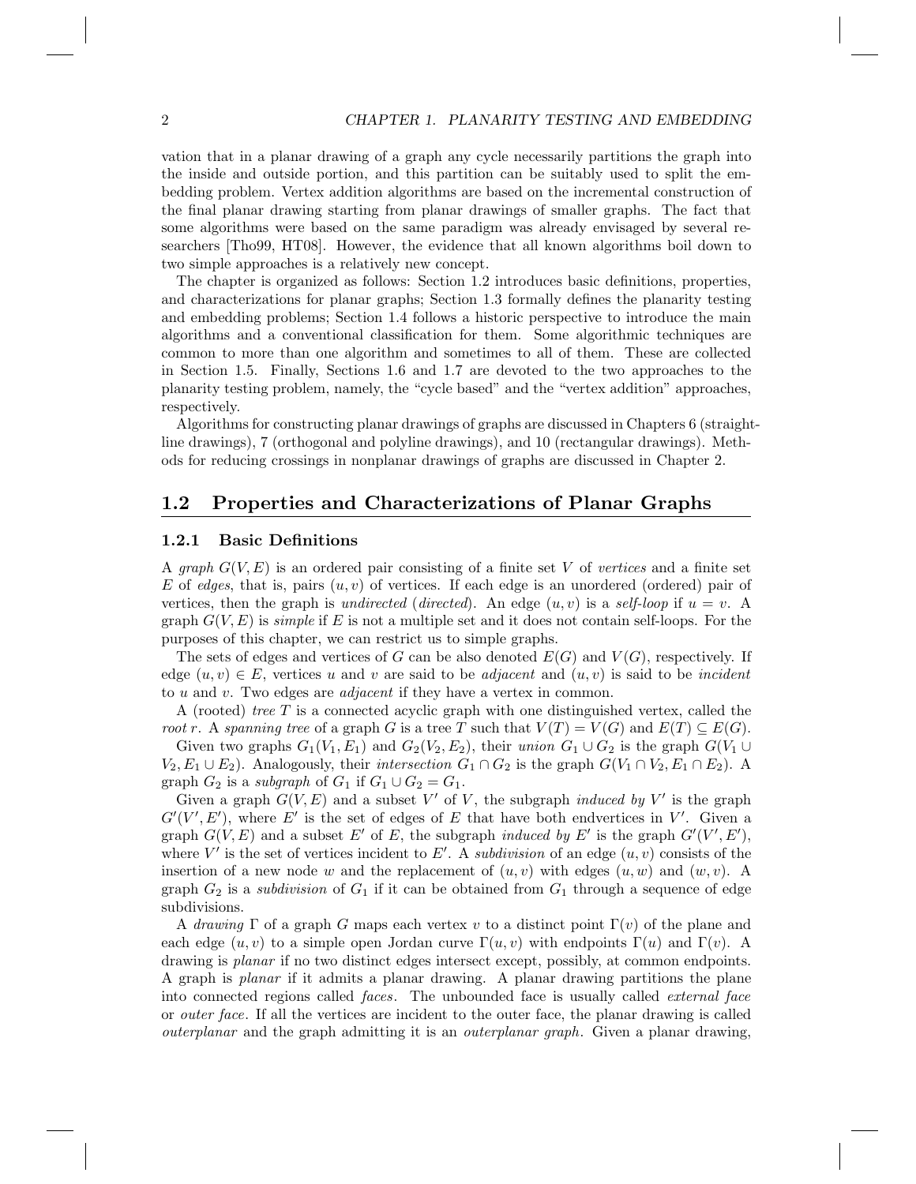vation that in a planar drawing of a graph any cycle necessarily partitions the graph into the inside and outside portion, and this partition can be suitably used to split the embedding problem. Vertex addition algorithms are based on the incremental construction of the final planar drawing starting from planar drawings of smaller graphs. The fact that some algorithms were based on the same paradigm was already envisaged by several researchers [Tho99, HT08]. However, the evidence that all known algorithms boil down to two simple approaches is a relatively new concept.

The chapter is organized as follows: Section 1.2 introduces basic definitions, properties, and characterizations for planar graphs; Section 1.3 formally defines the planarity testing and embedding problems; Section 1.4 follows a historic perspective to introduce the main algorithms and a conventional classification for them. Some algorithmic techniques are common to more than one algorithm and sometimes to all of them. These are collected in Section 1.5. Finally, Sections 1.6 and 1.7 are devoted to the two approaches to the planarity testing problem, namely, the "cycle based" and the "vertex addition" approaches, respectively.

Algorithms for constructing planar drawings of graphs are discussed in Chapters 6 (straight-line drawings), 7 (orthogonal and polyline drawings), and 10 (rectangular drawings). Methods for reducing crossings in nonplanar drawings of graphs are discussed in Chapter 2.

## 1.2 Properties and Characterizations of Planar Graphs

### 1.2.1 Basic Definitions

A *graph* $G(V, E)$ is an ordered pair consisting of a finite set $V$ of *vertices* and a finite set $E$ of *edges*, that is, pairs $(u, v)$ of vertices. If each edge is an unordered (ordered) pair of vertices, then the graph is *undirected* (*directed*). An edge $(u, v)$ is a *self-loop* if $u = v$. A graph $G(V, E)$ is *simple* if $E$ is not a multiple set and it does not contain self-loops. For the purposes of this chapter, we can restrict us to simple graphs.

The sets of edges and vertices of $G$ can be also denoted $E(G)$ and $V(G)$, respectively. If edge $(u, v) \in E$, vertices $u$ and $v$ are said to be *adjacent* and $(u, v)$ is said to be *incident* to $u$ and $v$. Two edges are *adjacent* if they have a vertex in common.

A (rooted) *tree* $T$ is a connected acyclic graph with one distinguished vertex, called the *root* $r$. A *spanning tree* of a graph $G$ is a tree $T$ such that $V(T) = V(G)$ and $E(T) \subseteq E(G)$.

Given two graphs $G_1(V_1, E_1)$ and $G_2(V_2, E_2)$, their *union* $G_1 \cup G_2$ is the graph $G(V_1 \cup V_2, E_1 \cup E_2)$. Analogously, their *intersection* $G_1 \cap G_2$ is the graph $G(V_1 \cap V_2, E_1 \cap E_2)$. A graph $G_2$ is a *subgraph* of $G_1$ if $G_1 \cup G_2 = G_1$.

Given a graph $G(V, E)$ and a subset $V'$ of $V$, the subgraph *induced by* $V'$ is the graph $G'(V', E')$, where $E'$ is the set of edges of $E$ that have both endvertices in $V'$. Given a graph $G(V, E)$ and a subset $E'$ of $E$, the subgraph *induced by* $E'$ is the graph $G'(V', E')$, where $V'$ is the set of vertices incident to $E'$. A *subdivision* of an edge $(u, v)$ consists of the insertion of a new node $w$ and the replacement of $(u, v)$ with edges $(u, w)$ and $(w, v)$. A graph $G_2$ is a *subdivision* of $G_1$ if it can be obtained from $G_1$ through a sequence of edge subdivisions.

A *drawing* $\Gamma$ of a graph $G$ maps each vertex $v$ to a distinct point $\Gamma(v)$ of the plane and each edge $(u, v)$ to a simple open Jordan curve $\Gamma(u, v)$ with endpoints $\Gamma(u)$ and $\Gamma(v)$. A drawing is *planar* if no two distinct edges intersect except, possibly, at common endpoints. A graph is *planar* if it admits a planar drawing. A planar drawing partitions the plane into connected regions called *faces*. The unbounded face is usually called *external face* or *outer face*. If all the vertices are incident to the outer face, the planar drawing is called *outerplanar* and the graph admitting it is an *outerplanar graph*. Given a planar drawing,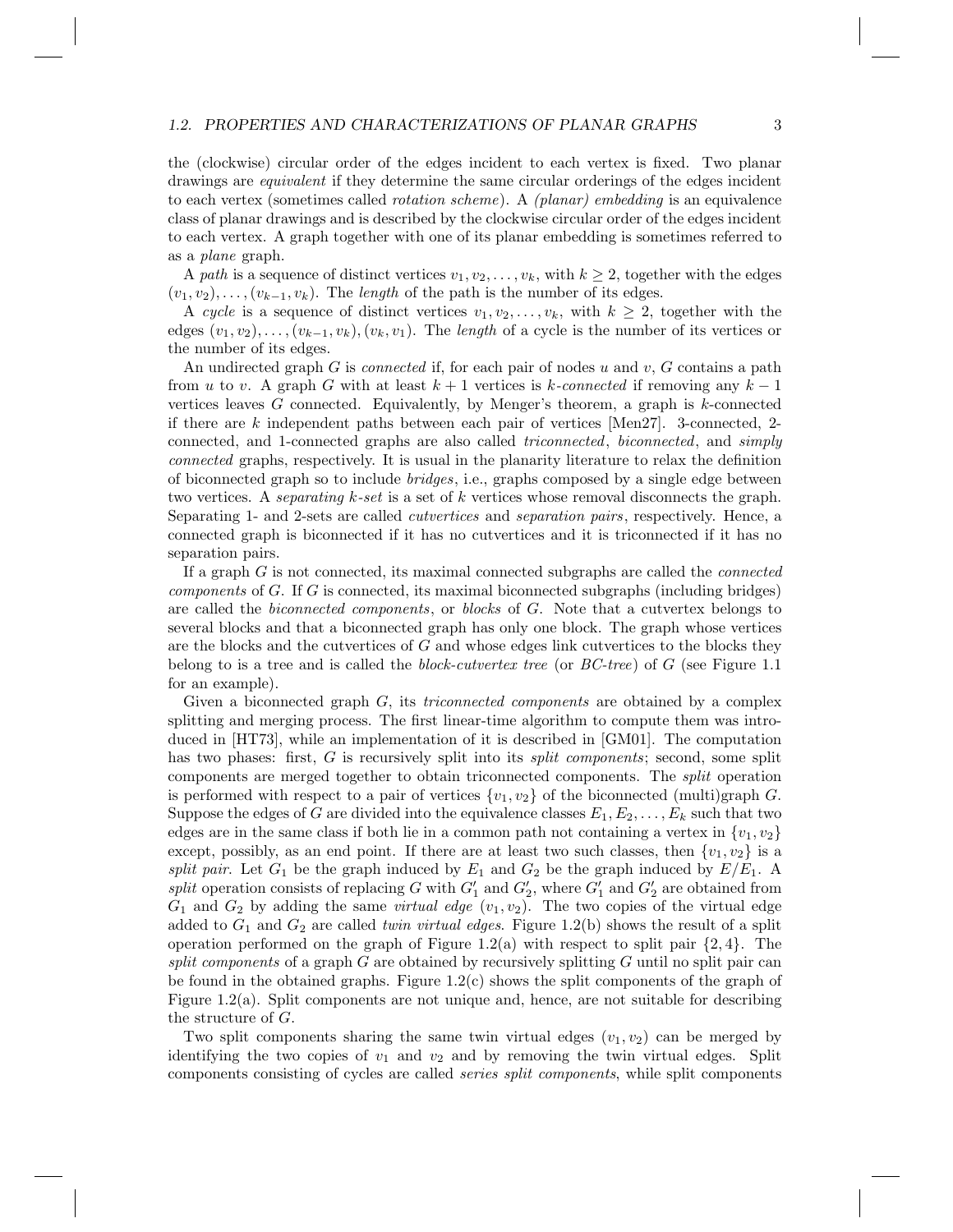the (clockwise) circular order of the edges incident to each vertex is fixed. Two planar drawings are *equivalent* if they determine the same circular orderings of the edges incident to each vertex (sometimes called *rotation scheme*). A *(planar) embedding* is an equivalence class of planar drawings and is described by the clockwise circular order of the edges incident to each vertex. A graph together with one of its planar embedding is sometimes referred to as a *plane* graph.

A *path* is a sequence of distinct vertices $v_1, v_2, \ldots, v_k$, with $k \geq 2$, together with the edges $(v_1, v_2), \ldots, (v_{k-1}, v_k)$. The *length* of the path is the number of its edges.

A *cycle* is a sequence of distinct vertices $v_1, v_2, \ldots, v_k$, with $k \geq 2$, together with the edges $(v_1, v_2), \ldots, (v_{k-1}, v_k), (v_k, v_1)$. The *length* of a cycle is the number of its vertices or the number of its edges.

An undirected graph $G$ is *connected* if, for each pair of nodes $u$ and $v$, $G$ contains a path from $u$ to $v$. A graph $G$ with at least $k+1$ vertices is *k-connected* if removing any $k-1$ vertices leaves $G$ connected. Equivalently, by Menger's theorem, a graph is $k$-connected if there are $k$ independent paths between each pair of vertices [Men27]. 3-connected, 2-connected, and 1-connected graphs are also called *triconnected*, *biconnected*, and *simply connected* graphs, respectively. It is usual in the planarity literature to relax the definition of biconnected graph so to include *bridges*, i.e., graphs composed by a single edge between two vertices. A *separating k-set* is a set of $k$ vertices whose removal disconnects the graph. Separating 1- and 2-sets are called *cutvertices* and *separation pairs*, respectively. Hence, a connected graph is biconnected if it has no cutvertices and it is triconnected if it has no separation pairs.

If a graph $G$ is not connected, its maximal connected subgraphs are called the *connected components* of $G$. If $G$ is connected, its maximal biconnected subgraphs (including bridges) are called the *biconnected components*, or *blocks* of $G$. Note that a cutvertex belongs to several blocks and that a biconnected graph has only one block. The graph whose vertices are the blocks and the cutvertices of $G$ and whose edges link cutvertices to the blocks they belong to is a tree and is called the *block-cutvertex tree* (or *BC-tree*) of $G$ (see Figure 1.1 for an example).

Given a biconnected graph $G$, its *triconnected components* are obtained by a complex splitting and merging process. The first linear-time algorithm to compute them was introduced in [HT73], while an implementation of it is described in [GM01]. The computation has two phases: first, $G$ is recursively split into its *split components*; second, some split components are merged together to obtain triconnected components. The *split* operation is performed with respect to a pair of vertices $\{v_1, v_2\}$ of the biconnected (multi)graph $G$. Suppose the edges of $G$ are divided into the equivalence classes $E_1, E_2, \ldots, E_k$ such that two edges are in the same class if both lie in a common path not containing a vertex in $\{v_1, v_2\}$ except, possibly, as an end point. If there are at least two such classes, then $\{v_1, v_2\}$ is a *split pair*. Let $G_1$ be the graph induced by $E_1$ and $G_2$ be the graph induced by $E/E_1$. A *split* operation consists of replacing $G$ with $G'_1$ and $G'_2$, where $G'_1$ and $G'_2$ are obtained from $G_1$ and $G_2$ by adding the same *virtual edge* $(v_1, v_2)$. The two copies of the virtual edge added to $G_1$ and $G_2$ are called *twin virtual edges*. Figure 1.2(b) shows the result of a split operation performed on the graph of Figure 1.2(a) with respect to split pair $\{2, 4\}$. The *split components* of a graph $G$ are obtained by recursively splitting $G$ until no split pair can be found in the obtained graphs. Figure 1.2(c) shows the split components of the graph of Figure 1.2(a). Split components are not unique and, hence, are not suitable for describing the structure of $G$.

Two split components sharing the same twin virtual edges $(v_1, v_2)$ can be merged by identifying the two copies of $v_1$ and $v_2$ and by removing the twin virtual edges. Split components consisting of cycles are called *series split components*, while split components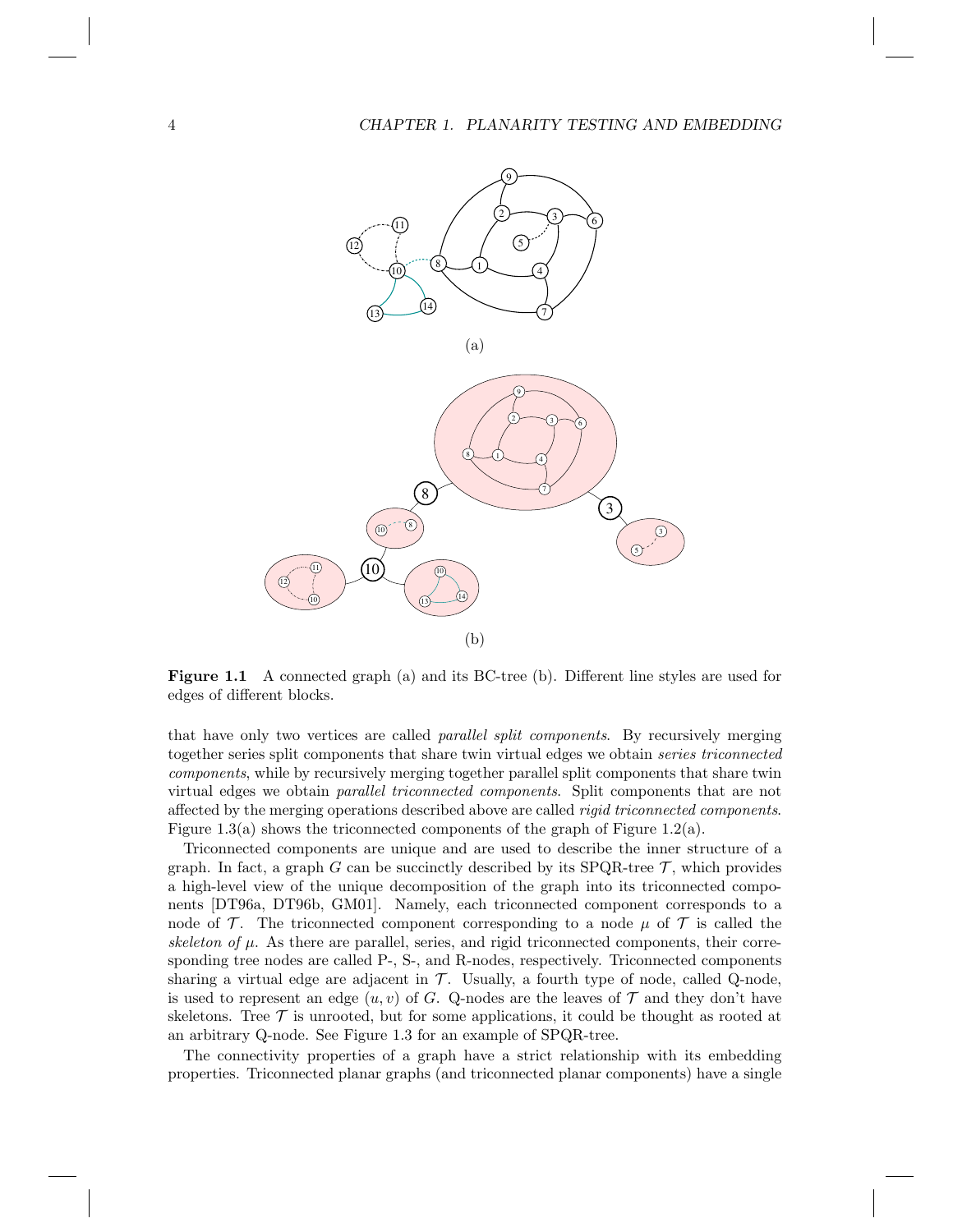**Figure 1.1** A connected graph (a) and its BC-tree (b). Different line styles are used for edges of different blocks.

that have only two vertices are called *parallel split components*. By recursively merging together series split components that share twin virtual edges we obtain *series triconnected components*, while by recursively merging together parallel split components that share twin virtual edges we obtain *parallel triconnected components*. Split components that are not affected by the merging operations described above are called *rigid triconnected components*. Figure 1.3(a) shows the triconnected components of the graph of Figure 1.2(a).

Triconnected components are unique and are used to describe the inner structure of a graph. In fact, a graph $G$ can be succinctly described by its SPQR-tree $\mathcal{T}$, which provides a high-level view of the unique decomposition of the graph into its triconnected components [DT96a, DT96b, GM01]. Namely, each triconnected component corresponds to a node of $\mathcal{T}$. The triconnected component corresponding to a node $\mu$ of $\mathcal{T}$ is called the *skeleton of* $\mu$. As there are parallel, series, and rigid triconnected components, their corresponding tree nodes are called P-, S-, and R-nodes, respectively. Triconnected components sharing a virtual edge are adjacent in $\mathcal{T}$. Usually, a fourth type of node, called Q-node, is used to represent an edge $(u, v)$ of $G$. Q-nodes are the leaves of $\mathcal{T}$ and they don't have skeletons. Tree $\mathcal{T}$ is unrooted, but for some applications, it could be thought as rooted at an arbitrary Q-node. See Figure 1.3 for an example of SPQR-tree.

The connectivity properties of a graph have a strict relationship with its embedding properties. Triconnected planar graphs (and triconnected planar components) have a single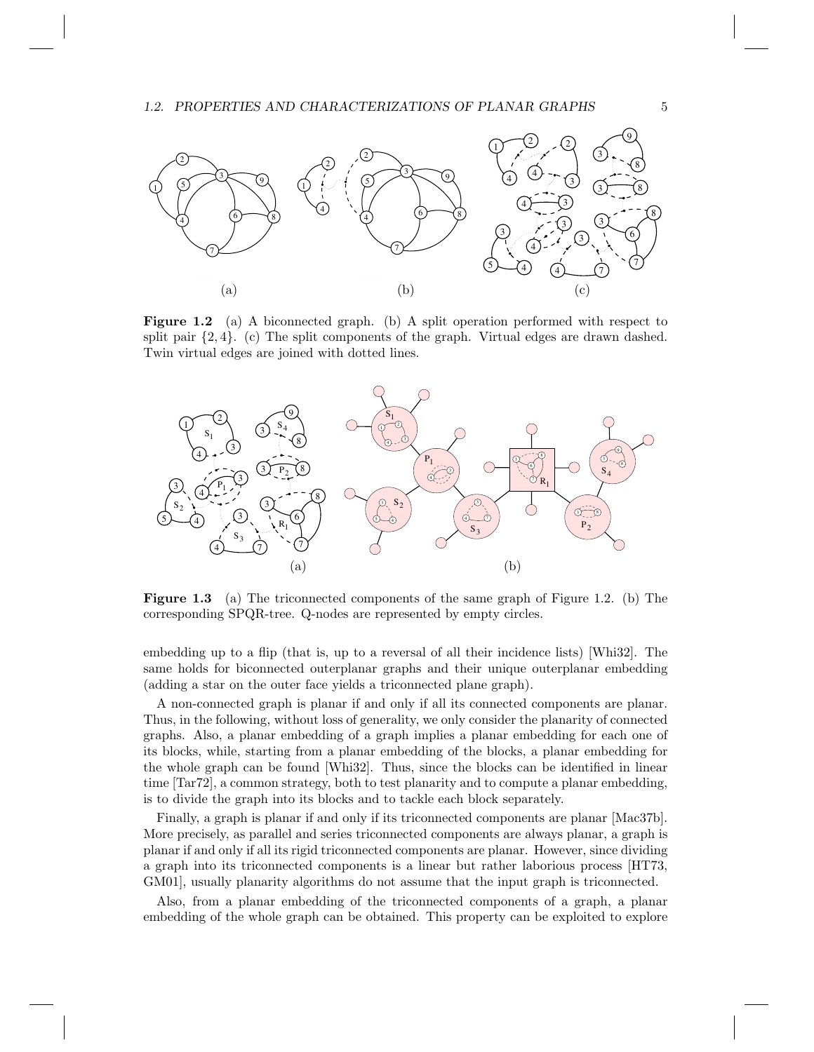**Figure 1.2** (a) A biconnected graph. (b) A split operation performed with respect to split pair $\{2, 4\}$. (c) The split components of the graph. Virtual edges are drawn dashed. Twin virtual edges are joined with dotted lines.

**Figure 1.3** (a) The triconnected components of the same graph of Figure 1.2. (b) The corresponding SPQR-tree. Q-nodes are represented by empty circles.

embedding up to a flip (that is, up to a reversal of all their incidence lists) [Whi32]. The same holds for biconnected outerplanar graphs and their unique outerplanar embedding (adding a star on the outer face yields a triconnected plane graph).

A non-connected graph is planar if and only if all its connected components are planar. Thus, in the following, without loss of generality, we only consider the planarity of connected graphs. Also, a planar embedding of a graph implies a planar embedding for each one of its blocks, while, starting from a planar embedding of the blocks, a planar embedding for the whole graph can be found [Whi32]. Thus, since the blocks can be identified in linear time [Tar72], a common strategy, both to test planarity and to compute a planar embedding, is to divide the graph into its blocks and to tackle each block separately.

Finally, a graph is planar if and only if its triconnected components are planar [Mac37b]. More precisely, as parallel and series triconnected components are always planar, a graph is planar if and only if all its rigid triconnected components are planar. However, since dividing a graph into its triconnected components is a linear but rather laborious process [HT73, GM01], usually planarity algorithms do not assume that the input graph is triconnected.

Also, from a planar embedding of the triconnected components of a graph, a planar embedding of the whole graph can be obtained. This property can be exploited to explore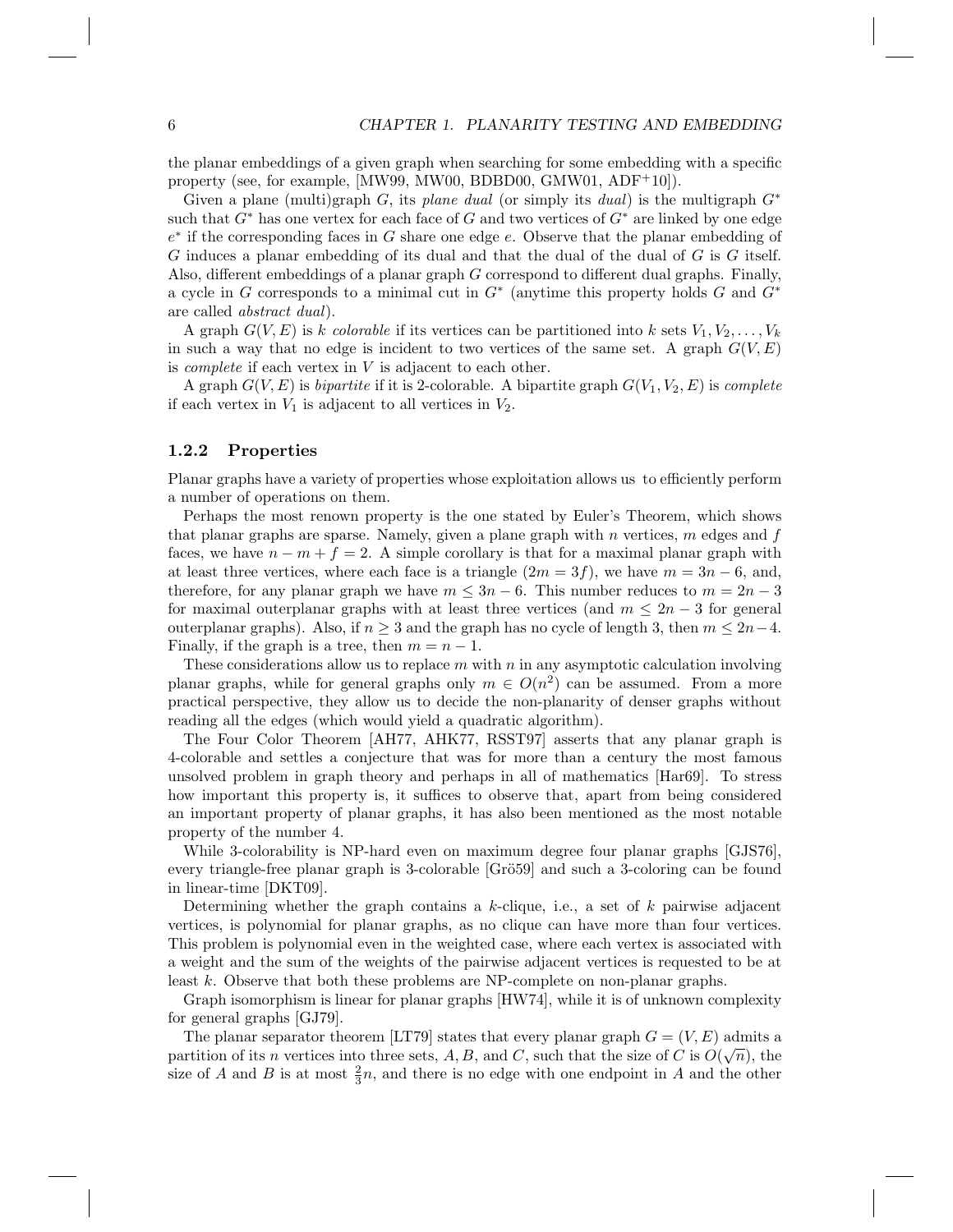the planar embeddings of a given graph when searching for some embedding with a specific property (see, for example, [MW99, MW00, BDBD00, GMW01, ADF+10]).

Given a plane (multi)graph $G$, its *plane dual* (or simply its *dual*) is the multigraph $G^*$ such that $G^*$ has one vertex for each face of $G$ and two vertices of $G^*$ are linked by one edge $e^*$ if the corresponding faces in $G$ share one edge $e$. Observe that the planar embedding of $G$ induces a planar embedding of its dual and that the dual of the dual of $G$ is $G$ itself. Also, different embeddings of a planar graph $G$ correspond to different dual graphs. Finally, a cycle in $G$ corresponds to a minimal cut in $G^*$ (anytime this property holds $G$ and $G^*$ are called *abstract dual*).

A graph $G(V, E)$ is $k$ *colorable* if its vertices can be partitioned into $k$ sets $V_1, V_2, \ldots, V_k$ in such a way that no edge is incident to two vertices of the same set. A graph $G(V, E)$ is *complete* if each vertex in $V$ is adjacent to each other.

A graph $G(V, E)$ is *bipartite* if it is 2-colorable. A bipartite graph $G(V_1, V_2, E)$ is *complete* if each vertex in $V_1$ is adjacent to all vertices in $V_2$.

### 1.2.2 Properties

Planar graphs have a variety of properties whose exploitation allows us to efficiently perform a number of operations on them.

Perhaps the most renown property is the one stated by Euler's Theorem, which shows that planar graphs are sparse. Namely, given a plane graph with $n$ vertices, $m$ edges and $f$ faces, we have $n - m + f = 2$. A simple corollary is that for a maximal planar graph with at least three vertices, where each face is a triangle ($2m = 3f$), we have $m = 3n - 6$, and, therefore, for any planar graph we have $m \leq 3n - 6$. This number reduces to $m = 2n - 3$ for maximal outerplanar graphs with at least three vertices (and $m \leq 2n - 3$ for general outerplanar graphs). Also, if $n \geq 3$ and the graph has no cycle of length 3, then $m \leq 2n - 4$. Finally, if the graph is a tree, then $m = n - 1$.

These considerations allow us to replace $m$ with $n$ in any asymptotic calculation involving planar graphs, while for general graphs only $m \in O(n^2)$ can be assumed. From a more practical perspective, they allow us to decide the non-planarity of denser graphs without reading all the edges (which would yield a quadratic algorithm).

The Four Color Theorem [AH77, AHK77, RSST97] asserts that any planar graph is 4-colorable and settles a conjecture that was for more than a century the most famous unsolved problem in graph theory and perhaps in all of mathematics [Har69]. To stress how important this property is, it suffices to observe that, apart from being considered an important property of planar graphs, it has also been mentioned as the most notable property of the number 4.

While 3-colorability is NP-hard even on maximum degree four planar graphs [GJS76], every triangle-free planar graph is 3-colorable [Grö59] and such a 3-coloring can be found in linear-time [DKT09].

Determining whether the graph contains a $k$-clique, i.e., a set of $k$ pairwise adjacent vertices, is polynomial for planar graphs, as no clique can have more than four vertices. This problem is polynomial even in the weighted case, where each vertex is associated with a weight and the sum of the weights of the pairwise adjacent vertices is requested to be at least $k$. Observe that both these problems are NP-complete on non-planar graphs.

Graph isomorphism is linear for planar graphs [HW74], while it is of unknown complexity for general graphs [GJ79].

The planar separator theorem [LT79] states that every planar graph $G = (V, E)$ admits a partition of its $n$ vertices into three sets, $A$, $B$, and $C$, such that the size of $C$ is $O(\sqrt{n})$, the size of $A$ and $B$ is at most $\frac{2}{3}n$, and there is no edge with one endpoint in $A$ and the other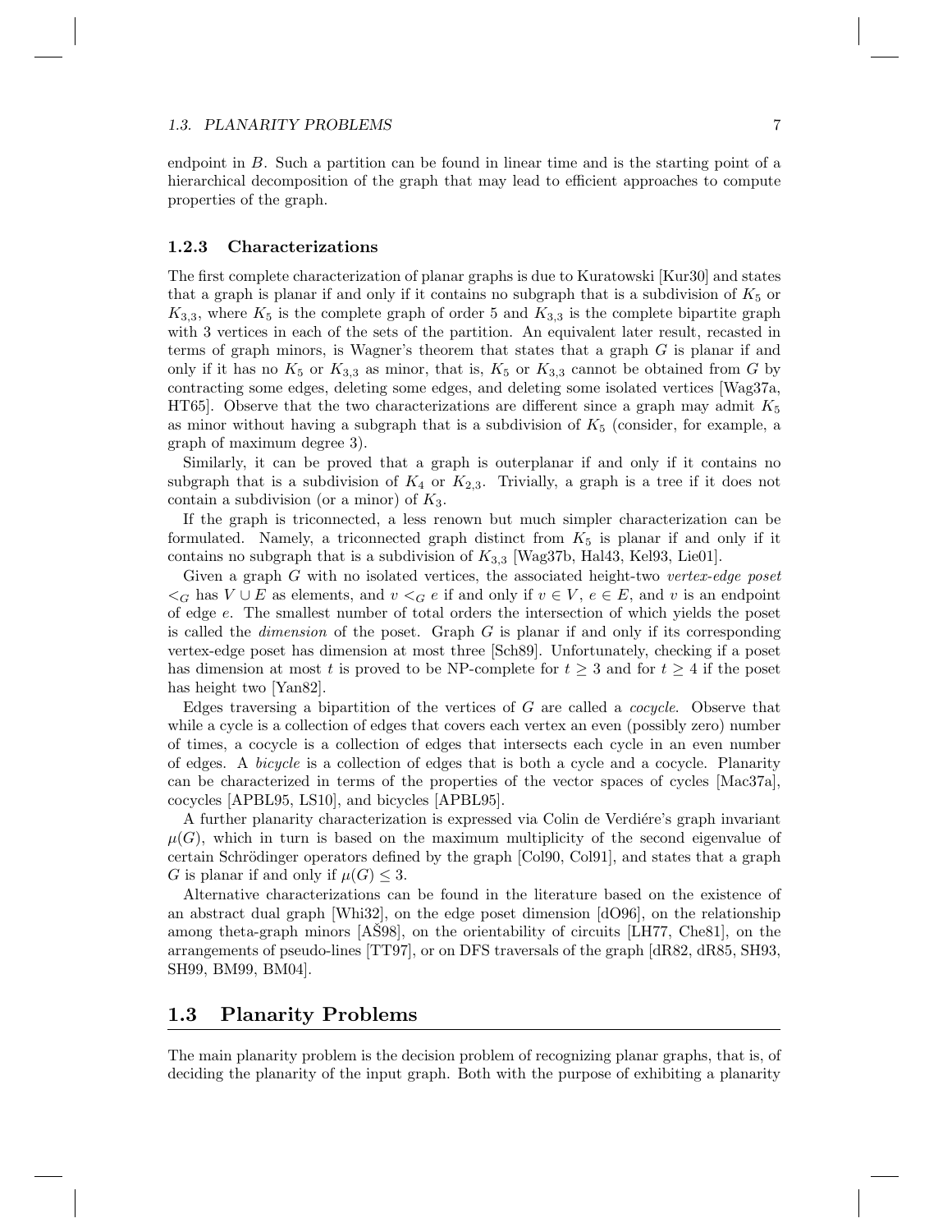endpoint in $B$. Such a partition can be found in linear time and is the starting point of a hierarchical decomposition of the graph that may lead to efficient approaches to compute properties of the graph.

### 1.2.3 Characterizations

The first complete characterization of planar graphs is due to Kuratowski [Kur30] and states that a graph is planar if and only if it contains no subgraph that is a subdivision of $K_5$ or $K_{3,3}$, where $K_5$ is the complete graph of order 5 and $K_{3,3}$ is the complete bipartite graph with 3 vertices in each of the sets of the partition. An equivalent later result, recasted in terms of graph minors, is Wagner's theorem that states that a graph $G$ is planar if and only if it has no $K_5$ or $K_{3,3}$ as minor, that is, $K_5$ or $K_{3,3}$ cannot be obtained from $G$ by contracting some edges, deleting some edges, and deleting some isolated vertices [Wag37a, HT65]. Observe that the two characterizations are different since a graph may admit $K_5$ as minor without having a subgraph that is a subdivision of $K_5$ (consider, for example, a graph of maximum degree 3).

Similarly, it can be proved that a graph is outerplanar if and only if it contains no subgraph that is a subdivision of $K_4$ or $K_{2,3}$. Trivially, a graph is a tree if it does not contain a subdivision (or a minor) of $K_3$.

If the graph is triconnected, a less renown but much simpler characterization can be formulated. Namely, a triconnected graph distinct from $K_5$ is planar if and only if it contains no subgraph that is a subdivision of $K_{3,3}$ [Wag37b, Hal43, Kel93, Lie01].

Given a graph $G$ with no isolated vertices, the associated height-two *vertex-edge poset* $<_G$ has $V \cup E$ as elements, and $v <_G e$ if and only if $v \in V$, $e \in E$, and $v$ is an endpoint of edge $e$. The smallest number of total orders the intersection of which yields the poset is called the *dimension* of the poset. Graph $G$ is planar if and only if its corresponding vertex-edge poset has dimension at most three [Sch89]. Unfortunately, checking if a poset has dimension at most $t$ is proved to be NP-complete for $t \geq 3$ and for $t \geq 4$ if the poset has height two [Yan82].

Edges traversing a bipartition of the vertices of $G$ are called a *cocycle*. Observe that while a cycle is a collection of edges that covers each vertex an even (possibly zero) number of times, a cocycle is a collection of edges that intersects each cycle in an even number of edges. A *bicycle* is a collection of edges that is both a cycle and a cocycle. Planarity can be characterized in terms of the properties of the vector spaces of cycles [Mac37a], cocycles [APBL95, LS10], and bicycles [APBL95].

A further planarity characterization is expressed via Colin de Verdiére's graph invariant $\mu(G)$, which in turn is based on the maximum multiplicity of the second eigenvalue of certain Schrödinger operators defined by the graph [Col90, Col91], and states that a graph $G$ is planar if and only if $\mu(G) \leq 3$.

Alternative characterizations can be found in the literature based on the existence of an abstract dual graph [Whi32], on the edge poset dimension [dO96], on the relationship among theta-graph minors [AŠ98], on the orientability of circuits [LH77, Che81], on the arrangements of pseudo-lines [TT97], or on DFS traversals of the graph [dR82, dR85, SH93, SH99, BM99, BM04].

## 1.3 Planarity Problems

The main planarity problem is the decision problem of recognizing planar graphs, that is, of deciding the planarity of the input graph. Both with the purpose of exhibiting a planarity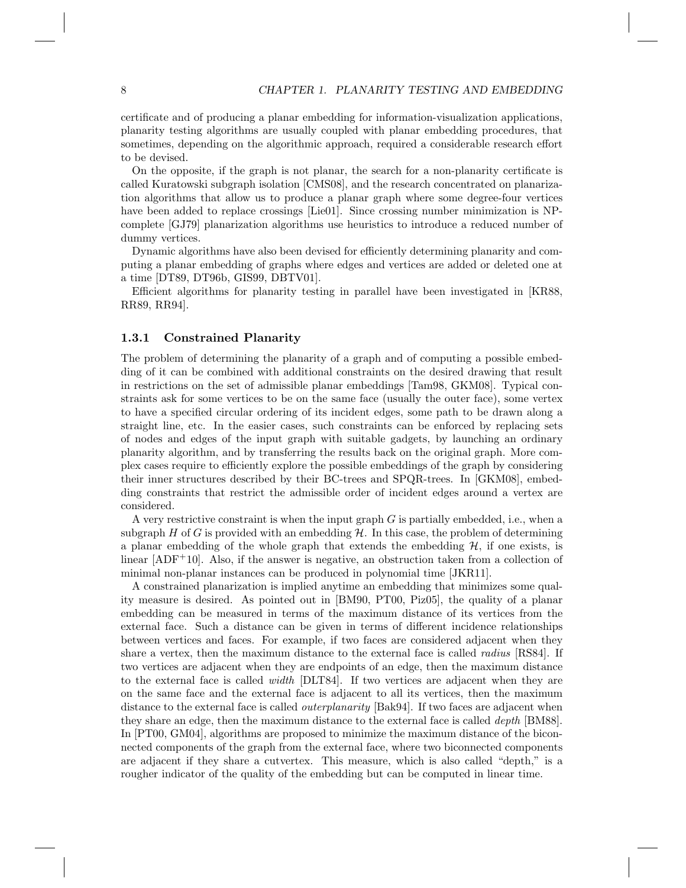certificate and of producing a planar embedding for information-visualization applications, planarity testing algorithms are usually coupled with planar embedding procedures, that sometimes, depending on the algorithmic approach, required a considerable research effort to be devised.

On the opposite, if the graph is not planar, the search for a non-planarity certificate is called Kuratowski subgraph isolation [CMS08], and the research concentrated on planarization algorithms that allow us to produce a planar graph where some degree-four vertices have been added to replace crossings [Lie01]. Since crossing number minimization is NP-complete [GJ79] planarization algorithms use heuristics to introduce a reduced number of dummy vertices.

Dynamic algorithms have also been devised for efficiently determining planarity and computing a planar embedding of graphs where edges and vertices are added or deleted one at a time [DT89, DT96b, GIS99, DBTV01].

Efficient algorithms for planarity testing in parallel have been investigated in [KR88, RR89, RR94].

### 1.3.1 Constrained Planarity

The problem of determining the planarity of a graph and of computing a possible embedding of it can be combined with additional constraints on the desired drawing that result in restrictions on the set of admissible planar embeddings [Tam98, GKM08]. Typical constraints ask for some vertices to be on the same face (usually the outer face), some vertex to have a specified circular ordering of its incident edges, some path to be drawn along a straight line, etc. In the easier cases, such constraints can be enforced by replacing sets of nodes and edges of the input graph with suitable gadgets, by launching an ordinary planarity algorithm, and by transferring the results back on the original graph. More complex cases require to efficiently explore the possible embeddings of the graph by considering their inner structures described by their BC-trees and SPQR-trees. In [GKM08], embedding constraints that restrict the admissible order of incident edges around a vertex are considered.

A very restrictive constraint is when the input graph $G$ is partially embedded, i.e., when a subgraph $H$ of $G$ is provided with an embedding $\mathcal{H}$. In this case, the problem of determining a planar embedding of the whole graph that extends the embedding $\mathcal{H}$, if one exists, is linear [ADF+10]. Also, if the answer is negative, an obstruction taken from a collection of minimal non-planar instances can be produced in polynomial time [JKR11].

A constrained planarization is implied anytime an embedding that minimizes some quality measure is desired. As pointed out in [BM90, PT00, Piz05], the quality of a planar embedding can be measured in terms of the maximum distance of its vertices from the external face. Such a distance can be given in terms of different incidence relationships between vertices and faces. For example, if two faces are considered adjacent when they share a vertex, then the maximum distance to the external face is called *radius* [RS84]. If two vertices are adjacent when they are endpoints of an edge, then the maximum distance to the external face is called *width* [DLT84]. If two vertices are adjacent when they are on the same face and the external face is adjacent to all its vertices, then the maximum distance to the external face is called *outerplanarity* [Bak94]. If two faces are adjacent when they share an edge, then the maximum distance to the external face is called *depth* [BM88]. In [PT00, GM04], algorithms are proposed to minimize the maximum distance of the biconnected components of the graph from the external face, where two biconnected components are adjacent if they share a cutvertex. This measure, which is also called "depth," is a rougher indicator of the quality of the embedding but can be computed in linear time.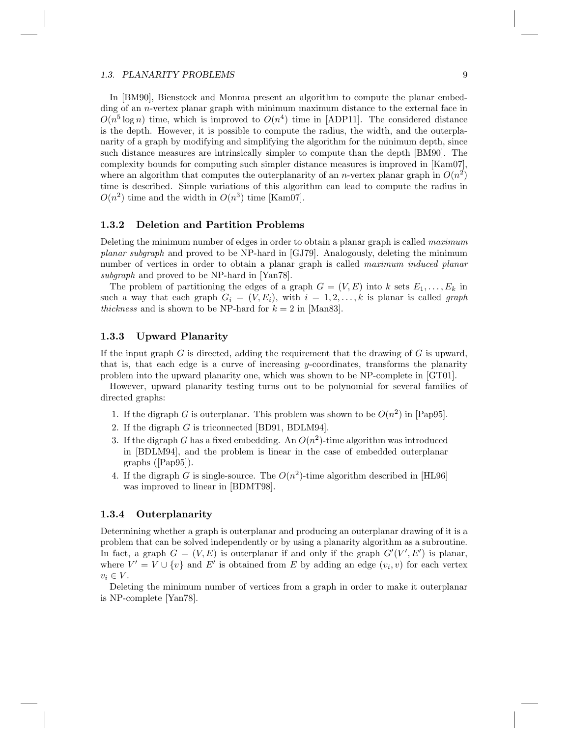In [BM90], Bienstock and Monma present an algorithm to compute the planar embedding of an $n$-vertex planar graph with minimum maximum distance to the external face in $O(n^5 \log n)$ time, which is improved to $O(n^4)$ time in [ADP11]. The considered distance is the depth. However, it is possible to compute the radius, the width, and the outerplanarity of a graph by modifying and simplifying the algorithm for the minimum depth, since such distance measures are intrinsically simpler to compute than the depth [BM90]. The complexity bounds for computing such simpler distance measures is improved in [Kam07], where an algorithm that computes the outerplanarity of an $n$-vertex planar graph in $O(n^2)$ time is described. Simple variations of this algorithm can lead to compute the radius in $O(n^2)$ time and the width in $O(n^3)$ time [Kam07].

### 1.3.2 Deletion and Partition Problems

Deleting the minimum number of edges in order to obtain a planar graph is called *maximum planar subgraph* and proved to be NP-hard in [GJ79]. Analogously, deleting the minimum number of vertices in order to obtain a planar graph is called *maximum induced planar subgraph* and proved to be NP-hard in [Yan78].

The problem of partitioning the edges of a graph $G = (V, E)$ into $k$ sets $E_1, \dots, E_k$ in such a way that each graph $G_i = (V, E_i)$, with $i = 1, 2, \dots, k$ is planar is called *graph thickness* and is shown to be NP-hard for $k = 2$ in [Man83].

### 1.3.3 Upward Planarity

If the input graph $G$ is directed, adding the requirement that the drawing of $G$ is upward, that is, that each edge is a curve of increasing $y$-coordinates, transforms the planarity problem into the upward planarity one, which was shown to be NP-complete in [GT01].

However, upward planarity testing turns out to be polynomial for several families of directed graphs:

1. If the digraph $G$ is outerplanar. This problem was shown to be $O(n^2)$ in [Pap95].
2. If the digraph $G$ is triconnected [BD91, BDLM94].
3. If the digraph $G$ has a fixed embedding. An $O(n^2)$-time algorithm was introduced in [BDLM94], and the problem is linear in the case of embedded outerplanar graphs ([Pap95]).
4. If the digraph $G$ is single-source. The $O(n^2)$-time algorithm described in [HL96] was improved to linear in [BDMT98].

### 1.3.4 Outerplanarity

Determining whether a graph is outerplanar and producing an outerplanar drawing of it is a problem that can be solved independently or by using a planarity algorithm as a subroutine. In fact, a graph $G = (V, E)$ is outerplanar if and only if the graph $G'(V', E')$ is planar, where $V' = V \cup \{v\}$ and $E'$ is obtained from $E$ by adding an edge $(v_i, v)$ for each vertex $v_i \in V$.

Deleting the minimum number of vertices from a graph in order to make it outerplanar is NP-complete [Yan78].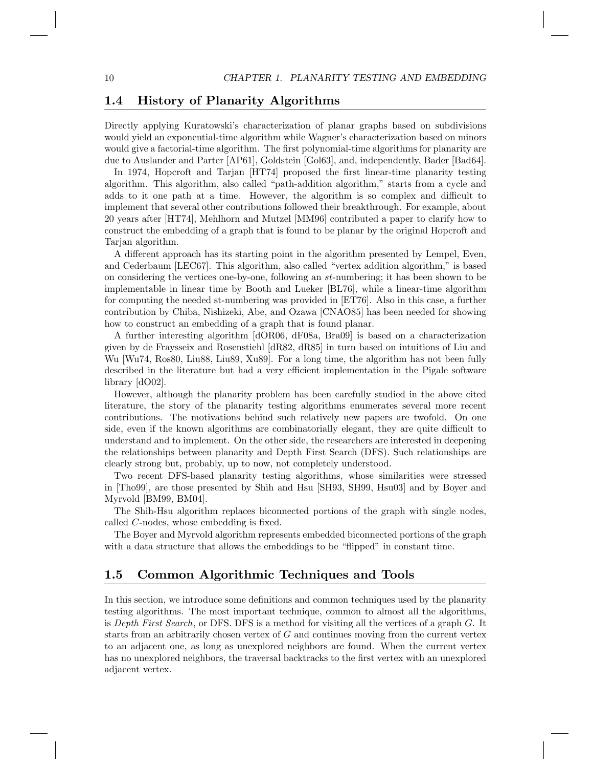## 1.4 History of Planarity Algorithms

Directly applying Kuratowski's characterization of planar graphs based on subdivisions would yield an exponential-time algorithm while Wagner's characterization based on minors would give a factorial-time algorithm. The first polynomial-time algorithms for planarity are due to Auslander and Parter [AP61], Goldstein [Gol63], and, independently, Bader [Bad64].

In 1974, Hopcroft and Tarjan [HT74] proposed the first linear-time planarity testing algorithm. This algorithm, also called "path-addition algorithm," starts from a cycle and adds to it one path at a time. However, the algorithm is so complex and difficult to implement that several other contributions followed their breakthrough. For example, about 20 years after [HT74], Mehlhorn and Mutzel [MM96] contributed a paper to clarify how to construct the embedding of a graph that is found to be planar by the original Hopcroft and Tarjan algorithm.

A different approach has its starting point in the algorithm presented by Lempel, Even, and Cederbaum [LEC67]. This algorithm, also called "vertex addition algorithm," is based on considering the vertices one-by-one, following an *st*-numbering; it has been shown to be implementable in linear time by Booth and Lueker [BL76], while a linear-time algorithm for computing the needed st-numbering was provided in [ET76]. Also in this case, a further contribution by Chiba, Nishizeki, Abe, and Ozawa [CNAO85] has been needed for showing how to construct an embedding of a graph that is found planar.

A further interesting algorithm [dOR06, dF08a, Bra09] is based on a characterization given by de Fraysseix and Rosenstiehl [dR82, dR85] in turn based on intuitions of Liu and Wu [Wu74, Ros80, Liu88, Liu89, Xu89]. For a long time, the algorithm has not been fully described in the literature but had a very efficient implementation in the Pigale software library [dO02].

However, although the planarity problem has been carefully studied in the above cited literature, the story of the planarity testing algorithms enumerates several more recent contributions. The motivations behind such relatively new papers are twofold. On one side, even if the known algorithms are combinatorially elegant, they are quite difficult to understand and to implement. On the other side, the researchers are interested in deepening the relationships between planarity and Depth First Search (DFS). Such relationships are clearly strong but, probably, up to now, not completely understood.

Two recent DFS-based planarity testing algorithms, whose similarities were stressed in [Tho99], are those presented by Shih and Hsu [SH93, SH99, Hsu03] and by Boyer and Myrvold [BM99, BM04].

The Shih-Hsu algorithm replaces biconnected portions of the graph with single nodes, called *C*-nodes, whose embedding is fixed.

The Boyer and Myrvold algorithm represents embedded biconnected portions of the graph with a data structure that allows the embeddings to be "flipped" in constant time.

## 1.5 Common Algorithmic Techniques and Tools

In this section, we introduce some definitions and common techniques used by the planarity testing algorithms. The most important technique, common to almost all the algorithms, is *Depth First Search*, or DFS. DFS is a method for visiting all the vertices of a graph $G$. It starts from an arbitrarily chosen vertex of $G$ and continues moving from the current vertex to an adjacent one, as long as unexplored neighbors are found. When the current vertex has no unexplored neighbors, the traversal backtracks to the first vertex with an unexplored adjacent vertex.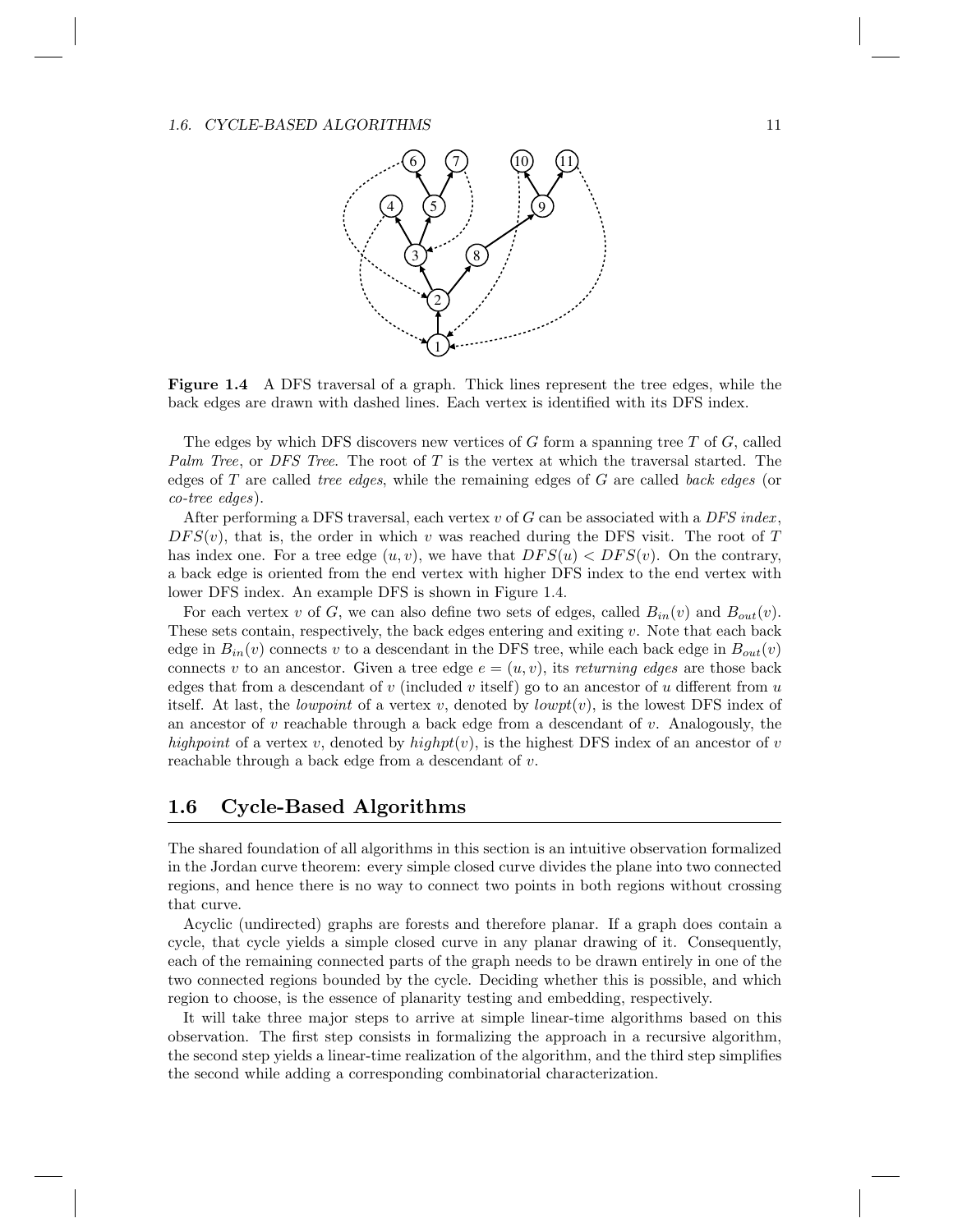Figure 1.4 A DFS traversal of a graph. Thick lines represent the tree edges, while the back edges are drawn with dashed lines. Each vertex is identified with its DFS index.

The edges by which DFS discovers new vertices of $G$ form a spanning tree $T$ of $G$, called *Palm Tree*, or *DFS Tree*. The root of $T$ is the vertex at which the traversal started. The edges of $T$ are called *tree edges*, while the remaining edges of $G$ are called *back edges* (or *co-tree edges*).

After performing a DFS traversal, each vertex $v$ of $G$ can be associated with a *DFS index*, $DFS(v)$, that is, the order in which $v$ was reached during the DFS visit. The root of $T$ has index one. For a tree edge $(u, v)$, we have that $DFS(u) < DFS(v)$. On the contrary, a back edge is oriented from the end vertex with higher DFS index to the end vertex with lower DFS index. An example DFS is shown in Figure 1.4.

For each vertex $v$ of $G$, we can also define two sets of edges, called $B_{in}(v)$ and $B_{out}(v)$. These sets contain, respectively, the back edges entering and exiting $v$. Note that each back edge in $B_{in}(v)$ connects $v$ to a descendant in the DFS tree, while each back edge in $B_{out}(v)$ connects $v$ to an ancestor. Given a tree edge $e = (u, v)$, its *returning edges* are those back edges that from a descendant of $v$ (included $v$ itself) go to an ancestor of $u$ different from $u$ itself. At last, the *lowpoint* of a vertex $v$, denoted by $lowpt(v)$, is the lowest DFS index of an ancestor of $v$ reachable through a back edge from a descendant of $v$. Analogously, the *highpoint* of a vertex $v$, denoted by $highpt(v)$, is the highest DFS index of an ancestor of $v$ reachable through a back edge from a descendant of $v$.

## 1.6 Cycle-Based Algorithms

The shared foundation of all algorithms in this section is an intuitive observation formalized in the Jordan curve theorem: every simple closed curve divides the plane into two connected regions, and hence there is no way to connect two points in both regions without crossing that curve.

Acyclic (undirected) graphs are forests and therefore planar. If a graph does contain a cycle, that cycle yields a simple closed curve in any planar drawing of it. Consequently, each of the remaining connected parts of the graph needs to be drawn entirely in one of the two connected regions bounded by the cycle. Deciding whether this is possible, and which region to choose, is the essence of planarity testing and embedding, respectively.

It will take three major steps to arrive at simple linear-time algorithms based on this observation. The first step consists in formalizing the approach in a recursive algorithm, the second step yields a linear-time realization of the algorithm, and the third step simplifies the second while adding a corresponding combinatorial characterization.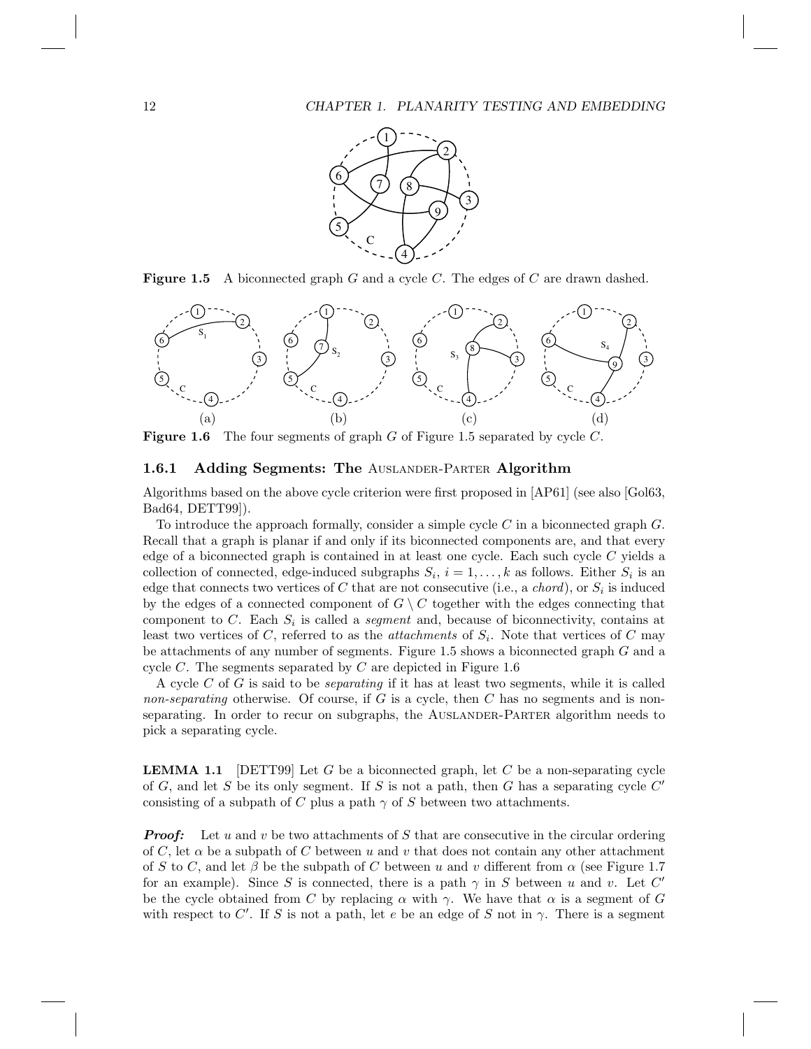**Figure 1.5** A biconnected graph $G$ and a cycle $C$. The edges of $C$ are drawn dashed.

**Figure 1.6** The four segments of graph $G$ of Figure 1.5 separated by cycle $C$.

### 1.6.1 Adding Segments: The Auslander-Parter Algorithm

Algorithms based on the above cycle criterion were first proposed in [AP61] (see also [Gol63, Bad64, DETT99]).

To introduce the approach formally, consider a simple cycle $C$ in a biconnected graph $G$. Recall that a graph is planar if and only if its biconnected components are, and that every edge of a biconnected graph is contained in at least one cycle. Each such cycle $C$ yields a collection of connected, edge-induced subgraphs $S_i$, $i = 1, \ldots, k$ as follows. Either $S_i$ is an edge that connects two vertices of $C$ that are not consecutive (i.e., a *chord*), or $S_i$ is induced by the edges of a connected component of $G \setminus C$ together with the edges connecting that component to $C$. Each $S_i$ is called a *segment* and, because of biconnectivity, contains at least two vertices of $C$, referred to as the *attachments* of $S_i$. Note that vertices of $C$ may be attachments of any number of segments. Figure 1.5 shows a biconnected graph $G$ and a cycle $C$. The segments separated by $C$ are depicted in Figure 1.6

A cycle $C$ of $G$ is said to be *separating* if it has at least two segments, while it is called *non-separating* otherwise. Of course, if $G$ is a cycle, then $C$ has no segments and is non-separating. In order to recur on subgraphs, the Auslander-Parter algorithm needs to pick a separating cycle.

**LEMMA 1.1** [DETT99] Let $G$ be a biconnected graph, let $C$ be a non-separating cycle of $G$, and let $S$ be its only segment. If $S$ is not a path, then $G$ has a separating cycle $C'$ consisting of a subpath of $C$ plus a path $\gamma$ of $S$ between two attachments.

***Proof:*** Let $u$ and $v$ be two attachments of $S$ that are consecutive in the circular ordering of $C$, let $\alpha$ be a subpath of $C$ between $u$ and $v$ that does not contain any other attachment of $S$ to $C$, and let $\beta$ be the subpath of $C$ between $u$ and $v$ different from $\alpha$ (see Figure 1.7 for an example). Since $S$ is connected, there is a path $\gamma$ in $S$ between $u$ and $v$. Let $C'$ be the cycle obtained from $C$ by replacing $\alpha$ with $\gamma$. We have that $\alpha$ is a segment of $G$ with respect to $C'$. If $S$ is not a path, let $e$ be an edge of $S$ not in $\gamma$. There is a segment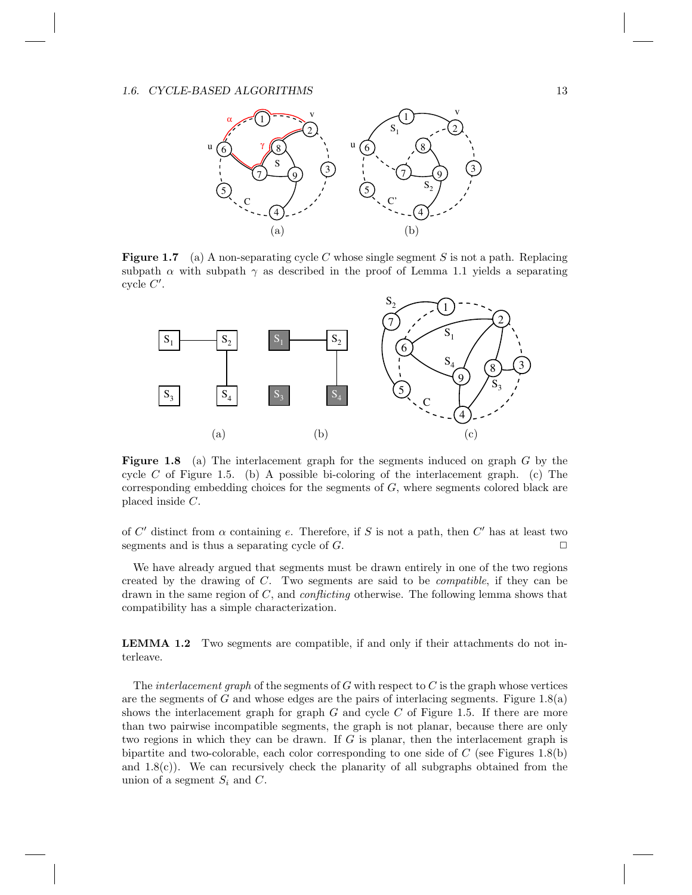**Figure 1.7** (a) A non-separating cycle $C$ whose single segment $S$ is not a path. Replacing subpath $\alpha$ with subpath $\gamma$ as described in the proof of Lemma 1.1 yields a separating cycle $C'$.

**Figure 1.8** (a) The interlacement graph for the segments induced on graph $G$ by the cycle $C$ of Figure 1.5. (b) A possible bi-coloring of the interlacement graph. (c) The corresponding embedding choices for the segments of $G$, where segments colored black are placed inside $C$.

of $C'$ distinct from $\alpha$ containing $e$. Therefore, if $S$ is not a path, then $C'$ has at least two segments and is thus a separating cycle of $G$. □

We have already argued that segments must be drawn entirely in one of the two regions created by the drawing of $C$. Two segments are said to be *compatible*, if they can be drawn in the same region of $C$, and *conflicting* otherwise. The following lemma shows that compatibility has a simple characterization.

**LEMMA 1.2** Two segments are compatible, if and only if their attachments do not interleave.

The *interlacement graph* of the segments of $G$ with respect to $C$ is the graph whose vertices are the segments of $G$ and whose edges are the pairs of interlacing segments. Figure 1.8(a) shows the interlacement graph for graph $G$ and cycle $C$ of Figure 1.5. If there are more than two pairwise incompatible segments, the graph is not planar, because there are only two regions in which they can be drawn. If $G$ is planar, then the interlacement graph is bipartite and two-colorable, each color corresponding to one side of $C$ (see Figures 1.8(b) and 1.8(c)). We can recursively check the planarity of all subgraphs obtained from the union of a segment $S_i$ and $C$.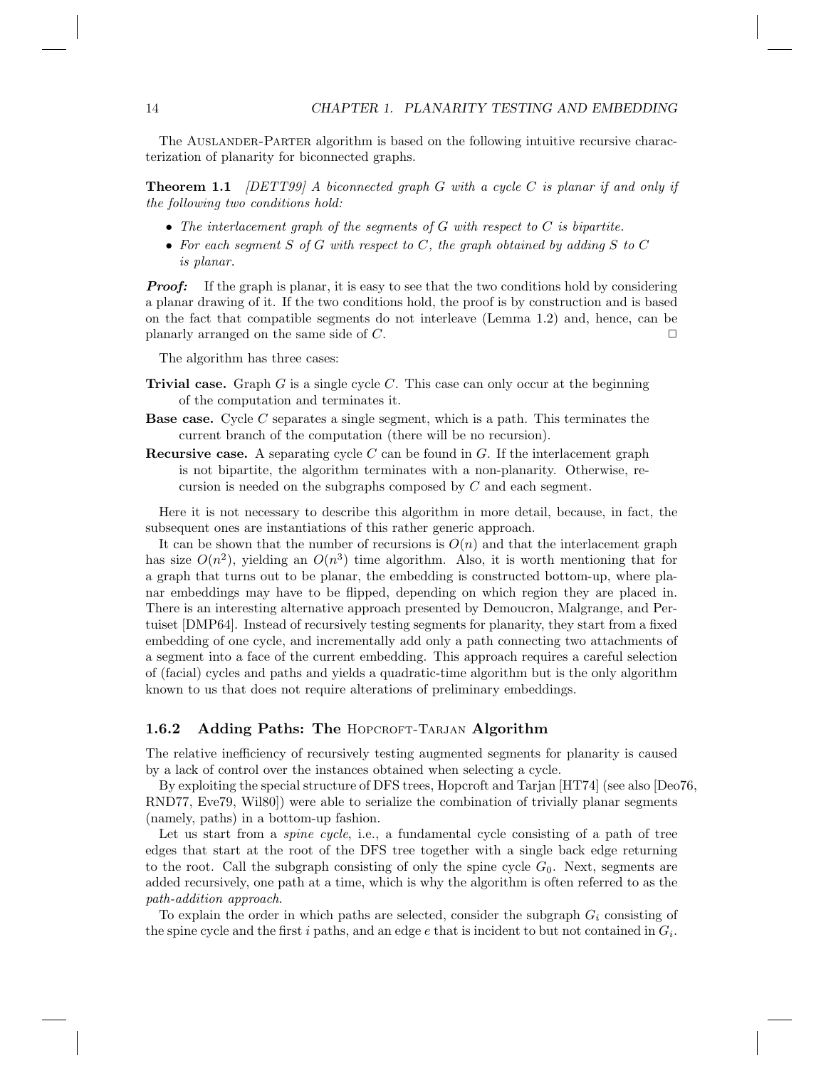The Auslander-Parter algorithm is based on the following intuitive recursive characterization of planarity for biconnected graphs.

**Theorem 1.1** *[DETT99] A biconnected graph $G$ with a cycle $C$ is planar if and only if the following two conditions hold:*

- *The interlacement graph of the segments of $G$ with respect to $C$ is bipartite.*
- *For each segment $S$ of $G$ with respect to $C$, the graph obtained by adding $S$ to $C$ is planar.*

***Proof:*** If the graph is planar, it is easy to see that the two conditions hold by considering a planar drawing of it. If the two conditions hold, the proof is by construction and is based on the fact that compatible segments do not interleave (Lemma 1.2) and, hence, can be planarly arranged on the same side of $C$. □

The algorithm has three cases:

**Trivial case.** Graph $G$ is a single cycle $C$. This case can only occur at the beginning of the computation and terminates it.

**Base case.** Cycle $C$ separates a single segment, which is a path. This terminates the current branch of the computation (there will be no recursion).

**Recursive case.** A separating cycle $C$ can be found in $G$. If the interlacement graph is not bipartite, the algorithm terminates with a non-planarity. Otherwise, recursion is needed on the subgraphs composed by $C$ and each segment.

Here it is not necessary to describe this algorithm in more detail, because, in fact, the subsequent ones are instantiations of this rather generic approach.

It can be shown that the number of recursions is $O(n)$ and that the interlacement graph has size $O(n^2)$, yielding an $O(n^3)$ time algorithm. Also, it is worth mentioning that for a graph that turns out to be planar, the embedding is constructed bottom-up, where planar embeddings may have to be flipped, depending on which region they are placed in. There is an interesting alternative approach presented by Demoucron, Malgrange, and Pertuiset [DMP64]. Instead of recursively testing segments for planarity, they start from a fixed embedding of one cycle, and incrementally add only a path connecting two attachments of a segment into a face of the current embedding. This approach requires a careful selection of (facial) cycles and paths and yields a quadratic-time algorithm but is the only algorithm known to us that does not require alterations of preliminary embeddings.

### 1.6.2 Adding Paths: The Hopcroft-Tarjan Algorithm

The relative inefficiency of recursively testing augmented segments for planarity is caused by a lack of control over the instances obtained when selecting a cycle.

By exploiting the special structure of DFS trees, Hopcroft and Tarjan [HT74] (see also [Deo76, RND77, Eve79, Wil80]) were able to serialize the combination of trivially planar segments (namely, paths) in a bottom-up fashion.

Let us start from a *spine cycle*, i.e., a fundamental cycle consisting of a path of tree edges that start at the root of the DFS tree together with a single back edge returning to the root. Call the subgraph consisting of only the spine cycle $G_0$. Next, segments are added recursively, one path at a time, which is why the algorithm is often referred to as the *path-addition approach*.

To explain the order in which paths are selected, consider the subgraph $G_i$ consisting of the spine cycle and the first $i$ paths, and an edge $e$ that is incident to but not contained in $G_i$.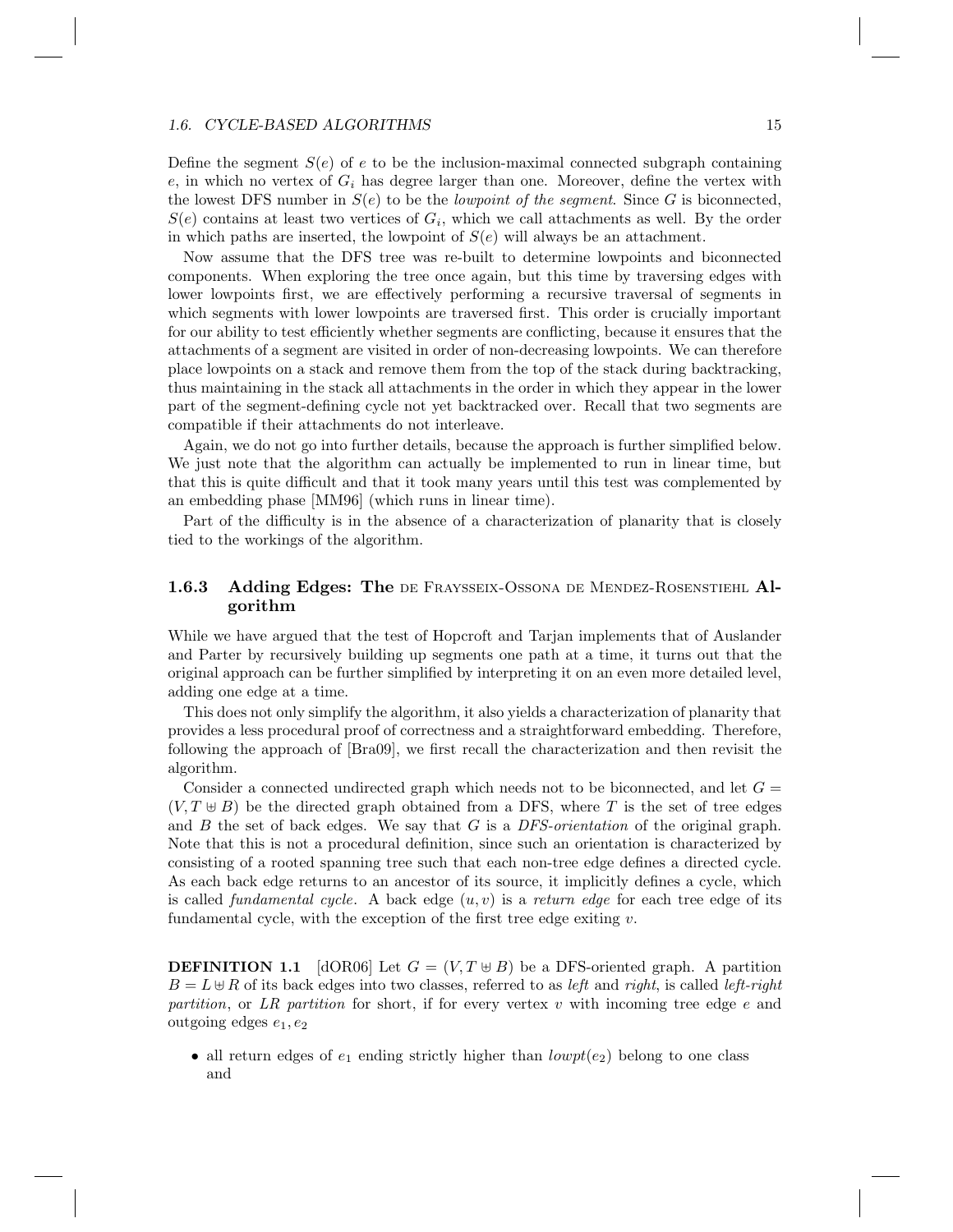Define the segment $S(e)$ of $e$ to be the inclusion-maximal connected subgraph containing $e$, in which no vertex of $G_i$ has degree larger than one. Moreover, define the vertex with the lowest DFS number in $S(e)$ to be the *lowpoint of the segment*. Since $G$ is biconnected, $S(e)$ contains at least two vertices of $G_i$, which we call attachments as well. By the order in which paths are inserted, the lowpoint of $S(e)$ will always be an attachment.

Now assume that the DFS tree was re-built to determine lowpoints and biconnected components. When exploring the tree once again, but this time by traversing edges with lower lowpoints first, we are effectively performing a recursive traversal of segments in which segments with lower lowpoints are traversed first. This order is crucially important for our ability to test efficiently whether segments are conflicting, because it ensures that the attachments of a segment are visited in order of non-decreasing lowpoints. We can therefore place lowpoints on a stack and remove them from the top of the stack during backtracking, thus maintaining in the stack all attachments in the order in which they appear in the lower part of the segment-defining cycle not yet backtracked over. Recall that two segments are compatible if their attachments do not interleave.

Again, we do not go into further details, because the approach is further simplified below. We just note that the algorithm can actually be implemented to run in linear time, but that this is quite difficult and that it took many years until this test was complemented by an embedding phase [MM96] (which runs in linear time).

Part of the difficulty is in the absence of a characterization of planarity that is closely tied to the workings of the algorithm.

### 1.6.3 Adding Edges: The de Fraysseix-Ossona de Mendez-Rosenstiehl Algorithm

While we have argued that the test of Hopcroft and Tarjan implements that of Auslander and Parter by recursively building up segments one path at a time, it turns out that the original approach can be further simplified by interpreting it on an even more detailed level, adding one edge at a time.

This does not only simplify the algorithm, it also yields a characterization of planarity that provides a less procedural proof of correctness and a straightforward embedding. Therefore, following the approach of [Bra09], we first recall the characterization and then revisit the algorithm.

Consider a connected undirected graph which needs not to be biconnected, and let $G = (V, T \uplus B)$ be the directed graph obtained from a DFS, where $T$ is the set of tree edges and $B$ the set of back edges. We say that $G$ is a *DFS-orientation* of the original graph. Note that this is not a procedural definition, since such an orientation is characterized by consisting of a rooted spanning tree such that each non-tree edge defines a directed cycle. As each back edge returns to an ancestor of its source, it implicitly defines a cycle, which is called *fundamental cycle*. A back edge $(u, v)$ is a *return edge* for each tree edge of its fundamental cycle, with the exception of the first tree edge exiting $v$.

**DEFINITION 1.1** [dOR06] Let $G = (V, T \uplus B)$ be a DFS-oriented graph. A partition $B = L \uplus R$ of its back edges into two classes, referred to as *left* and *right*, is called *left-right partition*, or *LR partition* for short, if for every vertex $v$ with incoming tree edge $e$ and outgoing edges $e_1, e_2$

- all return edges of $e_1$ ending strictly higher than $lowpt(e_2)$ belong to one class and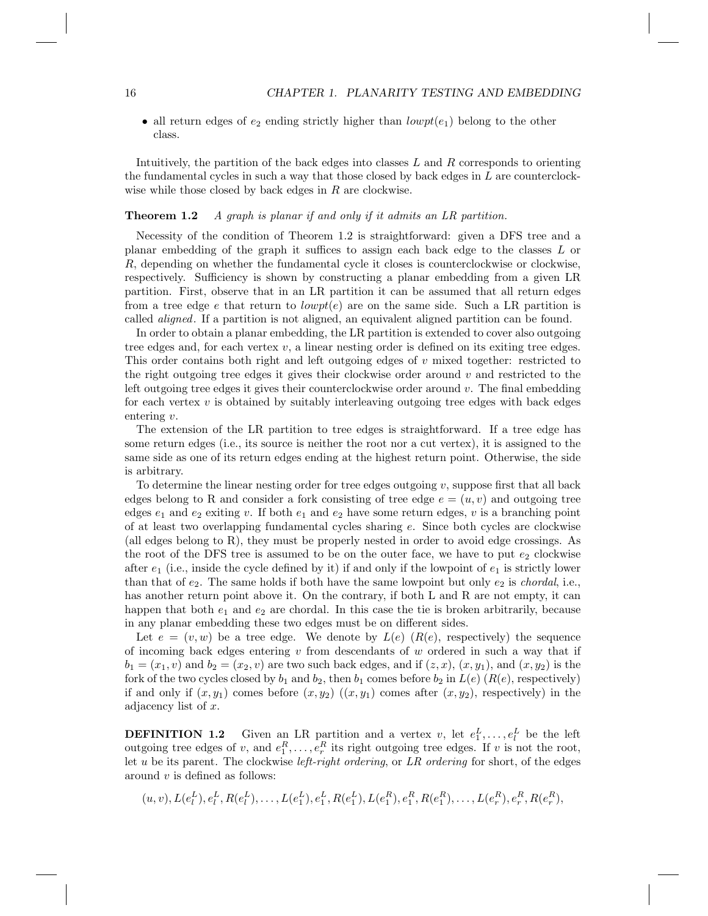- all return edges of $e_2$ ending strictly higher than $lowpt(e_1)$ belong to the other class.

Intuitively, the partition of the back edges into classes $L$ and $R$ corresponds to orienting the fundamental cycles in such a way that those closed by back edges in $L$ are counterclockwise while those closed by back edges in $R$ are clockwise.

**Theorem 1.2** *A graph is planar if and only if it admits an LR partition.*

Necessity of the condition of Theorem 1.2 is straightforward: given a DFS tree and a planar embedding of the graph it suffices to assign each back edge to the classes $L$ or $R$, depending on whether the fundamental cycle it closes is counterclockwise or clockwise, respectively. Sufficiency is shown by constructing a planar embedding from a given LR partition. First, observe that in an LR partition it can be assumed that all return edges from a tree edge $e$ that return to $lowpt(e)$ are on the same side. Such a LR partition is called *aligned*. If a partition is not aligned, an equivalent aligned partition can be found.

In order to obtain a planar embedding, the LR partition is extended to cover also outgoing tree edges and, for each vertex $v$, a linear nesting order is defined on its exiting tree edges. This order contains both right and left outgoing edges of $v$ mixed together: restricted to the right outgoing tree edges it gives their clockwise order around $v$ and restricted to the left outgoing tree edges it gives their counterclockwise order around $v$. The final embedding for each vertex $v$ is obtained by suitably interleaving outgoing tree edges with back edges entering $v$.

The extension of the LR partition to tree edges is straightforward. If a tree edge has some return edges (i.e., its source is neither the root nor a cut vertex), it is assigned to the same side as one of its return edges ending at the highest return point. Otherwise, the side is arbitrary.

To determine the linear nesting order for tree edges outgoing $v$, suppose first that all back edges belong to R and consider a fork consisting of tree edge $e = (u, v)$ and outgoing tree edges $e_1$ and $e_2$ exiting $v$. If both $e_1$ and $e_2$ have some return edges, $v$ is a branching point of at least two overlapping fundamental cycles sharing $e$. Since both cycles are clockwise (all edges belong to R), they must be properly nested in order to avoid edge crossings. As the root of the DFS tree is assumed to be on the outer face, we have to put $e_2$ clockwise after $e_1$ (i.e., inside the cycle defined by it) if and only if the lowpoint of $e_1$ is strictly lower than that of $e_2$. The same holds if both have the same lowpoint but only $e_2$ is *chordal*, i.e., has another return point above it. On the contrary, if both L and R are not empty, it can happen that both $e_1$ and $e_2$ are chordal. In this case the tie is broken arbitrarily, because in any planar embedding these two edges must be on different sides.

Let $e = (v, w)$ be a tree edge. We denote by $L(e)$ ($R(e)$, respectively) the sequence of incoming back edges entering $v$ from descendants of $w$ ordered in such a way that if $b_1 = (x_1, v)$ and $b_2 = (x_2, v)$ are two such back edges, and if $(z, x)$, $(x, y_1)$, and $(x, y_2)$ is the fork of the two cycles closed by $b_1$ and $b_2$, then $b_1$ comes before $b_2$ in $L(e)$ ($R(e)$, respectively) if and only if $(x, y_1)$ comes before $(x, y_2)$ ($(x, y_1)$ comes after $(x, y_2)$, respectively) in the adjacency list of $x$.

**DEFINITION 1.2** Given an LR partition and a vertex $v$, let $e_1^L, \ldots, e_l^L$ be the left outgoing tree edges of $v$, and $e_1^R, \ldots, e_r^R$ its right outgoing tree edges. If $v$ is not the root, let $u$ be its parent. The clockwise *left-right ordering*, or *LR ordering* for short, of the edges around $v$ is defined as follows:

$$(u, v), L(e_l^L), e_l^L, R(e_l^L), \ldots, L(e_1^L), e_1^L, R(e_1^L), L(e_1^R), e_1^R, R(e_1^R), \ldots, L(e_r^R), e_r^R, R(e_r^R),$$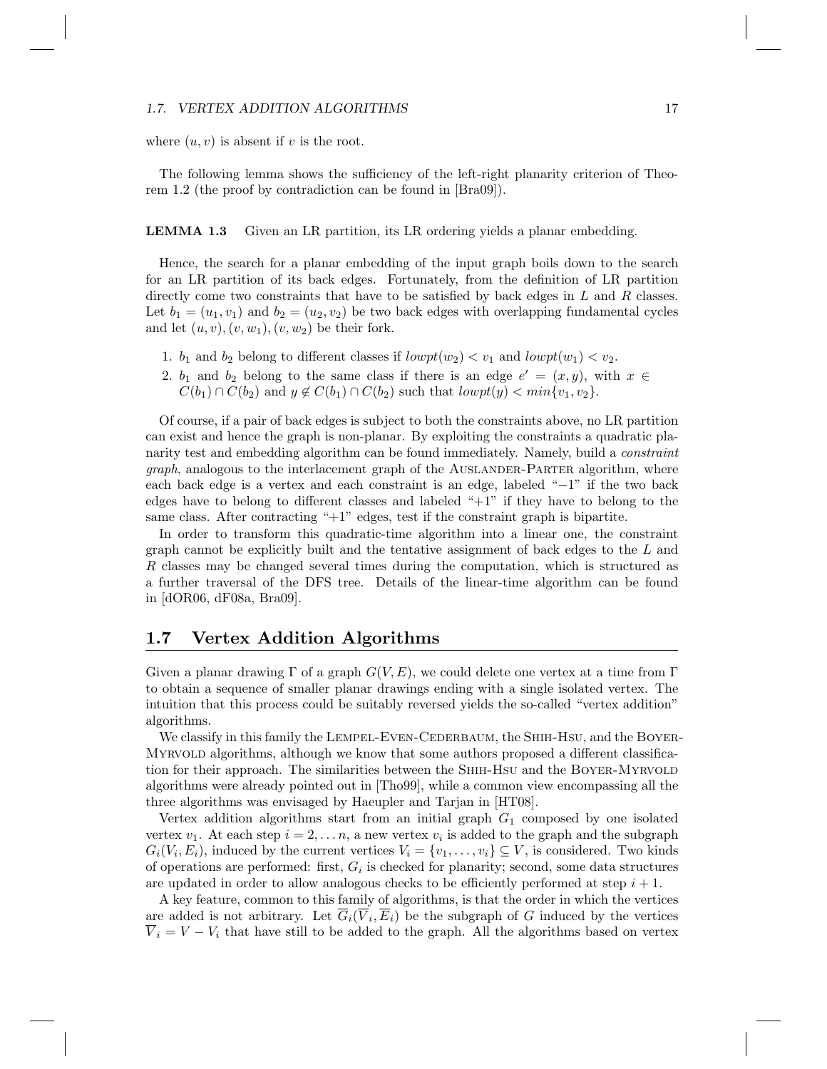where $(u, v)$ is absent if $v$ is the root.

The following lemma shows the sufficiency of the left-right planarity criterion of Theorem 1.2 (the proof by contradiction can be found in [Bra09]).

**LEMMA 1.3** Given an LR partition, its LR ordering yields a planar embedding.

Hence, the search for a planar embedding of the input graph boils down to the search for an LR partition of its back edges. Fortunately, from the definition of LR partition directly come two constraints that have to be satisfied by back edges in $L$ and $R$ classes. Let $b_1 = (u_1, v_1)$ and $b_2 = (u_2, v_2)$ be two back edges with overlapping fundamental cycles and let $(u, v), (v, w_1), (v, w_2)$ be their fork.

1. $b_1$ and $b_2$ belong to different classes if $lowpt(w_2) < v_1$ and $lowpt(w_1) < v_2$.
2. $b_1$ and $b_2$ belong to the same class if there is an edge $e' = (x, y)$, with $x \in C(b_1) \cap C(b_2)$ and $y \notin C(b_1) \cap C(b_2)$ such that $lowpt(y) < min\{v_1, v_2\}$.

Of course, if a pair of back edges is subject to both the constraints above, no LR partition can exist and hence the graph is non-planar. By exploiting the constraints a quadratic planarity test and embedding algorithm can be found immediately. Namely, build a *constraint graph*, analogous to the interlacement graph of the Auslander-Parter algorithm, where each back edge is a vertex and each constraint is an edge, labeled "$-1$" if the two back edges have to belong to different classes and labeled "$+1$" if they have to belong to the same class. After contracting "$+1$" edges, test if the constraint graph is bipartite.

In order to transform this quadratic-time algorithm into a linear one, the constraint graph cannot be explicitly built and the tentative assignment of back edges to the $L$ and $R$ classes may be changed several times during the computation, which is structured as a further traversal of the DFS tree. Details of the linear-time algorithm can be found in [dOR06, dF08a, Bra09].

## 1.7 Vertex Addition Algorithms

Given a planar drawing $\Gamma$ of a graph $G(V, E)$, we could delete one vertex at a time from $\Gamma$ to obtain a sequence of smaller planar drawings ending with a single isolated vertex. The intuition that this process could be suitably reversed yields the so-called "vertex addition" algorithms.

We classify in this family the Lempel-Even-Cederbaum, the Shih-Hsu, and the Boyer-Myrvold algorithms, although we know that some authors proposed a different classification for their approach. The similarities between the Shih-Hsu and the Boyer-Myrvold algorithms were already pointed out in [Tho99], while a common view encompassing all the three algorithms was envisaged by Haeupler and Tarjan in [HT08].

Vertex addition algorithms start from an initial graph $G_1$ composed by one isolated vertex $v_1$. At each step $i = 2, \ldots n$, a new vertex $v_i$ is added to the graph and the subgraph $G_i(V_i, E_i)$, induced by the current vertices $V_i = \{v_1, \ldots, v_i\} \subseteq V$, is considered. Two kinds of operations are performed: first, $G_i$ is checked for planarity; second, some data structures are updated in order to allow analogous checks to be efficiently performed at step $i + 1$.

A key feature, common to this family of algorithms, is that the order in which the vertices are added is not arbitrary. Let $\overline{G}_i(\overline{V}_i, \overline{E}_i)$ be the subgraph of $G$ induced by the vertices $\overline{V}_i = V - V_i$ that have still to be added to the graph. All the algorithms based on vertex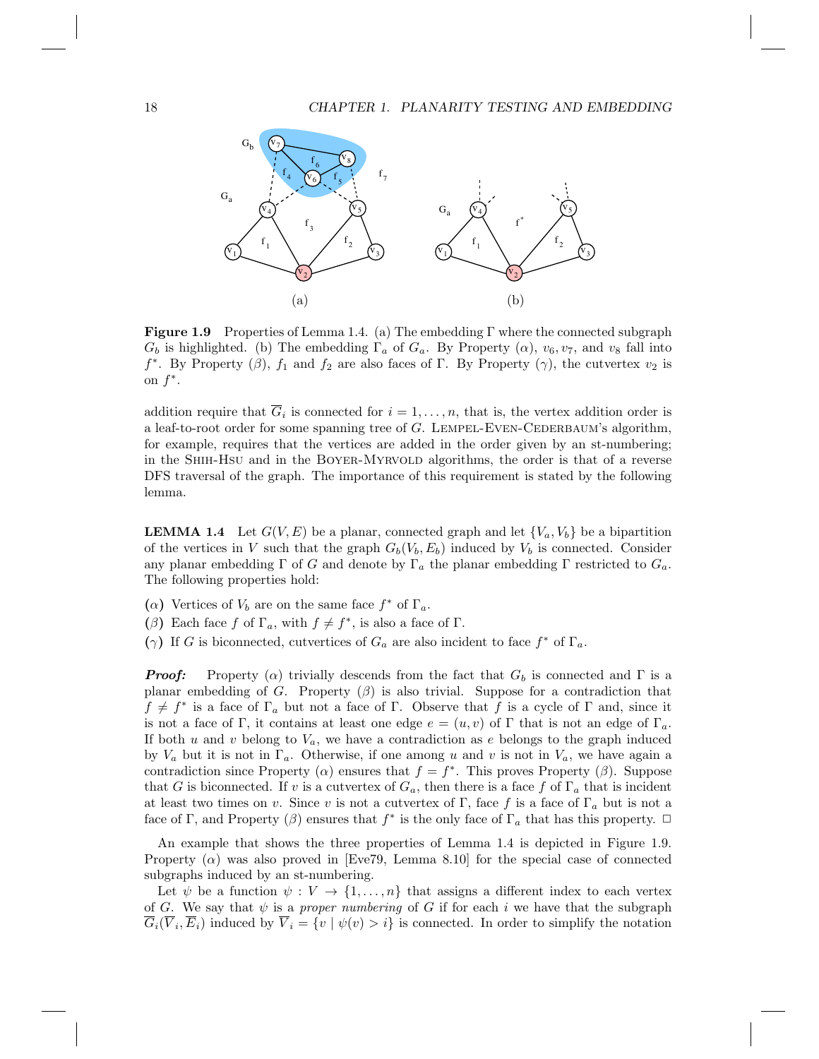**Figure 1.9** Properties of Lemma 1.4. (a) The embedding $\Gamma$ where the connected subgraph $G_b$ is highlighted. (b) The embedding $\Gamma_a$ of $G_a$. By Property ($\alpha$), $v_6, v_7$, and $v_8$ fall into $f^*$. By Property ($\beta$), $f_1$ and $f_2$ are also faces of $\Gamma$. By Property ($\gamma$), the cutvertex $v_2$ is on $f^*$.

addition require that $\overline{G}_i$ is connected for $i = 1, \ldots, n$, that is, the vertex addition order is a leaf-to-root order for some spanning tree of $G$. LEMPEL-EVEN-CEDERBAUM's algorithm, for example, requires that the vertices are added in the order given by an st-numbering; in the SHIH-HSU and in the BOYER-MYRVOLD algorithms, the order is that of a reverse DFS traversal of the graph. The importance of this requirement is stated by the following lemma.

**LEMMA 1.4** Let $G(V, E)$ be a planar, connected graph and let $\{V_a, V_b\}$ be a bipartition of the vertices in $V$ such that the graph $G_b(V_b, E_b)$ induced by $V_b$ is connected. Consider any planar embedding $\Gamma$ of $G$ and denote by $\Gamma_a$ the planar embedding $\Gamma$ restricted to $G_a$. The following properties hold:

($\alpha$) Vertices of $V_b$ are on the same face $f^*$ of $\Gamma_a$.

($\beta$) Each face $f$ of $\Gamma_a$, with $f \neq f^*$, is also a face of $\Gamma$.

($\gamma$) If $G$ is biconnected, cutvertices of $G_a$ are also incident to face $f^*$ of $\Gamma_a$.

***Proof:*** Property ($\alpha$) trivially descends from the fact that $G_b$ is connected and $\Gamma$ is a planar embedding of $G$. Property ($\beta$) is also trivial. Suppose for a contradiction that $f \neq f^*$ is a face of $\Gamma_a$ but not a face of $\Gamma$. Observe that $f$ is a cycle of $\Gamma$ and, since it is not a face of $\Gamma$, it contains at least one edge $e = (u, v)$ of $\Gamma$ that is not an edge of $\Gamma_a$. If both $u$ and $v$ belong to $V_a$, we have a contradiction as $e$ belongs to the graph induced by $V_a$ but it is not in $\Gamma_a$. Otherwise, if one among $u$ and $v$ is not in $V_a$, we have again a contradiction since Property ($\alpha$) ensures that $f = f^*$. This proves Property ($\beta$). Suppose that $G$ is biconnected. If $v$ is a cutvertex of $G_a$, then there is a face $f$ of $\Gamma_a$ that is incident at least two times on $v$. Since $v$ is not a cutvertex of $\Gamma$, face $f$ is a face of $\Gamma_a$ but is not a face of $\Gamma$, and Property ($\beta$) ensures that $f^*$ is the only face of $\Gamma_a$ that has this property. □

An example that shows the three properties of Lemma 1.4 is depicted in Figure 1.9. Property ($\alpha$) was also proved in [Eve79, Lemma 8.10] for the special case of connected subgraphs induced by an st-numbering.

Let $\psi$ be a function $\psi : V \to \{1, \ldots, n\}$ that assigns a different index to each vertex of $G$. We say that $\psi$ is a *proper numbering* of $G$ if for each $i$ we have that the subgraph $\overline{G}_i(\overline{V}_i, \overline{E}_i)$ induced by $\overline{V}_i = \{v \mid \psi(v) > i\}$ is connected. In order to simplify the notation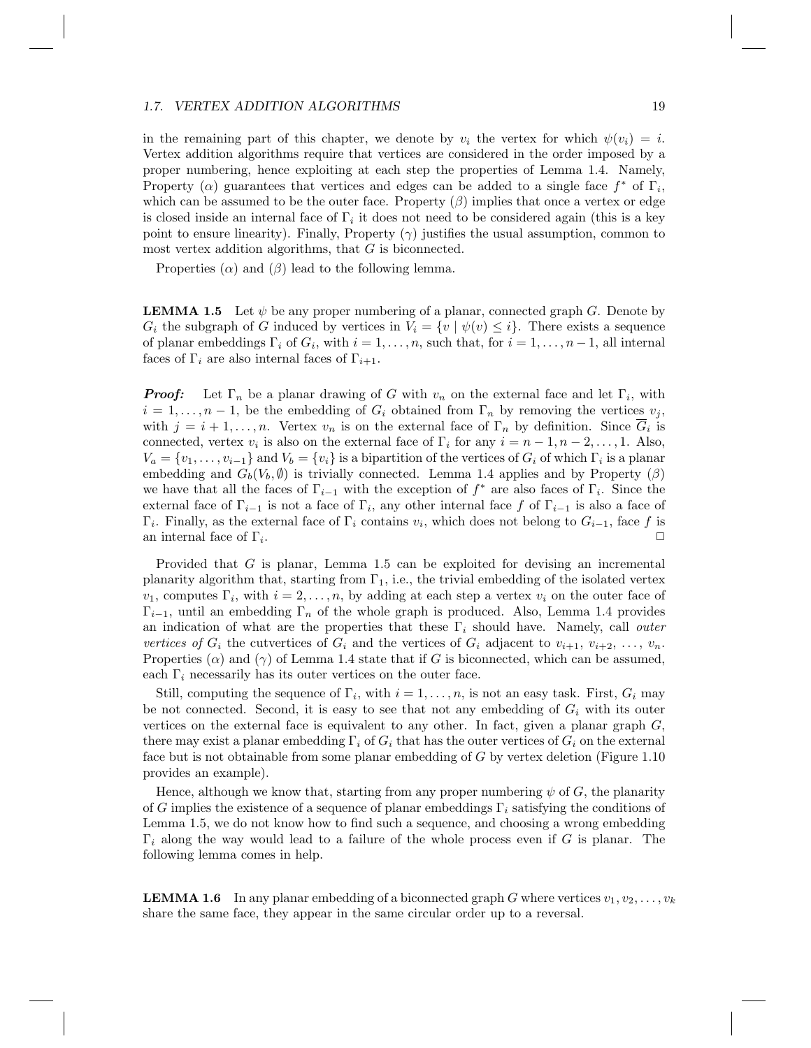in the remaining part of this chapter, we denote by $v_i$ the vertex for which $\psi(v_i) = i$. Vertex addition algorithms require that vertices are considered in the order imposed by a proper numbering, hence exploiting at each step the properties of Lemma 1.4. Namely, Property ($\alpha$) guarantees that vertices and edges can be added to a single face $f^*$ of $\Gamma_i$, which can be assumed to be the outer face. Property ($\beta$) implies that once a vertex or edge is closed inside an internal face of $\Gamma_i$ it does not need to be considered again (this is a key point to ensure linearity). Finally, Property ($\gamma$) justifies the usual assumption, common to most vertex addition algorithms, that $G$ is biconnected.

Properties ($\alpha$) and ($\beta$) lead to the following lemma.

**LEMMA 1.5** Let $\psi$ be any proper numbering of a planar, connected graph $G$. Denote by $G_i$ the subgraph of $G$ induced by vertices in $V_i = \{v \mid \psi(v) \leq i\}$. There exists a sequence of planar embeddings $\Gamma_i$ of $G_i$, with $i = 1, \ldots, n$, such that, for $i = 1, \ldots, n-1$, all internal faces of $\Gamma_i$ are also internal faces of $\Gamma_{i+1}$.

***Proof:*** Let $\Gamma_n$ be a planar drawing of $G$ with $v_n$ on the external face and let $\Gamma_i$, with $i = 1, \ldots, n-1$, be the embedding of $G_i$ obtained from $\Gamma_n$ by removing the vertices $v_j$, with $j = i+1, \ldots, n$. Vertex $v_n$ is on the external face of $\Gamma_n$ by definition. Since $\overline{G}_i$ is connected, vertex $v_i$ is also on the external face of $\Gamma_i$ for any $i = n-1, n-2, \ldots, 1$. Also, $V_a = \{v_1, \ldots, v_{i-1}\}$ and $V_b = \{v_i\}$ is a bipartition of the vertices of $G_i$ of which $\Gamma_i$ is a planar embedding and $G_b(V_b, \emptyset)$ is trivially connected. Lemma 1.4 applies and by Property ($\beta$) we have that all the faces of $\Gamma_{i-1}$ with the exception of $f^*$ are also faces of $\Gamma_i$. Since the external face of $\Gamma_{i-1}$ is not a face of $\Gamma_i$, any other internal face $f$ of $\Gamma_{i-1}$ is also a face of $\Gamma_i$. Finally, as the external face of $\Gamma_i$ contains $v_i$, which does not belong to $G_{i-1}$, face $f$ is an internal face of $\Gamma_i$. □

Provided that $G$ is planar, Lemma 1.5 can be exploited for devising an incremental planarity algorithm that, starting from $\Gamma_1$, i.e., the trivial embedding of the isolated vertex $v_1$, computes $\Gamma_i$, with $i = 2, \ldots, n$, by adding at each step a vertex $v_i$ on the outer face of $\Gamma_{i-1}$, until an embedding $\Gamma_n$ of the whole graph is produced. Also, Lemma 1.4 provides an indication of what are the properties that these $\Gamma_i$ should have. Namely, call *outer vertices of* $G_i$ the cutvertices of $G_i$ and the vertices of $G_i$ adjacent to $v_{i+1}, v_{i+2}, \ldots, v_n$. Properties ($\alpha$) and ($\gamma$) of Lemma 1.4 state that if $G$ is biconnected, which can be assumed, each $\Gamma_i$ necessarily has its outer vertices on the outer face.

Still, computing the sequence of $\Gamma_i$, with $i = 1, \ldots, n$, is not an easy task. First, $G_i$ may be not connected. Second, it is easy to see that not any embedding of $G_i$ with its outer vertices on the external face is equivalent to any other. In fact, given a planar graph $G$, there may exist a planar embedding $\Gamma_i$ of $G_i$ that has the outer vertices of $G_i$ on the external face but is not obtainable from some planar embedding of $G$ by vertex deletion (Figure 1.10 provides an example).

Hence, although we know that, starting from any proper numbering $\psi$ of $G$, the planarity of $G$ implies the existence of a sequence of planar embeddings $\Gamma_i$ satisfying the conditions of Lemma 1.5, we do not know how to find such a sequence, and choosing a wrong embedding $\Gamma_i$ along the way would lead to a failure of the whole process even if $G$ is planar. The following lemma comes in help.

**LEMMA 1.6** In any planar embedding of a biconnected graph $G$ where vertices $v_1, v_2, \ldots, v_k$ share the same face, they appear in the same circular order up to a reversal.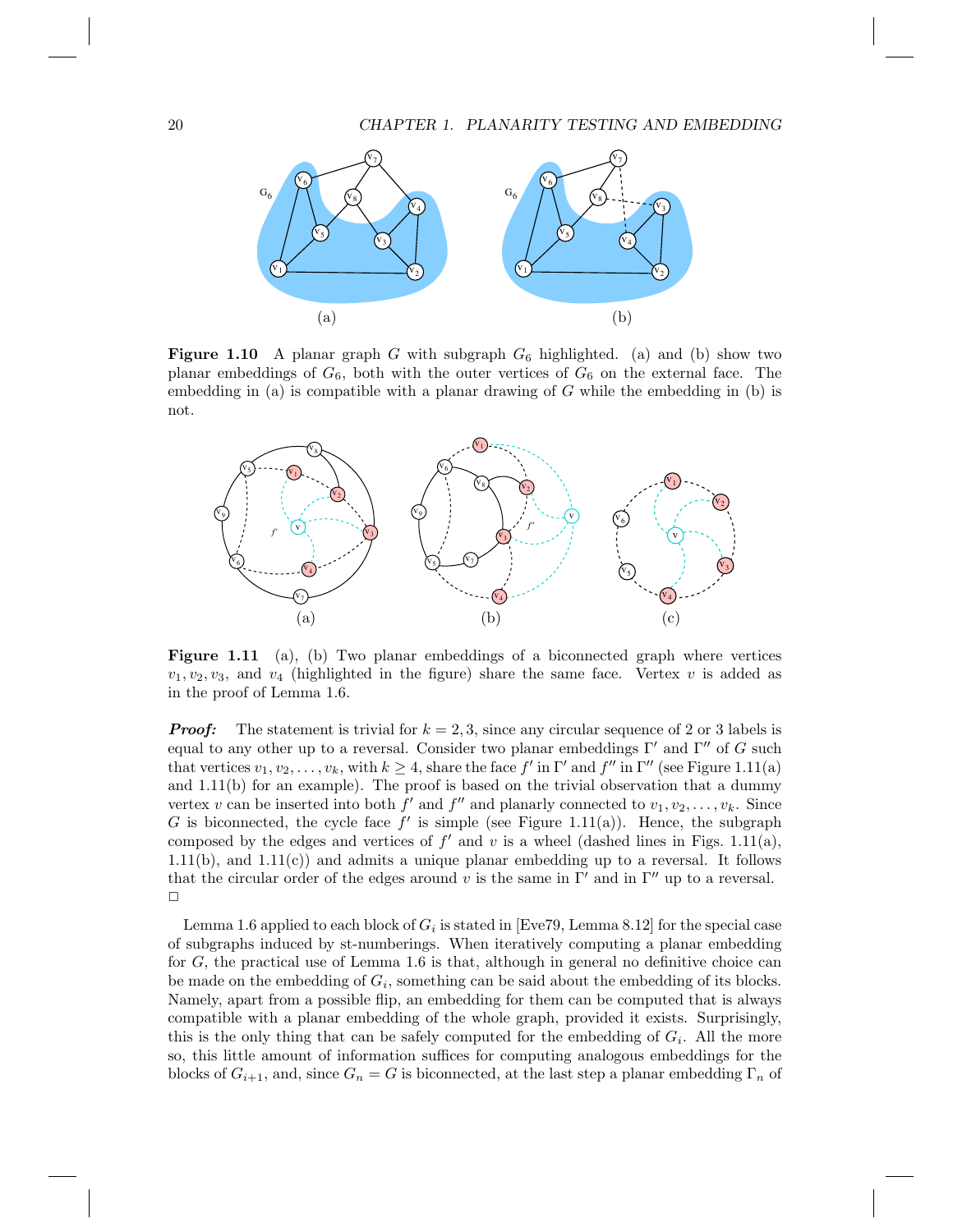**Figure 1.10** A planar graph $G$ with subgraph $G_6$ highlighted. (a) and (b) show two planar embeddings of $G_6$, both with the outer vertices of $G_6$ on the external face. The embedding in (a) is compatible with a planar drawing of $G$ while the embedding in (b) is not.

**Figure 1.11** (a), (b) Two planar embeddings of a biconnected graph where vertices $v_1, v_2, v_3$, and $v_4$ (highlighted in the figure) share the same face. Vertex $v$ is added as in the proof of Lemma 1.6.

***Proof:*** The statement is trivial for $k = 2, 3$, since any circular sequence of 2 or 3 labels is equal to any other up to a reversal. Consider two planar embeddings $\Gamma'$ and $\Gamma''$ of $G$ such that vertices $v_1, v_2, \ldots, v_k$, with $k \geq 4$, share the face $f'$ in $\Gamma'$ and $f''$ in $\Gamma''$ (see Figure 1.11(a) and 1.11(b) for an example). The proof is based on the trivial observation that a dummy vertex $v$ can be inserted into both $f'$ and $f''$ and planarly connected to $v_1, v_2, \ldots, v_k$. Since $G$ is biconnected, the cycle face $f'$ is simple (see Figure 1.11(a)). Hence, the subgraph composed by the edges and vertices of $f'$ and $v$ is a wheel (dashed lines in Figs. 1.11(a), 1.11(b), and 1.11(c)) and admits a unique planar embedding up to a reversal. It follows that the circular order of the edges around $v$ is the same in $\Gamma'$ and in $\Gamma''$ up to a reversal.
□

Lemma 1.6 applied to each block of $G_i$ is stated in [Eve79, Lemma 8.12] for the special case of subgraphs induced by st-numberings. When iteratively computing a planar embedding for $G$, the practical use of Lemma 1.6 is that, although in general no definitive choice can be made on the embedding of $G_i$, something can be said about the embedding of its blocks. Namely, apart from a possible flip, an embedding for them can be computed that is always compatible with a planar embedding of the whole graph, provided it exists. Surprisingly, this is the only thing that can be safely computed for the embedding of $G_i$. All the more so, this little amount of information suffices for computing analogous embeddings for the blocks of $G_{i+1}$, and, since $G_n = G$ is biconnected, at the last step a planar embedding $\Gamma_n$ of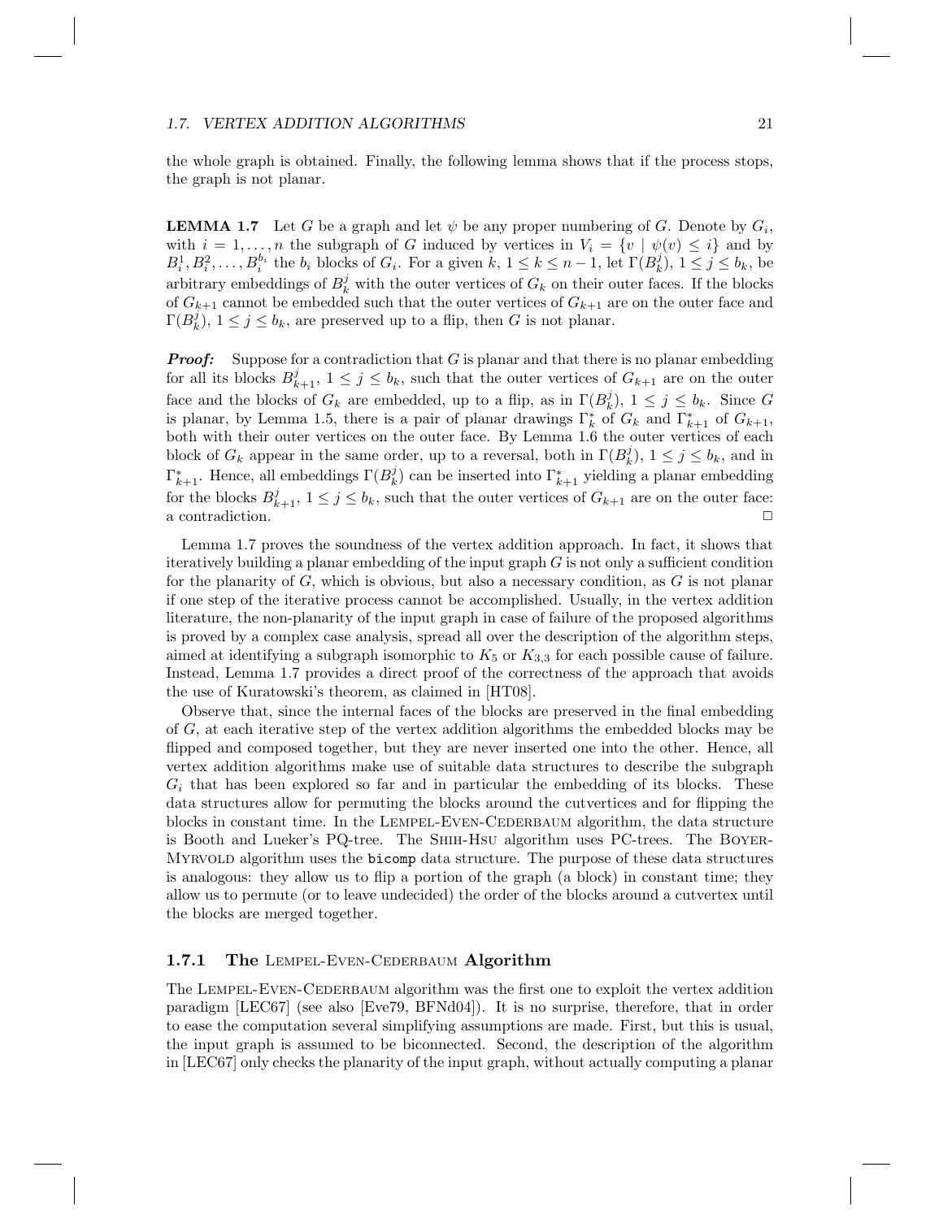the whole graph is obtained. Finally, the following lemma shows that if the process stops, the graph is not planar.

**LEMMA 1.7** Let $G$ be a graph and let $\psi$ be any proper numbering of $G$. Denote by $G_i$, with $i = 1, \ldots, n$ the subgraph of $G$ induced by vertices in $V_i = \{v \mid \psi(v) \leq i\}$ and by $B_i^1, B_i^2, \ldots, B_i^{b_i}$ the $b_i$ blocks of $G_i$. For a given $k$, $1 \leq k \leq n-1$, let $\Gamma(B_k^j)$, $1 \leq j \leq b_k$, be arbitrary embeddings of $B_k^j$ with the outer vertices of $G_k$ on their outer faces. If the blocks of $G_{k+1}$ cannot be embedded such that the outer vertices of $G_{k+1}$ are on the outer face and $\Gamma(B_k^j)$, $1 \leq j \leq b_k$, are preserved up to a flip, then $G$ is not planar.

***Proof:*** Suppose for a contradiction that $G$ is planar and that there is no planar embedding for all its blocks $B_{k+1}^j$, $1 \leq j \leq b_k$, such that the outer vertices of $G_{k+1}$ are on the outer face and the blocks of $G_k$ are embedded, up to a flip, as in $\Gamma(B_k^j)$, $1 \leq j \leq b_k$. Since $G$ is planar, by Lemma 1.5, there is a pair of planar drawings $\Gamma_k^*$ of $G_k$ and $\Gamma_{k+1}^*$ of $G_{k+1}$, both with their outer vertices on the outer face. By Lemma 1.6 the outer vertices of each block of $G_k$ appear in the same order, up to a reversal, both in $\Gamma(B_k^j)$, $1 \leq j \leq b_k$, and in $\Gamma_{k+1}^*$. Hence, all embeddings $\Gamma(B_k^j)$ can be inserted into $\Gamma_{k+1}^*$ yielding a planar embedding for the blocks $B_{k+1}^j$, $1 \leq j \leq b_k$, such that the outer vertices of $G_{k+1}$ are on the outer face: a contradiction. □

Lemma 1.7 proves the soundness of the vertex addition approach. In fact, it shows that iteratively building a planar embedding of the input graph $G$ is not only a sufficient condition for the planarity of $G$, which is obvious, but also a necessary condition, as $G$ is not planar if one step of the iterative process cannot be accomplished. Usually, in the vertex addition literature, the non-planarity of the input graph in case of failure of the proposed algorithms is proved by a complex case analysis, spread all over the description of the algorithm steps, aimed at identifying a subgraph isomorphic to $K_5$ or $K_{3,3}$ for each possible cause of failure. Instead, Lemma 1.7 provides a direct proof of the correctness of the approach that avoids the use of Kuratowski's theorem, as claimed in [HT08].

Observe that, since the internal faces of the blocks are preserved in the final embedding of $G$, at each iterative step of the vertex addition algorithms the embedded blocks may be flipped and composed together, but they are never inserted one into the other. Hence, all vertex addition algorithms make use of suitable data structures to describe the subgraph $G_i$ that has been explored so far and in particular the embedding of its blocks. These data structures allow for permuting the blocks around the cutvertices and for flipping the blocks in constant time. In the Lempel-Even-Cederbaum algorithm, the data structure is Booth and Lueker's PQ-tree. The Shih-Hsu algorithm uses PC-trees. The Boyer-Myrvold algorithm uses the `bicomp` data structure. The purpose of these data structures is analogous: they allow us to flip a portion of the graph (a block) in constant time; they allow us to permute (or to leave undecided) the order of the blocks around a cutvertex until the blocks are merged together.

### 1.7.1 The Lempel-Even-Cederbaum Algorithm

The Lempel-Even-Cederbaum algorithm was the first one to exploit the vertex addition paradigm [LEC67] (see also [Eve79, BFNd04]). It is no surprise, therefore, that in order to ease the computation several simplifying assumptions are made. First, but this is usual, the input graph is assumed to be biconnected. Second, the description of the algorithm in [LEC67] only checks the planarity of the input graph, without actually computing a planar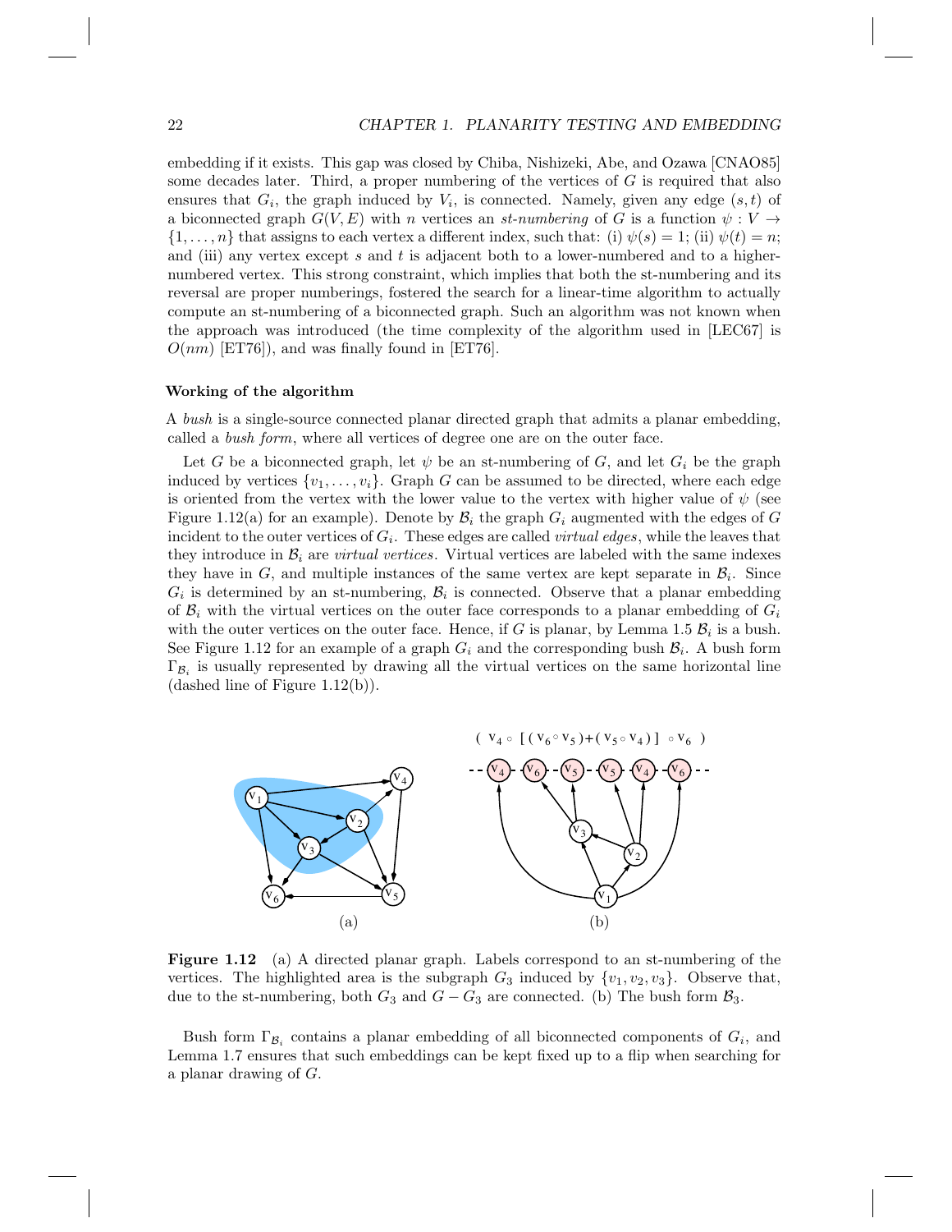embedding if it exists. This gap was closed by Chiba, Nishizeki, Abe, and Ozawa [CNAO85] some decades later. Third, a proper numbering of the vertices of $G$ is required that also ensures that $G_i$, the graph induced by $V_i$, is connected. Namely, given any edge $(s, t)$ of a biconnected graph $G(V, E)$ with $n$ vertices an *st-numbering* of $G$ is a function $\psi : V \rightarrow \{1, \ldots, n\}$ that assigns to each vertex a different index, such that: (i) $\psi(s) = 1$; (ii) $\psi(t) = n$; and (iii) any vertex except $s$ and $t$ is adjacent both to a lower-numbered and to a higher-numbered vertex. This strong constraint, which implies that both the st-numbering and its reversal are proper numberings, fostered the search for a linear-time algorithm to actually compute an st-numbering of a biconnected graph. Such an algorithm was not known when the approach was introduced (the time complexity of the algorithm used in [LEC67] is $O(nm)$ [ET76]), and was finally found in [ET76].

### Working of the algorithm

A *bush* is a single-source connected planar directed graph that admits a planar embedding, called a *bush form*, where all vertices of degree one are on the outer face.

Let $G$ be a biconnected graph, let $\psi$ be an st-numbering of $G$, and let $G_i$ be the graph induced by vertices $\{v_1, \ldots, v_i\}$. Graph $G$ can be assumed to be directed, where each edge is oriented from the vertex with the lower value to the vertex with higher value of $\psi$ (see Figure 1.12(a) for an example). Denote by $\mathcal{B}_i$ the graph $G_i$ augmented with the edges of $G$ incident to the outer vertices of $G_i$. These edges are called *virtual edges*, while the leaves that they introduce in $\mathcal{B}_i$ are *virtual vertices*. Virtual vertices are labeled with the same indexes they have in $G$, and multiple instances of the same vertex are kept separate in $\mathcal{B}_i$. Since $G_i$ is determined by an st-numbering, $\mathcal{B}_i$ is connected. Observe that a planar embedding of $\mathcal{B}_i$ with the virtual vertices on the outer face corresponds to a planar embedding of $G_i$ with the outer vertices on the outer face. Hence, if $G$ is planar, by Lemma 1.5 $\mathcal{B}_i$ is a bush. See Figure 1.12 for an example of a graph $G_i$ and the corresponding bush $\mathcal{B}_i$. A bush form $\Gamma_{\mathcal{B}_i}$ is usually represented by drawing all the virtual vertices on the same horizontal line (dashed line of Figure 1.12(b)).

**Figure 1.12** (a) A directed planar graph. Labels correspond to an st-numbering of the vertices. The highlighted area is the subgraph $G_3$ induced by $\{v_1, v_2, v_3\}$. Observe that, due to the st-numbering, both $G_3$ and $G - G_3$ are connected. (b) The bush form $\mathcal{B}_3$.

Bush form $\Gamma_{\mathcal{B}_i}$ contains a planar embedding of all biconnected components of $G_i$, and Lemma 1.7 ensures that such embeddings can be kept fixed up to a flip when searching for a planar drawing of $G$.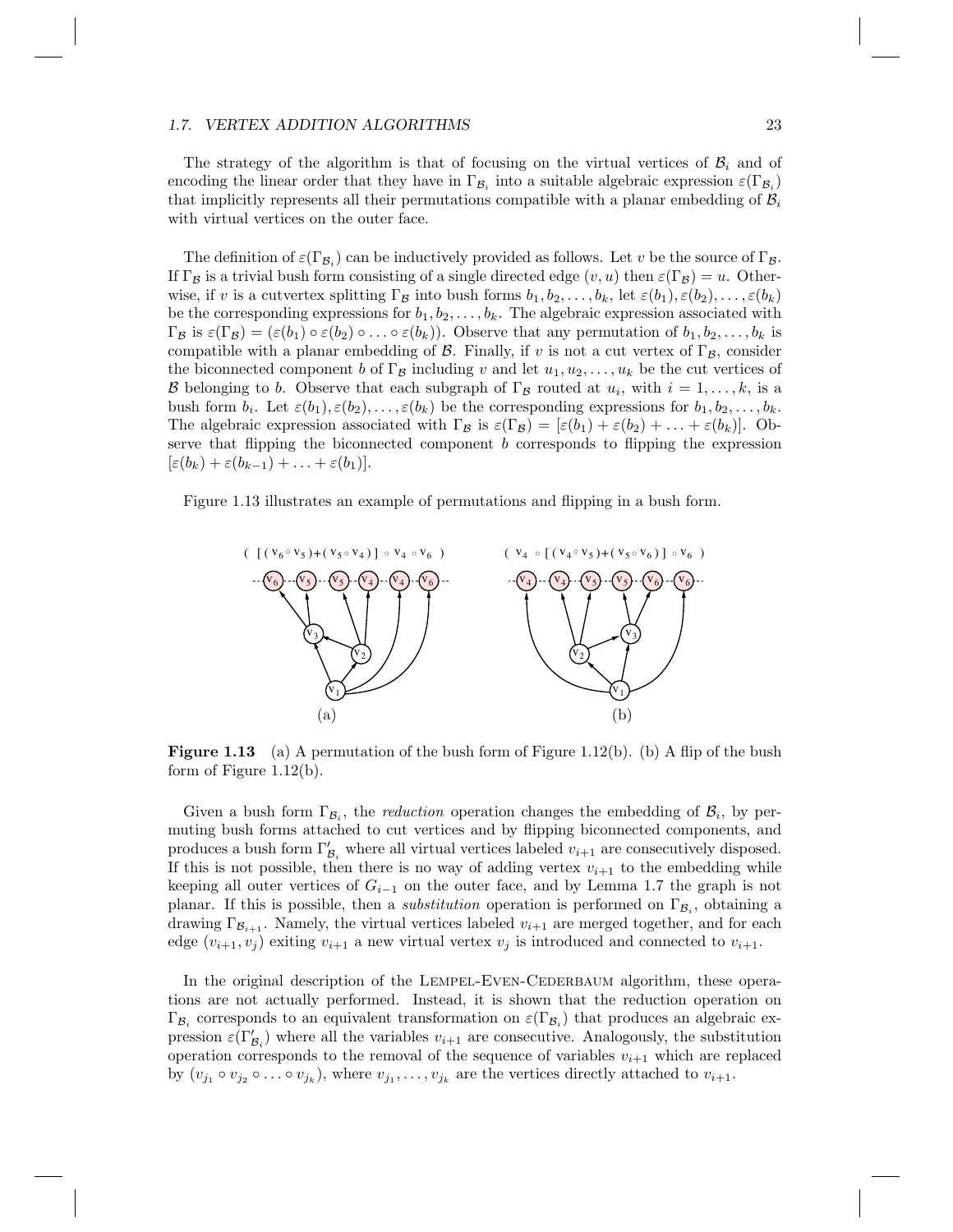The strategy of the algorithm is that of focusing on the virtual vertices of $\mathcal{B}_i$ and of encoding the linear order that they have in $\Gamma_{\mathcal{B}_i}$ into a suitable algebraic expression $\varepsilon(\Gamma_{\mathcal{B}_i})$ that implicitly represents all their permutations compatible with a planar embedding of $\mathcal{B}_i$ with virtual vertices on the outer face.

The definition of $\varepsilon(\Gamma_{\mathcal{B}_i})$ can be inductively provided as follows. Let $v$ be the source of $\Gamma_{\mathcal{B}}$. If $\Gamma_{\mathcal{B}}$ is a trivial bush form consisting of a single directed edge $(v, u)$ then $\varepsilon(\Gamma_{\mathcal{B}}) = u$. Otherwise, if $v$ is a cutvertex splitting $\Gamma_{\mathcal{B}}$ into bush forms $b_1, b_2, \ldots, b_k$, let $\varepsilon(b_1), \varepsilon(b_2), \ldots, \varepsilon(b_k)$ be the corresponding expressions for $b_1, b_2, \ldots, b_k$. The algebraic expression associated with $\Gamma_{\mathcal{B}}$ is $\varepsilon(\Gamma_{\mathcal{B}}) = (\varepsilon(b_1) \circ \varepsilon(b_2) \circ \ldots \circ \varepsilon(b_k))$. Observe that any permutation of $b_1, b_2, \ldots, b_k$ is compatible with a planar embedding of $\mathcal{B}$. Finally, if $v$ is not a cut vertex of $\Gamma_{\mathcal{B}}$, consider the biconnected component $b$ of $\Gamma_{\mathcal{B}}$ including $v$ and let $u_1, u_2, \ldots, u_k$ be the cut vertices of $\mathcal{B}$ belonging to $b$. Observe that each subgraph of $\Gamma_{\mathcal{B}}$ routed at $u_i$, with $i = 1, \ldots, k$, is a bush form $b_i$. Let $\varepsilon(b_1), \varepsilon(b_2), \ldots, \varepsilon(b_k)$ be the corresponding expressions for $b_1, b_2, \ldots, b_k$. The algebraic expression associated with $\Gamma_{\mathcal{B}}$ is $\varepsilon(\Gamma_{\mathcal{B}}) = [\varepsilon(b_1) + \varepsilon(b_2) + \ldots + \varepsilon(b_k)]$. Observe that flipping the biconnected component $b$ corresponds to flipping the expression $[\varepsilon(b_k) + \varepsilon(b_{k-1}) + \ldots + \varepsilon(b_1)]$.

Figure 1.13 illustrates an example of permutations and flipping in a bush form.

**Figure 1.13** (a) A permutation of the bush form of Figure 1.12(b). (b) A flip of the bush form of Figure 1.12(b).

Given a bush form $\Gamma_{\mathcal{B}_i}$, the *reduction* operation changes the embedding of $\mathcal{B}_i$, by permuting bush forms attached to cut vertices and by flipping biconnected components, and produces a bush form $\Gamma'_{\mathcal{B}_i}$ where all virtual vertices labeled $v_{i+1}$ are consecutively disposed. If this is not possible, then there is no way of adding vertex $v_{i+1}$ to the embedding while keeping all outer vertices of $G_{i-1}$ on the outer face, and by Lemma 1.7 the graph is not planar. If this is possible, then a *substitution* operation is performed on $\Gamma_{\mathcal{B}_i}$, obtaining a drawing $\Gamma_{\mathcal{B}_{i+1}}$. Namely, the virtual vertices labeled $v_{i+1}$ are merged together, and for each edge $(v_{i+1}, v_j)$ exiting $v_{i+1}$ a new virtual vertex $v_j$ is introduced and connected to $v_{i+1}$.

In the original description of the Lempel-Even-Cederbaum algorithm, these operations are not actually performed. Instead, it is shown that the reduction operation on $\Gamma_{\mathcal{B}_i}$ corresponds to an equivalent transformation on $\varepsilon(\Gamma_{\mathcal{B}_i})$ that produces an algebraic expression $\varepsilon(\Gamma'_{\mathcal{B}_i})$ where all the variables $v_{i+1}$ are consecutive. Analogously, the substitution operation corresponds to the removal of the sequence of variables $v_{i+1}$ which are replaced by $(v_{j_1} \circ v_{j_2} \circ \ldots \circ v_{j_k})$, where $v_{j_1}, \ldots, v_{j_k}$ are the vertices directly attached to $v_{i+1}$.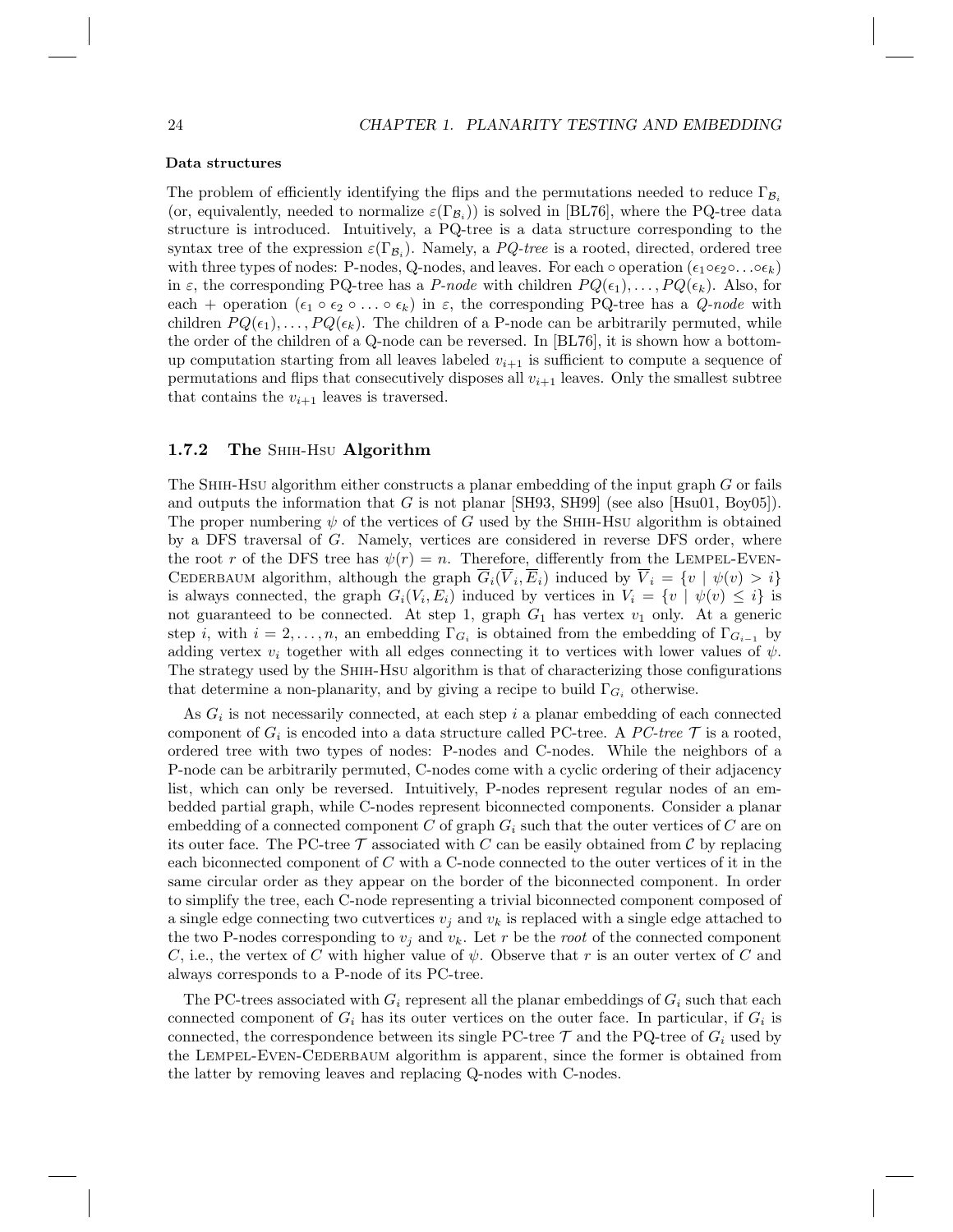#### Data structures

The problem of efficiently identifying the flips and the permutations needed to reduce $\Gamma_{\mathcal{B}_i}$ (or, equivalently, needed to normalize $\varepsilon(\Gamma_{\mathcal{B}_i})$) is solved in [BL76], where the PQ-tree data structure is introduced. Intuitively, a PQ-tree is a data structure corresponding to the syntax tree of the expression $\varepsilon(\Gamma_{\mathcal{B}_i})$. Namely, a *PQ-tree* is a rooted, directed, ordered tree with three types of nodes: P-nodes, Q-nodes, and leaves. For each $\circ$ operation $(\epsilon_1 \circ \epsilon_2 \circ \ldots \circ \epsilon_k)$ in $\varepsilon$, the corresponding PQ-tree has a *P-node* with children $PQ(\epsilon_1), \ldots, PQ(\epsilon_k)$. Also, for each $+$ operation $(\epsilon_1 \circ \epsilon_2 \circ \ldots \circ \epsilon_k)$ in $\varepsilon$, the corresponding PQ-tree has a *Q-node* with children $PQ(\epsilon_1), \ldots, PQ(\epsilon_k)$. The children of a P-node can be arbitrarily permuted, while the order of the children of a Q-node can be reversed. In [BL76], it is shown how a bottom-up computation starting from all leaves labeled $v_{i+1}$ is sufficient to compute a sequence of permutations and flips that consecutively disposes all $v_{i+1}$ leaves. Only the smallest subtree that contains the $v_{i+1}$ leaves is traversed.

### 1.7.2 The Shih-Hsu Algorithm

The Shih-Hsu algorithm either constructs a planar embedding of the input graph $G$ or fails and outputs the information that $G$ is not planar [SH93, SH99] (see also [Hsu01, Boy05]). The proper numbering $\psi$ of the vertices of $G$ used by the Shih-Hsu algorithm is obtained by a DFS traversal of $G$. Namely, vertices are considered in reverse DFS order, where the root $r$ of the DFS tree has $\psi(r) = n$. Therefore, differently from the Lempel-Even-Cederbaum algorithm, although the graph $\overline{G}_i(\overline{V}_i, \overline{E}_i)$ induced by $\overline{V}_i = \{v \mid \psi(v) > i\}$ is always connected, the graph $G_i(V_i, E_i)$ induced by vertices in $V_i = \{v \mid \psi(v) \leq i\}$ is not guaranteed to be connected. At step 1, graph $G_1$ has vertex $v_1$ only. At a generic step $i$, with $i = 2, \ldots, n$, an embedding $\Gamma_{G_i}$ is obtained from the embedding of $\Gamma_{G_{i-1}}$ by adding vertex $v_i$ together with all edges connecting it to vertices with lower values of $\psi$. The strategy used by the Shih-Hsu algorithm is that of characterizing those configurations that determine a non-planarity, and by giving a recipe to build $\Gamma_{G_i}$ otherwise.

As $G_i$ is not necessarily connected, at each step $i$ a planar embedding of each connected component of $G_i$ is encoded into a data structure called PC-tree. A *PC-tree* $\mathcal{T}$ is a rooted, ordered tree with two types of nodes: P-nodes and C-nodes. While the neighbors of a P-node can be arbitrarily permuted, C-nodes come with a cyclic ordering of their adjacency list, which can only be reversed. Intuitively, P-nodes represent regular nodes of an embedded partial graph, while C-nodes represent biconnected components. Consider a planar embedding of a connected component $C$ of graph $G_i$ such that the outer vertices of $C$ are on its outer face. The PC-tree $\mathcal{T}$ associated with $C$ can be easily obtained from $\mathcal{C}$ by replacing each biconnected component of $C$ with a C-node connected to the outer vertices of it in the same circular order as they appear on the border of the biconnected component. In order to simplify the tree, each C-node representing a trivial biconnected component composed of a single edge connecting two cutvertices $v_j$ and $v_k$ is replaced with a single edge attached to the two P-nodes corresponding to $v_j$ and $v_k$. Let $r$ be the *root* of the connected component $C$, i.e., the vertex of $C$ with higher value of $\psi$. Observe that $r$ is an outer vertex of $C$ and always corresponds to a P-node of its PC-tree.

The PC-trees associated with $G_i$ represent all the planar embeddings of $G_i$ such that each connected component of $G_i$ has its outer vertices on the outer face. In particular, if $G_i$ is connected, the correspondence between its single PC-tree $\mathcal{T}$ and the PQ-tree of $G_i$ used by the Lempel-Even-Cederbaum algorithm is apparent, since the former is obtained from the latter by removing leaves and replacing Q-nodes with C-nodes.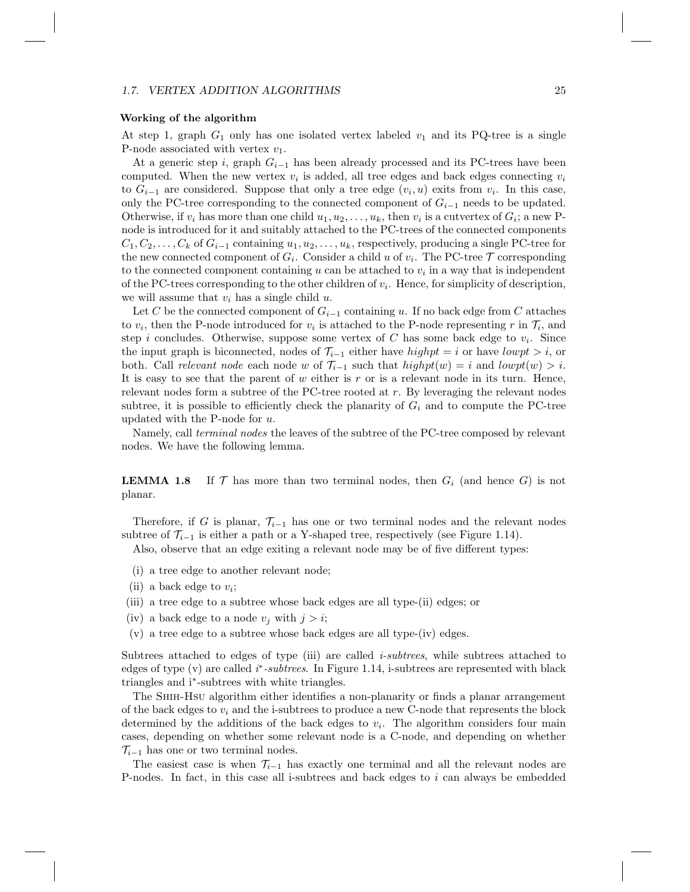#### Working of the algorithm

At step 1, graph $G_1$ only has one isolated vertex labeled $v_1$ and its PQ-tree is a single P-node associated with vertex $v_1$.

At a generic step $i$, graph $G_{i-1}$ has been already processed and its PC-trees have been computed. When the new vertex $v_i$ is added, all tree edges and back edges connecting $v_i$ to $G_{i-1}$ are considered. Suppose that only a tree edge $(v_i, u)$ exits from $v_i$. In this case, only the PC-tree corresponding to the connected component of $G_{i-1}$ needs to be updated. Otherwise, if $v_i$ has more than one child $u_1, u_2, \ldots, u_k$, then $v_i$ is a cutvertex of $G_i$; a new P-node is introduced for it and suitably attached to the PC-trees of the connected components $C_1, C_2, \ldots, C_k$ of $G_{i-1}$ containing $u_1, u_2, \ldots, u_k$, respectively, producing a single PC-tree for the new connected component of $G_i$. Consider a child $u$ of $v_i$. The PC-tree $\mathcal{T}$ corresponding to the connected component containing $u$ can be attached to $v_i$ in a way that is independent of the PC-trees corresponding to the other children of $v_i$. Hence, for simplicity of description, we will assume that $v_i$ has a single child $u$.

Let $C$ be the connected component of $G_{i-1}$ containing $u$. If no back edge from $C$ attaches to $v_i$, then the P-node introduced for $v_i$ is attached to the P-node representing $r$ in $\mathcal{T}_i$, and step $i$ concludes. Otherwise, suppose some vertex of $C$ has some back edge to $v_i$. Since the input graph is biconnected, nodes of $\mathcal{T}_{i-1}$ either have $highpt = i$ or have $lowpt > i$, or both. Call *relevant node* each node $w$ of $\mathcal{T}_{i-1}$ such that $highpt(w) = i$ and $lowpt(w) > i$. It is easy to see that the parent of $w$ either is $r$ or is a relevant node in its turn. Hence, relevant nodes form a subtree of the PC-tree rooted at $r$. By leveraging the relevant nodes subtree, it is possible to efficiently check the planarity of $G_i$ and to compute the PC-tree updated with the P-node for $u$.

Namely, call *terminal nodes* the leaves of the subtree of the PC-tree composed by relevant nodes. We have the following lemma.

**LEMMA 1.8** If $\mathcal{T}$ has more than two terminal nodes, then $G_i$ (and hence $G$) is not planar.

Therefore, if $G$ is planar, $\mathcal{T}_{i-1}$ has one or two terminal nodes and the relevant nodes subtree of $\mathcal{T}_{i-1}$ is either a path or a Y-shaped tree, respectively (see Figure 1.14).

Also, observe that an edge exiting a relevant node may be of five different types:

(i) a tree edge to another relevant node;
(ii) a back edge to $v_i$;
(iii) a tree edge to a subtree whose back edges are all type-(ii) edges; or
(iv) a back edge to a node $v_j$ with $j > i$;
(v) a tree edge to a subtree whose back edges are all type-(iv) edges.

Subtrees attached to edges of type (iii) are called *i-subtrees*, while subtrees attached to edges of type (v) are called *i\*-subtrees*. In Figure 1.14, i-subtrees are represented with black triangles and i*-subtrees with white triangles.

The Shih-Hsu algorithm either identifies a non-planarity or finds a planar arrangement of the back edges to $v_i$ and the i-subtrees to produce a new C-node that represents the block determined by the additions of the back edges to $v_i$. The algorithm considers four main cases, depending on whether some relevant node is a C-node, and depending on whether $\mathcal{T}_{i-1}$ has one or two terminal nodes.

The easiest case is when $\mathcal{T}_{i-1}$ has exactly one terminal and all the relevant nodes are P-nodes. In fact, in this case all i-subtrees and back edges to $i$ can always be embedded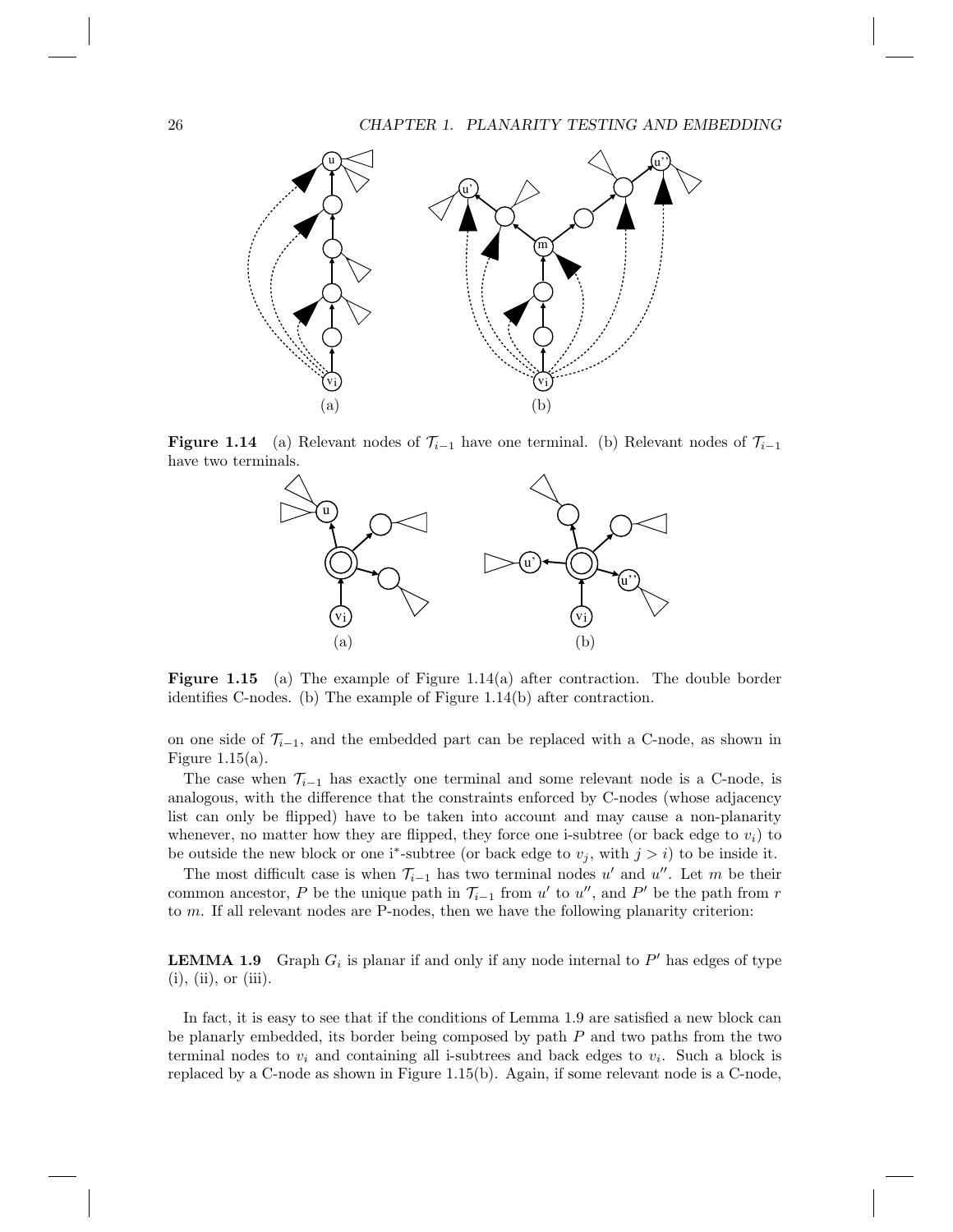**Figure 1.14** (a) Relevant nodes of $\mathcal{T}_{i-1}$ have one terminal. (b) Relevant nodes of $\mathcal{T}_{i-1}$ have two terminals.

**Figure 1.15** (a) The example of Figure 1.14(a) after contraction. The double border identifies C-nodes. (b) The example of Figure 1.14(b) after contraction.

on one side of $\mathcal{T}_{i-1}$, and the embedded part can be replaced with a C-node, as shown in Figure 1.15(a).

The case when $\mathcal{T}_{i-1}$ has exactly one terminal and some relevant node is a C-node, is analogous, with the difference that the constraints enforced by C-nodes (whose adjacency list can only be flipped) have to be taken into account and may cause a non-planarity whenever, no matter how they are flipped, they force one i-subtree (or back edge to $v_i$) to be outside the new block or one i*-subtree (or back edge to $v_j$, with $j > i$) to be inside it.

The most difficult case is when $\mathcal{T}_{i-1}$ has two terminal nodes $u'$ and $u''$. Let $m$ be their common ancestor, $P$ be the unique path in $\mathcal{T}_{i-1}$ from $u'$ to $u''$, and $P'$ be the path from $r$ to $m$. If all relevant nodes are P-nodes, then we have the following planarity criterion:

**LEMMA 1.9** Graph $G_i$ is planar if and only if any node internal to $P'$ has edges of type (i), (ii), or (iii).

In fact, it is easy to see that if the conditions of Lemma 1.9 are satisfied a new block can be planarly embedded, its border being composed by path $P$ and two paths from the two terminal nodes to $v_i$ and containing all i-subtrees and back edges to $v_i$. Such a block is replaced by a C-node as shown in Figure 1.15(b). Again, if some relevant node is a C-node,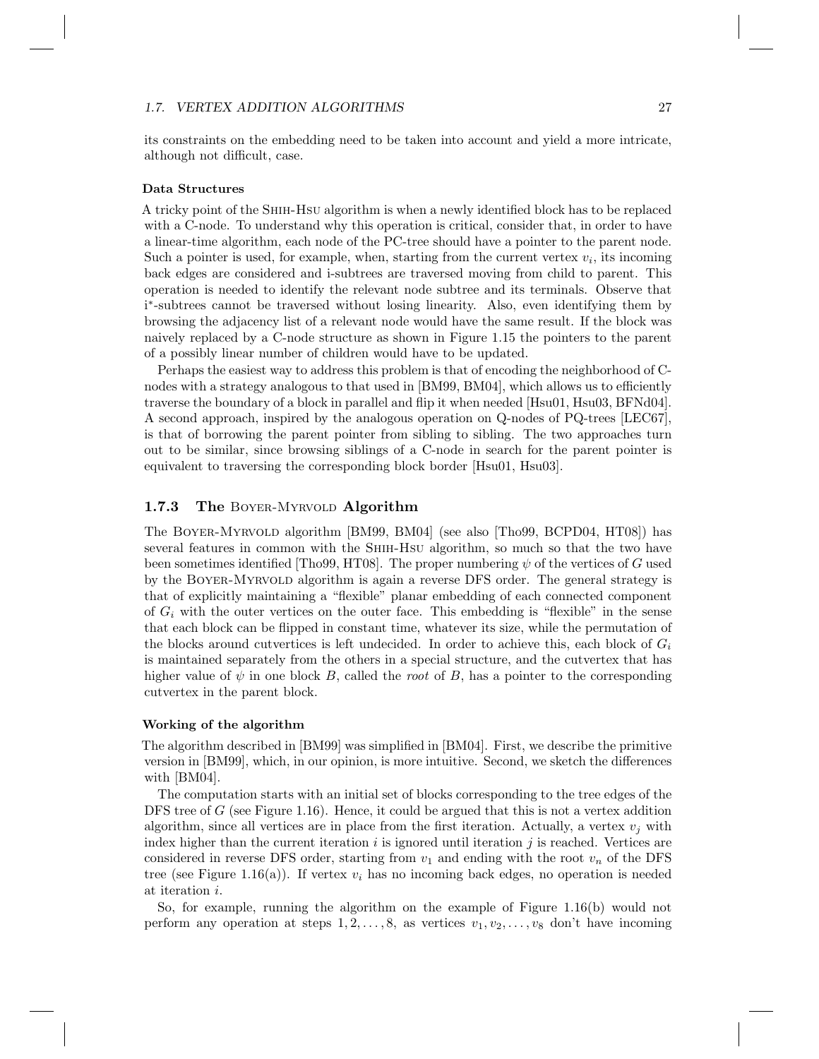its constraints on the embedding need to be taken into account and yield a more intricate, although not difficult, case.

#### Data Structures

A tricky point of the Shih-Hsu algorithm is when a newly identified block has to be replaced with a C-node. To understand why this operation is critical, consider that, in order to have a linear-time algorithm, each node of the PC-tree should have a pointer to the parent node. Such a pointer is used, for example, when, starting from the current vertex $v_i$, its incoming back edges are considered and i-subtrees are traversed moving from child to parent. This operation is needed to identify the relevant node subtree and its terminals. Observe that i*-subtrees cannot be traversed without losing linearity. Also, even identifying them by browsing the adjacency list of a relevant node would have the same result. If the block was naively replaced by a C-node structure as shown in Figure 1.15 the pointers to the parent of a possibly linear number of children would have to be updated.

Perhaps the easiest way to address this problem is that of encoding the neighborhood of C-nodes with a strategy analogous to that used in [BM99, BM04], which allows us to efficiently traverse the boundary of a block in parallel and flip it when needed [Hsu01, Hsu03, BFNd04]. A second approach, inspired by the analogous operation on Q-nodes of PQ-trees [LEC67], is that of borrowing the parent pointer from sibling to sibling. The two approaches turn out to be similar, since browsing siblings of a C-node in search for the parent pointer is equivalent to traversing the corresponding block border [Hsu01, Hsu03].

### 1.7.3 The Boyer-Myrvold Algorithm

The Boyer-Myrvold algorithm [BM99, BM04] (see also [Tho99, BCPD04, HT08]) has several features in common with the Shih-Hsu algorithm, so much so that the two have been sometimes identified [Tho99, HT08]. The proper numbering $\psi$ of the vertices of $G$ used by the Boyer-Myrvold algorithm is again a reverse DFS order. The general strategy is that of explicitly maintaining a "flexible" planar embedding of each connected component of $G_i$ with the outer vertices on the outer face. This embedding is "flexible" in the sense that each block can be flipped in constant time, whatever its size, while the permutation of the blocks around cutvertices is left undecided. In order to achieve this, each block of $G_i$ is maintained separately from the others in a special structure, and the cutvertex that has higher value of $\psi$ in one block $B$, called the *root* of $B$, has a pointer to the corresponding cutvertex in the parent block.

#### Working of the algorithm

The algorithm described in [BM99] was simplified in [BM04]. First, we describe the primitive version in [BM99], which, in our opinion, is more intuitive. Second, we sketch the differences with [BM04].

The computation starts with an initial set of blocks corresponding to the tree edges of the DFS tree of $G$ (see Figure 1.16). Hence, it could be argued that this is not a vertex addition algorithm, since all vertices are in place from the first iteration. Actually, a vertex $v_j$ with index higher than the current iteration $i$ is ignored until iteration $j$ is reached. Vertices are considered in reverse DFS order, starting from $v_1$ and ending with the root $v_n$ of the DFS tree (see Figure 1.16(a)). If vertex $v_i$ has no incoming back edges, no operation is needed at iteration $i$.

So, for example, running the algorithm on the example of Figure 1.16(b) would not perform any operation at steps $1, 2, \ldots, 8$, as vertices $v_1, v_2, \ldots, v_8$ don't have incoming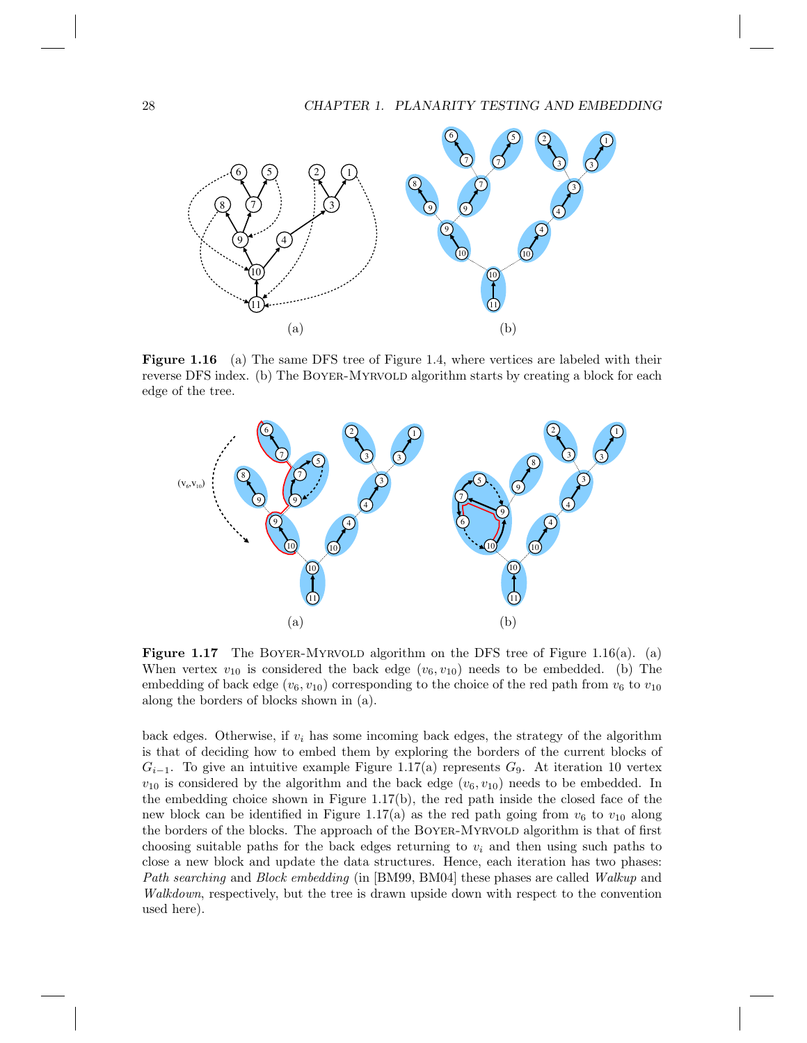**Figure 1.16** (a) The same DFS tree of Figure 1.4, where vertices are labeled with their reverse DFS index. (b) The BOYER-MYRVOLD algorithm starts by creating a block for each edge of the tree.

**Figure 1.17** The BOYER-MYRVOLD algorithm on the DFS tree of Figure 1.16(a). (a) When vertex $v_{10}$ is considered the back edge $(v_6, v_{10})$ needs to be embedded. (b) The embedding of back edge $(v_6, v_{10})$ corresponding to the choice of the red path from $v_6$ to $v_{10}$ along the borders of blocks shown in (a).

back edges. Otherwise, if $v_i$ has some incoming back edges, the strategy of the algorithm is that of deciding how to embed them by exploring the borders of the current blocks of $G_{i-1}$. To give an intuitive example Figure 1.17(a) represents $G_9$. At iteration 10 vertex $v_{10}$ is considered by the algorithm and the back edge $(v_6, v_{10})$ needs to be embedded. In the embedding choice shown in Figure 1.17(b), the red path inside the closed face of the new block can be identified in Figure 1.17(a) as the red path going from $v_6$ to $v_{10}$ along the borders of the blocks. The approach of the BOYER-MYRVOLD algorithm is that of first choosing suitable paths for the back edges returning to $v_i$ and then using such paths to close a new block and update the data structures. Hence, each iteration has two phases: *Path searching* and *Block embedding* (in [BM99, BM04] these phases are called *Walkup* and *Walkdown*, respectively, but the tree is drawn upside down with respect to the convention used here).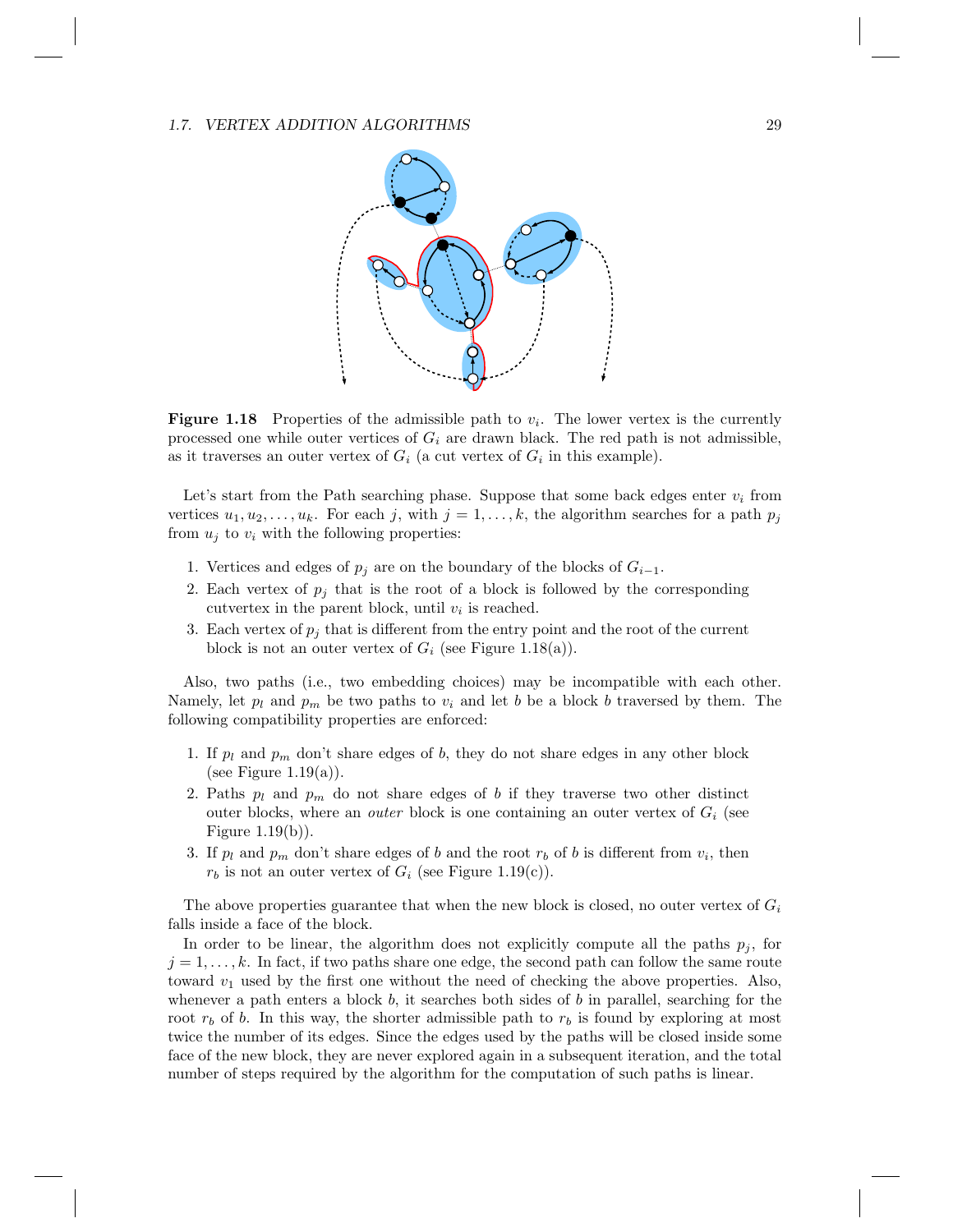**Figure 1.18** Properties of the admissible path to $v_i$. The lower vertex is the currently processed one while outer vertices of $G_i$ are drawn black. The red path is not admissible, as it traverses an outer vertex of $G_i$ (a cut vertex of $G_i$ in this example).

Let's start from the Path searching phase. Suppose that some back edges enter $v_i$ from vertices $u_1, u_2, \ldots, u_k$. For each $j$, with $j = 1, \ldots, k$, the algorithm searches for a path $p_j$ from $u_j$ to $v_i$ with the following properties:

1. Vertices and edges of $p_j$ are on the boundary of the blocks of $G_{i-1}$.
2. Each vertex of $p_j$ that is the root of a block is followed by the corresponding cutvertex in the parent block, until $v_i$ is reached.
3. Each vertex of $p_j$ that is different from the entry point and the root of the current block is not an outer vertex of $G_i$ (see Figure 1.18(a)).

Also, two paths (i.e., two embedding choices) may be incompatible with each other. Namely, let $p_l$ and $p_m$ be two paths to $v_i$ and let $b$ be a block $b$ traversed by them. The following compatibility properties are enforced:

1. If $p_l$ and $p_m$ don't share edges of $b$, they do not share edges in any other block (see Figure 1.19(a)).
2. Paths $p_l$ and $p_m$ do not share edges of $b$ if they traverse two other distinct outer blocks, where an *outer* block is one containing an outer vertex of $G_i$ (see Figure 1.19(b)).
3. If $p_l$ and $p_m$ don't share edges of $b$ and the root $r_b$ of $b$ is different from $v_i$, then $r_b$ is not an outer vertex of $G_i$ (see Figure 1.19(c)).

The above properties guarantee that when the new block is closed, no outer vertex of $G_i$ falls inside a face of the block.

In order to be linear, the algorithm does not explicitly compute all the paths $p_j$, for $j = 1, \ldots, k$. In fact, if two paths share one edge, the second path can follow the same route toward $v_1$ used by the first one without the need of checking the above properties. Also, whenever a path enters a block $b$, it searches both sides of $b$ in parallel, searching for the root $r_b$ of $b$. In this way, the shorter admissible path to $r_b$ is found by exploring at most twice the number of its edges. Since the edges used by the paths will be closed inside some face of the new block, they are never explored again in a subsequent iteration, and the total number of steps required by the algorithm for the computation of such paths is linear.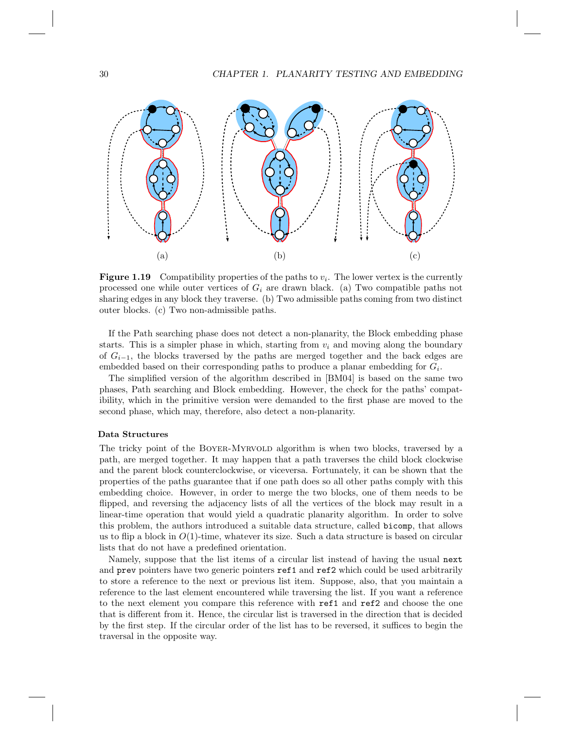(a)

(b)

(c)

**Figure 1.19** Compatibility properties of the paths to $v_i$. The lower vertex is the currently processed one while outer vertices of $G_i$ are drawn black. (a) Two compatible paths not sharing edges in any block they traverse. (b) Two admissible paths coming from two distinct outer blocks. (c) Two non-admissible paths.

If the Path searching phase does not detect a non-planarity, the Block embedding phase starts. This is a simpler phase in which, starting from $v_i$ and moving along the boundary of $G_{i-1}$, the blocks traversed by the paths are merged together and the back edges are embedded based on their corresponding paths to produce a planar embedding for $G_i$.

The simplified version of the algorithm described in [BM04] is based on the same two phases, Path searching and Block embedding. However, the check for the paths' compatibility, which in the primitive version were demanded to the first phase are moved to the second phase, which may, therefore, also detect a non-planarity.

#### Data Structures

The tricky point of the Boyer-Myrvold algorithm is when two blocks, traversed by a path, are merged together. It may happen that a path traverses the child block clockwise and the parent block counterclockwise, or viceversa. Fortunately, it can be shown that the properties of the paths guarantee that if one path does so all other paths comply with this embedding choice. However, in order to merge the two blocks, one of them needs to be flipped, and reversing the adjacency lists of all the vertices of the block may result in a linear-time operation that would yield a quadratic planarity algorithm. In order to solve this problem, the authors introduced a suitable data structure, called `bicomp`, that allows us to flip a block in $O(1)$-time, whatever its size. Such a data structure is based on circular lists that do not have a predefined orientation.

Namely, suppose that the list items of a circular list instead of having the usual `next` and `prev` pointers have two generic pointers `ref1` and `ref2` which could be used arbitrarily to store a reference to the next or previous list item. Suppose, also, that you maintain a reference to the last element encountered while traversing the list. If you want a reference to the next element you compare this reference with `ref1` and `ref2` and choose the one that is different from it. Hence, the circular list is traversed in the direction that is decided by the first step. If the circular order of the list has to be reversed, it suffices to begin the traversal in the opposite way.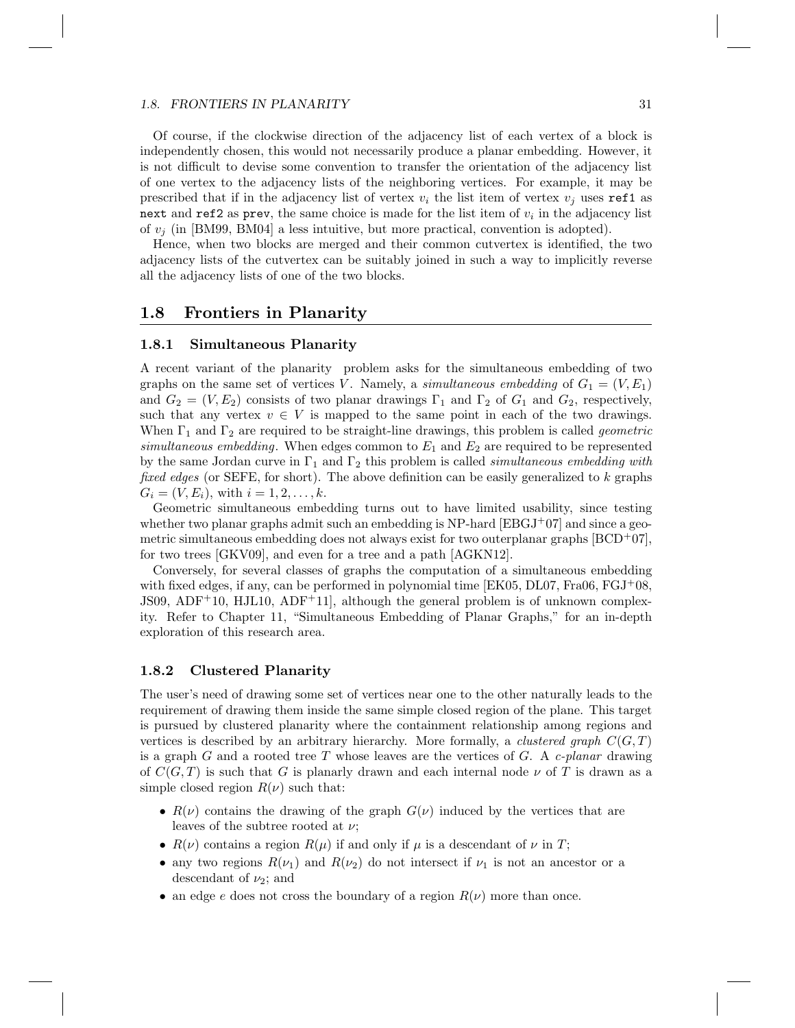Of course, if the clockwise direction of the adjacency list of each vertex of a block is independently chosen, this would not necessarily produce a planar embedding. However, it is not difficult to devise some convention to transfer the orientation of the adjacency list of one vertex to the adjacency lists of the neighboring vertices. For example, it may be prescribed that if in the adjacency list of vertex $v_i$ the list item of vertex $v_j$ uses `ref1` as `next` and `ref2` as `prev`, the same choice is made for the list item of $v_i$ in the adjacency list of $v_j$ (in [BM99, BM04] a less intuitive, but more practical, convention is adopted).

Hence, when two blocks are merged and their common cutvertex is identified, the two adjacency lists of the cutvertex can be suitably joined in such a way to implicitly reverse all the adjacency lists of one of the two blocks.

## 1.8 Frontiers in Planarity

### 1.8.1 Simultaneous Planarity

A recent variant of the planarity problem asks for the simultaneous embedding of two graphs on the same set of vertices $V$. Namely, a *simultaneous embedding* of $G_1 = (V, E_1)$ and $G_2 = (V, E_2)$ consists of two planar drawings $\Gamma_1$ and $\Gamma_2$ of $G_1$ and $G_2$, respectively, such that any vertex $v \in V$ is mapped to the same point in each of the two drawings. When $\Gamma_1$ and $\Gamma_2$ are required to be straight-line drawings, this problem is called *geometric simultaneous embedding*. When edges common to $E_1$ and $E_2$ are required to be represented by the same Jordan curve in $\Gamma_1$ and $\Gamma_2$ this problem is called *simultaneous embedding with fixed edges* (or SEFE, for short). The above definition can be easily generalized to $k$ graphs $G_i = (V, E_i)$, with $i = 1, 2, \ldots, k$.

Geometric simultaneous embedding turns out to have limited usability, since testing whether two planar graphs admit such an embedding is NP-hard [EBGJ+07] and since a geometric simultaneous embedding does not always exist for two outerplanar graphs [BCD+07], for two trees [GKV09], and even for a tree and a path [AGKN12].

Conversely, for several classes of graphs the computation of a simultaneous embedding with fixed edges, if any, can be performed in polynomial time [EK05, DL07, Fra06, FGJ+08, JS09, ADF+10, HJL10, ADF+11], although the general problem is of unknown complexity. Refer to Chapter 11, "Simultaneous Embedding of Planar Graphs," for an in-depth exploration of this research area.

### 1.8.2 Clustered Planarity

The user's need of drawing some set of vertices near one to the other naturally leads to the requirement of drawing them inside the same simple closed region of the plane. This target is pursued by clustered planarity where the containment relationship among regions and vertices is described by an arbitrary hierarchy. More formally, a *clustered graph* $C(G, T)$ is a graph $G$ and a rooted tree $T$ whose leaves are the vertices of $G$. A *c-planar* drawing of $C(G, T)$ is such that $G$ is planarly drawn and each internal node $\nu$ of $T$ is drawn as a simple closed region $R(\nu)$ such that:

- $R(\nu)$ contains the drawing of the graph $G(\nu)$ induced by the vertices that are leaves of the subtree rooted at $\nu$;
- $R(\nu)$ contains a region $R(\mu)$ if and only if $\mu$ is a descendant of $\nu$ in $T$;
- any two regions $R(\nu_1)$ and $R(\nu_2)$ do not intersect if $\nu_1$ is not an ancestor or a descendant of $\nu_2$; and
- an edge $e$ does not cross the boundary of a region $R(\nu)$ more than once.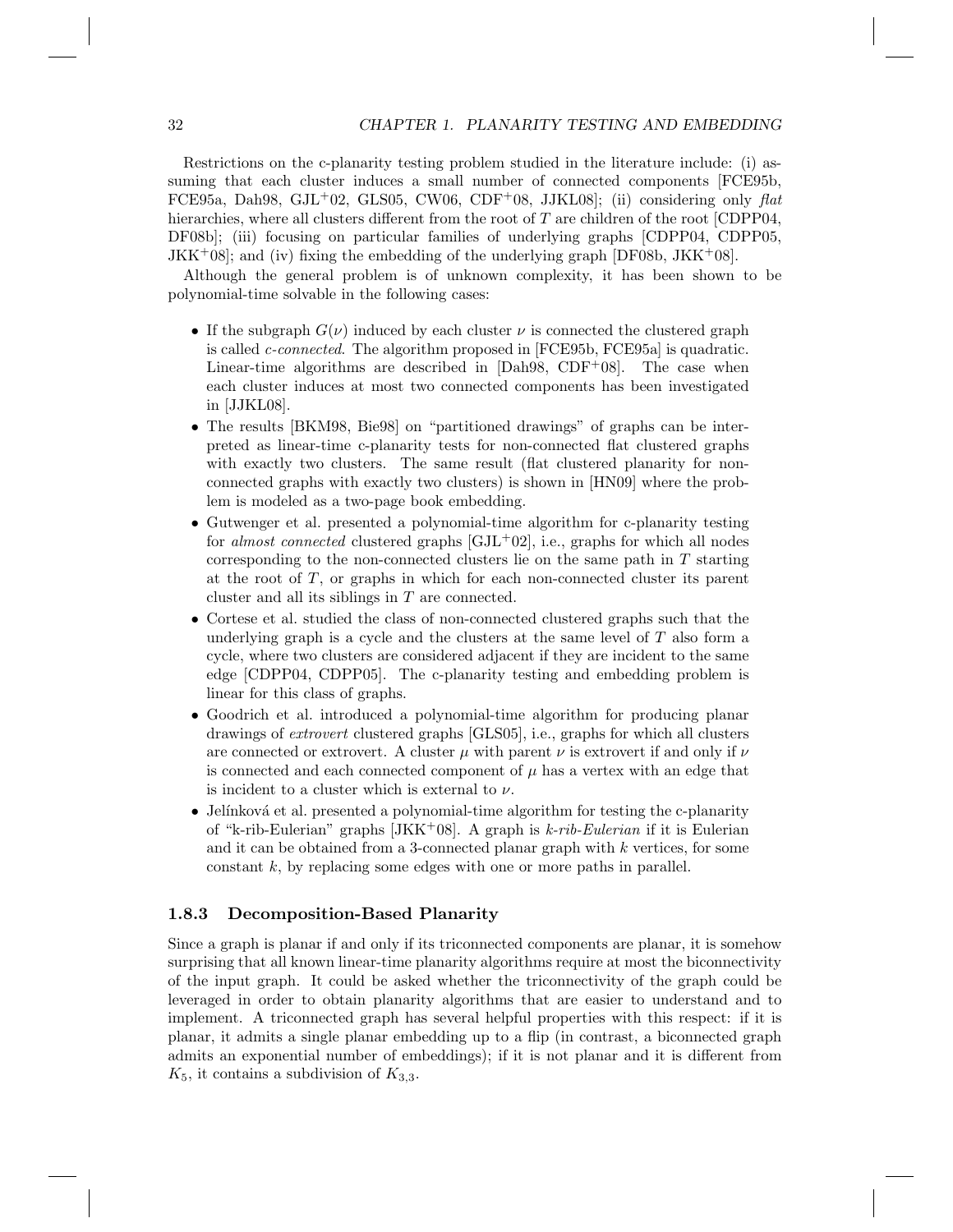Restrictions on the c-planarity testing problem studied in the literature include: (i) assuming that each cluster induces a small number of connected components [FCE95b, FCE95a, Dah98, GJL+02, GLS05, CW06, CDF+08, JJKL08]; (ii) considering only *flat* hierarchies, where all clusters different from the root of $T$ are children of the root [CDPP04, DF08b]; (iii) focusing on particular families of underlying graphs [CDPP04, CDPP05, JKK+08]; and (iv) fixing the embedding of the underlying graph [DF08b, JKK+08].

Although the general problem is of unknown complexity, it has been shown to be polynomial-time solvable in the following cases:

- If the subgraph $G(\nu)$ induced by each cluster $\nu$ is connected the clustered graph is called *c-connected*. The algorithm proposed in [FCE95b, FCE95a] is quadratic. Linear-time algorithms are described in [Dah98, CDF+08]. The case when each cluster induces at most two connected components has been investigated in [JJKL08].
- The results [BKM98, Bie98] on "partitioned drawings" of graphs can be interpreted as linear-time c-planarity tests for non-connected flat clustered graphs with exactly two clusters. The same result (flat clustered planarity for non-connected graphs with exactly two clusters) is shown in [HN09] where the problem is modeled as a two-page book embedding.
- Gutwenger et al. presented a polynomial-time algorithm for c-planarity testing for *almost connected* clustered graphs [GJL+02], i.e., graphs for which all nodes corresponding to the non-connected clusters lie on the same path in $T$ starting at the root of $T$, or graphs in which for each non-connected cluster its parent cluster and all its siblings in $T$ are connected.
- Cortese et al. studied the class of non-connected clustered graphs such that the underlying graph is a cycle and the clusters at the same level of $T$ also form a cycle, where two clusters are considered adjacent if they are incident to the same edge [CDPP04, CDPP05]. The c-planarity testing and embedding problem is linear for this class of graphs.
- Goodrich et al. introduced a polynomial-time algorithm for producing planar drawings of *extrovert* clustered graphs [GLS05], i.e., graphs for which all clusters are connected or extrovert. A cluster $\mu$ with parent $\nu$ is extrovert if and only if $\nu$ is connected and each connected component of $\mu$ has a vertex with an edge that is incident to a cluster which is external to $\nu$.
- Jelínková et al. presented a polynomial-time algorithm for testing the c-planarity of "k-rib-Eulerian" graphs [JKK+08]. A graph is *k-rib-Eulerian* if it is Eulerian and it can be obtained from a 3-connected planar graph with $k$ vertices, for some constant $k$, by replacing some edges with one or more paths in parallel.

### 1.8.3 Decomposition-Based Planarity

Since a graph is planar if and only if its triconnected components are planar, it is somehow surprising that all known linear-time planarity algorithms require at most the biconnectivity of the input graph. It could be asked whether the triconnectivity of the graph could be leveraged in order to obtain planarity algorithms that are easier to understand and to implement. A triconnected graph has several helpful properties with this respect: if it is planar, it admits a single planar embedding up to a flip (in contrast, a biconnected graph admits an exponential number of embeddings); if it is not planar and it is different from $K_5$, it contains a subdivision of $K_{3,3}$.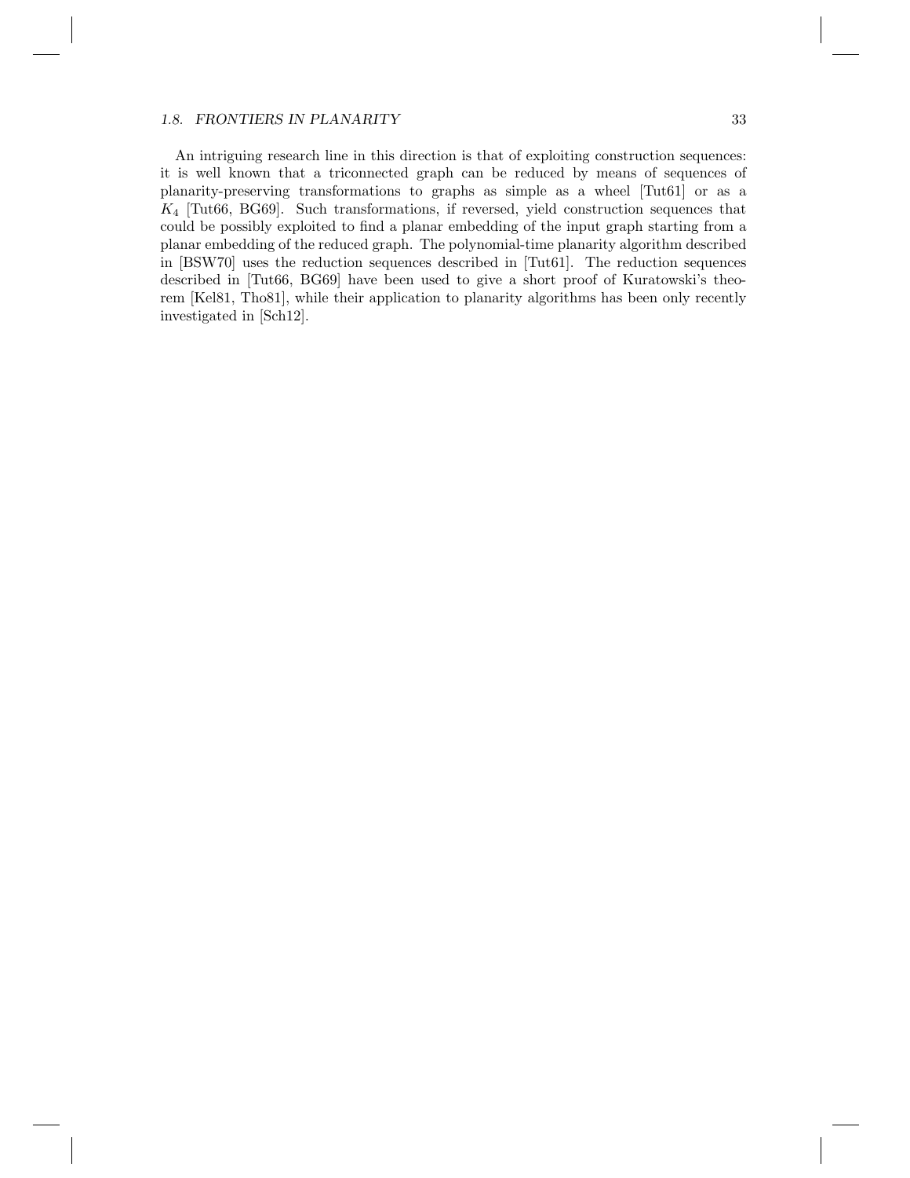An intriguing research line in this direction is that of exploiting construction sequences: it is well known that a triconnected graph can be reduced by means of sequences of planarity-preserving transformations to graphs as simple as a wheel [Tut61] or as a $K_4$ [Tut66, BG69]. Such transformations, if reversed, yield construction sequences that could be possibly exploited to find a planar embedding of the input graph starting from a planar embedding of the reduced graph. The polynomial-time planarity algorithm described in [BSW70] uses the reduction sequences described in [Tut61]. The reduction sequences described in [Tut66, BG69] have been used to give a short proof of Kuratowski's theorem [Kel81, Tho81], while their application to planarity algorithms has been only recently investigated in [Sch12].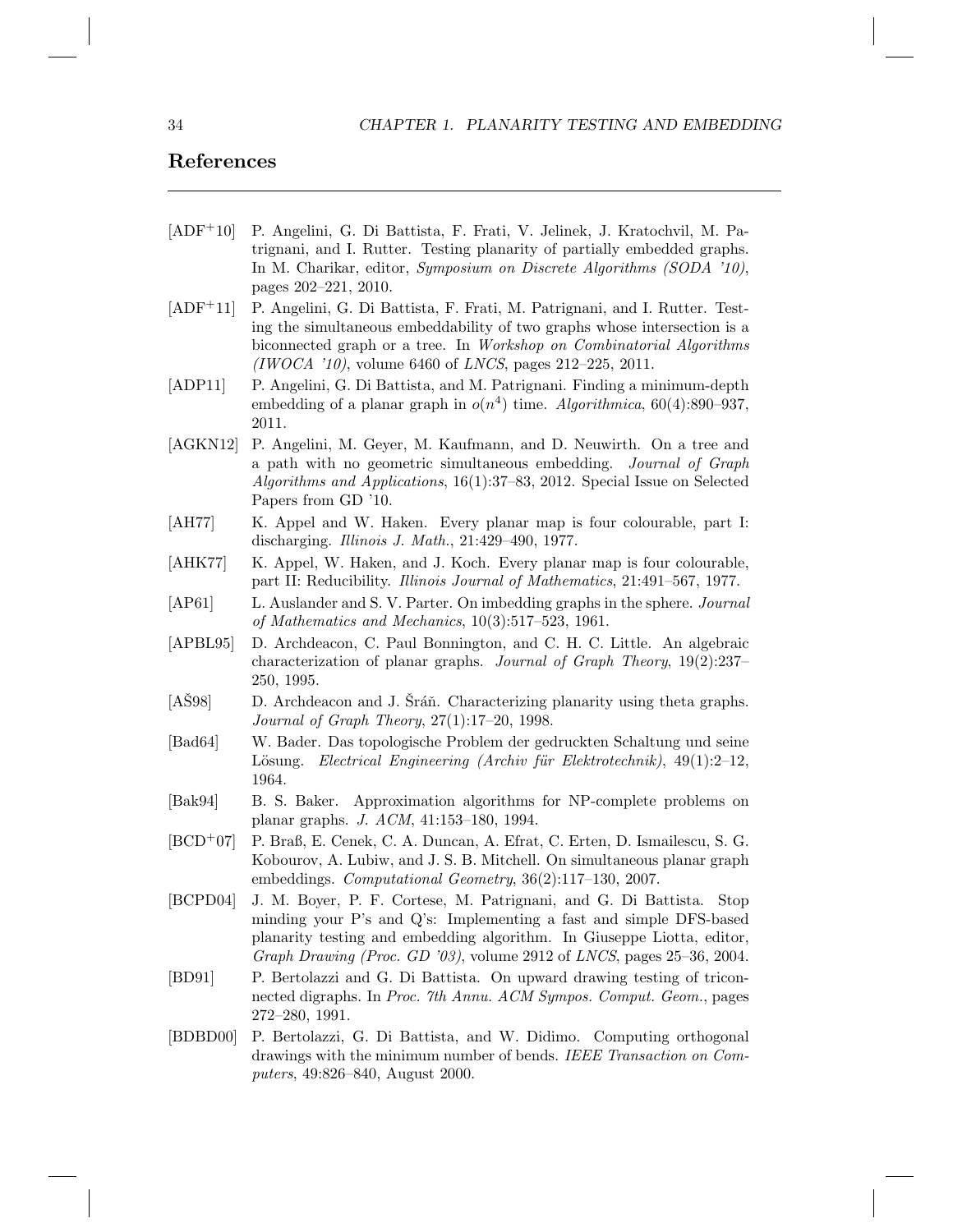## References

[ADF$^+$10] P. Angelini, G. Di Battista, F. Frati, V. Jelinek, J. Kratochvil, M. Patrignani, and I. Rutter. Testing planarity of partially embedded graphs. In M. Charikar, editor, *Symposium on Discrete Algorithms (SODA '10)*, pages 202–221, 2010.

[ADF$^+$11] P. Angelini, G. Di Battista, F. Frati, M. Patrignani, and I. Rutter. Testing the simultaneous embeddability of two graphs whose intersection is a biconnected graph or a tree. In *Workshop on Combinatorial Algorithms (IWOCA '10)*, volume 6460 of *LNCS*, pages 212–225, 2011.

[ADP11] P. Angelini, G. Di Battista, and M. Patrignani. Finding a minimum-depth embedding of a planar graph in $o(n^4)$ time. *Algorithmica*, 60(4):890–937, 2011.

[AGKN12] P. Angelini, M. Geyer, M. Kaufmann, and D. Neuwirth. On a tree and a path with no geometric simultaneous embedding. *Journal of Graph Algorithms and Applications*, 16(1):37–83, 2012. Special Issue on Selected Papers from GD '10.

[AH77] K. Appel and W. Haken. Every planar map is four colourable, part I: discharging. *Illinois J. Math.*, 21:429–490, 1977.

[AHK77] K. Appel, W. Haken, and J. Koch. Every planar map is four colourable, part II: Reducibility. *Illinois Journal of Mathematics*, 21:491–567, 1977.

[AP61] L. Auslander and S. V. Parter. On imbedding graphs in the sphere. *Journal of Mathematics and Mechanics*, 10(3):517–523, 1961.

[APBL95] D. Archdeacon, C. Paul Bonnington, and C. H. C. Little. An algebraic characterization of planar graphs. *Journal of Graph Theory*, 19(2):237–250, 1995.

[AŠ98] D. Archdeacon and J. Širáň. Characterizing planarity using theta graphs. *Journal of Graph Theory*, 27(1):17–20, 1998.

[Bad64] W. Bader. Das topologische Problem der gedruckten Schaltung und seine Lösung. *Electrical Engineering (Archiv für Elektrotechnik)*, 49(1):2–12, 1964.

[Bak94] B. S. Baker. Approximation algorithms for NP-complete problems on planar graphs. *J. ACM*, 41:153–180, 1994.

[BCD$^+$07] P. Braß, E. Cenek, C. A. Duncan, A. Efrat, C. Erten, D. Ismailescu, S. G. Kobourov, A. Lubiw, and J. S. B. Mitchell. On simultaneous planar graph embeddings. *Computational Geometry*, 36(2):117–130, 2007.

[BCPD04] J. M. Boyer, P. F. Cortese, M. Patrignani, and G. Di Battista. Stop minding your P's and Q's: Implementing a fast and simple DFS-based planarity testing and embedding algorithm. In Giuseppe Liotta, editor, *Graph Drawing (Proc. GD '03)*, volume 2912 of *LNCS*, pages 25–36, 2004.

[BD91] P. Bertolazzi and G. Di Battista. On upward drawing testing of triconnected digraphs. In *Proc. 7th Annu. ACM Sympos. Comput. Geom.*, pages 272–280, 1991.

[BDBD00] P. Bertolazzi, G. Di Battista, and W. Didimo. Computing orthogonal drawings with the minimum number of bends. *IEEE Transaction on Computers*, 49:826–840, August 2000.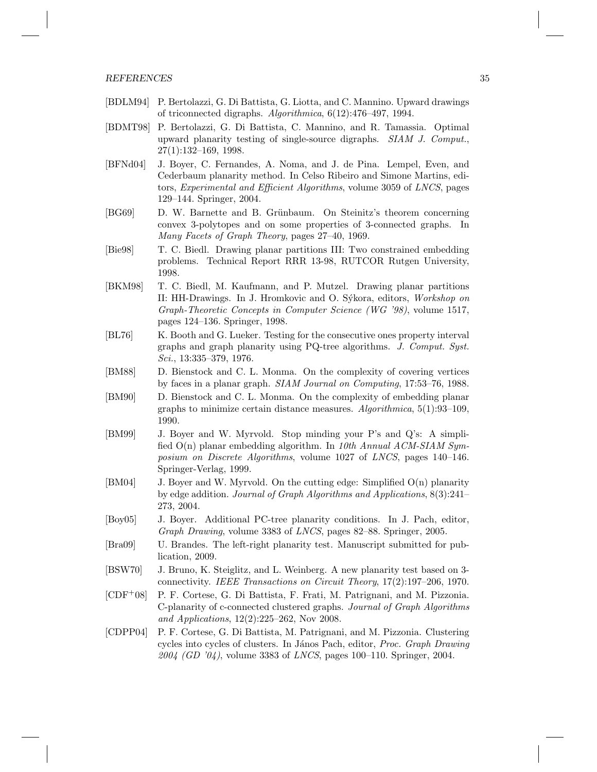[BDLM94] P. Bertolazzi, G. Di Battista, G. Liotta, and C. Mannino. Upward drawings of triconnected digraphs. *Algorithmica*, 6(12):476–497, 1994.

[BDMT98] P. Bertolazzi, G. Di Battista, C. Mannino, and R. Tamassia. Optimal upward planarity testing of single-source digraphs. *SIAM J. Comput.*, 27(1):132–169, 1998.

[BFNd04] J. Boyer, C. Fernandes, A. Noma, and J. de Pina. Lempel, Even, and Cederbaum planarity method. In Celso Ribeiro and Simone Martins, editors, *Experimental and Efficient Algorithms*, volume 3059 of *LNCS*, pages 129–144. Springer, 2004.

[BG69] D. W. Barnette and B. Grünbaum. On Steinitz's theorem concerning convex 3-polytopes and on some properties of 3-connected graphs. In *Many Facets of Graph Theory*, pages 27–40, 1969.

[Bie98] T. C. Biedl. Drawing planar partitions III: Two constrained embedding problems. Technical Report RRR 13-98, RUTCOR Rutgen University, 1998.

[BKM98] T. C. Biedl, M. Kaufmann, and P. Mutzel. Drawing planar partitions II: HH-Drawings. In J. Hromkovic and O. Sýkora, editors, *Workshop on Graph-Theoretic Concepts in Computer Science (WG '98)*, volume 1517, pages 124–136. Springer, 1998.

[BL76] K. Booth and G. Lueker. Testing for the consecutive ones property interval graphs and graph planarity using PQ-tree algorithms. *J. Comput. Syst. Sci.*, 13:335–379, 1976.

[BM88] D. Bienstock and C. L. Monma. On the complexity of covering vertices by faces in a planar graph. *SIAM Journal on Computing*, 17:53–76, 1988.

[BM90] D. Bienstock and C. L. Monma. On the complexity of embedding planar graphs to minimize certain distance measures. *Algorithmica*, 5(1):93–109, 1990.

[BM99] J. Boyer and W. Myrvold. Stop minding your P's and Q's: A simplified O(n) planar embedding algorithm. In *10th Annual ACM-SIAM Symposium on Discrete Algorithms*, volume 1027 of *LNCS*, pages 140–146. Springer-Verlag, 1999.

[BM04] J. Boyer and W. Myrvold. On the cutting edge: Simplified O(n) planarity by edge addition. *Journal of Graph Algorithms and Applications*, 8(3):241–273, 2004.

[Boy05] J. Boyer. Additional PC-tree planarity conditions. In J. Pach, editor, *Graph Drawing*, volume 3383 of *LNCS*, pages 82–88. Springer, 2005.

[Bra09] U. Brandes. The left-right planarity test. Manuscript submitted for publication, 2009.

[BSW70] J. Bruno, K. Steiglitz, and L. Weinberg. A new planarity test based on 3-connectivity. *IEEE Transactions on Circuit Theory*, 17(2):197–206, 1970.

[CDF+08] P. F. Cortese, G. Di Battista, F. Frati, M. Patrignani, and M. Pizzonia. C-planarity of c-connected clustered graphs. *Journal of Graph Algorithms and Applications*, 12(2):225–262, Nov 2008.

[CDPP04] P. F. Cortese, G. Di Battista, M. Patrignani, and M. Pizzonia. Clustering cycles into cycles of clusters. In János Pach, editor, *Proc. Graph Drawing 2004 (GD '04)*, volume 3383 of *LNCS*, pages 100–110. Springer, 2004.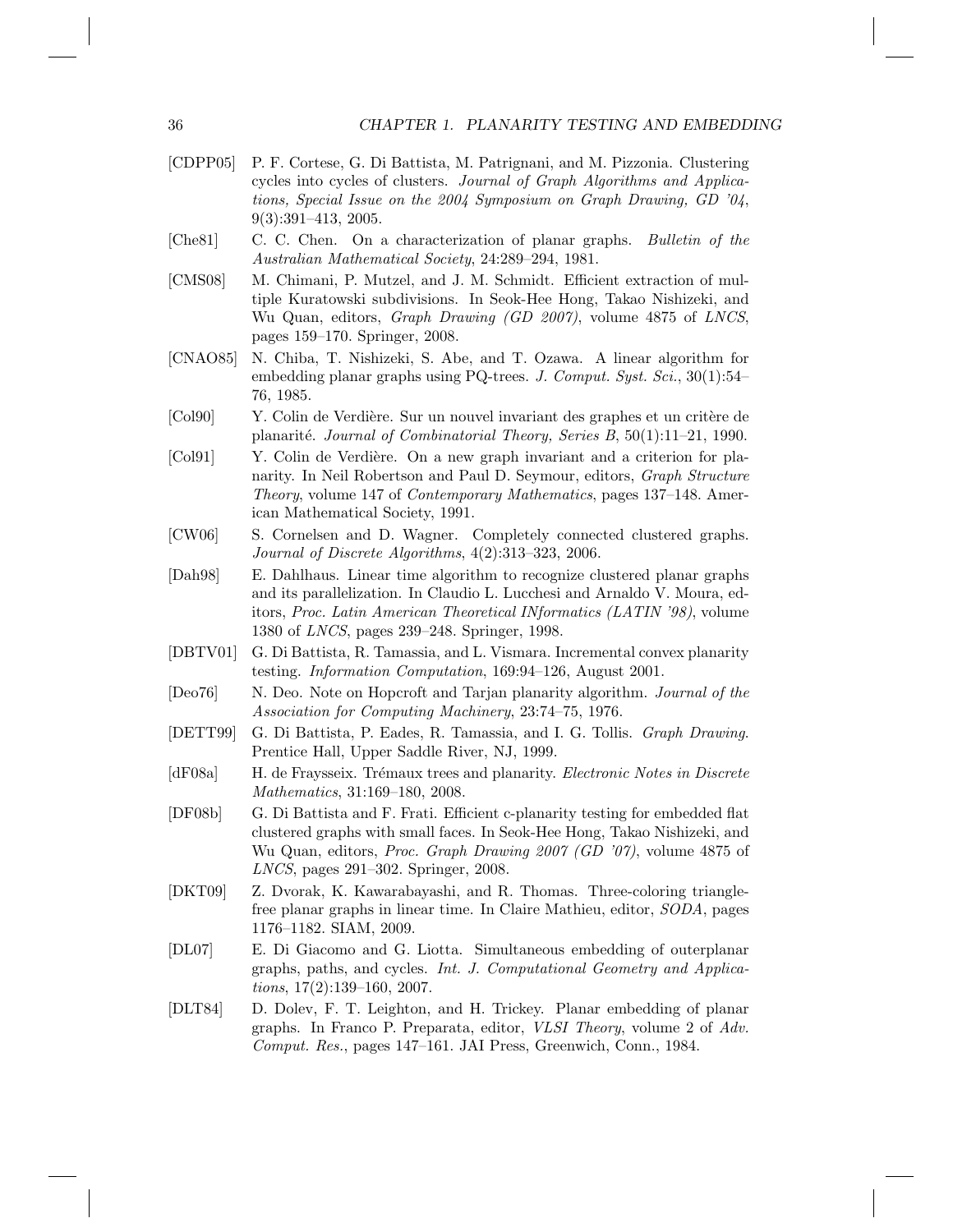[CDPP05] P. F. Cortese, G. Di Battista, M. Patrignani, and M. Pizzonia. Clustering cycles into cycles of clusters. *Journal of Graph Algorithms and Applications, Special Issue on the 2004 Symposium on Graph Drawing, GD '04*, 9(3):391–413, 2005.

[Che81] C. C. Chen. On a characterization of planar graphs. *Bulletin of the Australian Mathematical Society*, 24:289–294, 1981.

[CMS08] M. Chimani, P. Mutzel, and J. M. Schmidt. Efficient extraction of multiple Kuratowski subdivisions. In Seok-Hee Hong, Takao Nishizeki, and Wu Quan, editors, *Graph Drawing (GD 2007)*, volume 4875 of *LNCS*, pages 159–170. Springer, 2008.

[CNAO85] N. Chiba, T. Nishizeki, S. Abe, and T. Ozawa. A linear algorithm for embedding planar graphs using PQ-trees. *J. Comput. Syst. Sci.*, 30(1):54–76, 1985.

[Col90] Y. Colin de Verdière. Sur un nouvel invariant des graphes et un critère de planarité. *Journal of Combinatorial Theory, Series B*, 50(1):11–21, 1990.

[Col91] Y. Colin de Verdière. On a new graph invariant and a criterion for planarity. In Neil Robertson and Paul D. Seymour, editors, *Graph Structure Theory*, volume 147 of *Contemporary Mathematics*, pages 137–148. American Mathematical Society, 1991.

[CW06] S. Cornelsen and D. Wagner. Completely connected clustered graphs. *Journal of Discrete Algorithms*, 4(2):313–323, 2006.

[Dah98] E. Dahlhaus. Linear time algorithm to recognize clustered planar graphs and its parallelization. In Claudio L. Lucchesi and Arnaldo V. Moura, editors, *Proc. Latin American Theoretical INformatics (LATIN '98)*, volume 1380 of *LNCS*, pages 239–248. Springer, 1998.

[DBTV01] G. Di Battista, R. Tamassia, and L. Vismara. Incremental convex planarity testing. *Information Computation*, 169:94–126, August 2001.

[Deo76] N. Deo. Note on Hopcroft and Tarjan planarity algorithm. *Journal of the Association for Computing Machinery*, 23:74–75, 1976.

[DETT99] G. Di Battista, P. Eades, R. Tamassia, and I. G. Tollis. *Graph Drawing*. Prentice Hall, Upper Saddle River, NJ, 1999.

[dF08a] H. de Fraysseix. Trémaux trees and planarity. *Electronic Notes in Discrete Mathematics*, 31:169–180, 2008.

[DF08b] G. Di Battista and F. Frati. Efficient c-planarity testing for embedded flat clustered graphs with small faces. In Seok-Hee Hong, Takao Nishizeki, and Wu Quan, editors, *Proc. Graph Drawing 2007 (GD '07)*, volume 4875 of *LNCS*, pages 291–302. Springer, 2008.

[DKT09] Z. Dvorak, K. Kawarabayashi, and R. Thomas. Three-coloring triangle-free planar graphs in linear time. In Claire Mathieu, editor, *SODA*, pages 1176–1182. SIAM, 2009.

[DL07] E. Di Giacomo and G. Liotta. Simultaneous embedding of outerplanar graphs, paths, and cycles. *Int. J. Computational Geometry and Applications*, 17(2):139–160, 2007.

[DLT84] D. Dolev, F. T. Leighton, and H. Trickey. Planar embedding of planar graphs. In Franco P. Preparata, editor, *VLSI Theory*, volume 2 of *Adv. Comput. Res.*, pages 147–161. JAI Press, Greenwich, Conn., 1984.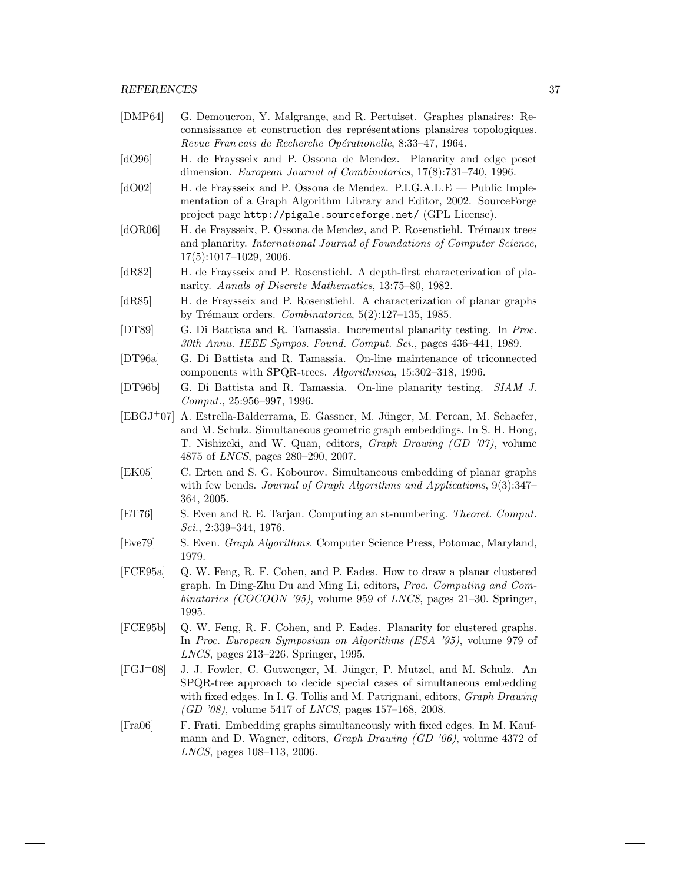[DMP64] G. Demoucron, Y. Malgrange, and R. Pertuiset. Graphes planaires: Reconnaissance et construction des représentations planaires topologiques. *Revue Fran cais de Recherche Opérationelle*, 8:33–47, 1964.

[dO96] H. de Fraysseix and P. Ossona de Mendez. Planarity and edge poset dimension. *European Journal of Combinatorics*, 17(8):731–740, 1996.

[dO02] H. de Fraysseix and P. Ossona de Mendez. P.I.G.A.L.E — Public Implementation of a Graph Algorithm Library and Editor, 2002. SourceForge project page `http://pigale.sourceforge.net/` (GPL License).

[dOR06] H. de Fraysseix, P. Ossona de Mendez, and P. Rosenstiehl. Trémaux trees and planarity. *International Journal of Foundations of Computer Science*, 17(5):1017–1029, 2006.

[dR82] H. de Fraysseix and P. Rosenstiehl. A depth-first characterization of planarity. *Annals of Discrete Mathematics*, 13:75–80, 1982.

[dR85] H. de Fraysseix and P. Rosenstiehl. A characterization of planar graphs by Trémaux orders. *Combinatorica*, 5(2):127–135, 1985.

[DT89] G. Di Battista and R. Tamassia. Incremental planarity testing. In *Proc. 30th Annu. IEEE Sympos. Found. Comput. Sci.*, pages 436–441, 1989.

[DT96a] G. Di Battista and R. Tamassia. On-line maintenance of triconnected components with SPQR-trees. *Algorithmica*, 15:302–318, 1996.

[DT96b] G. Di Battista and R. Tamassia. On-line planarity testing. *SIAM J. Comput.*, 25:956–997, 1996.

[EBGJ+07] A. Estrella-Balderrama, E. Gassner, M. Jünger, M. Percan, M. Schaefer, and M. Schulz. Simultaneous geometric graph embeddings. In S. H. Hong, T. Nishizeki, and W. Quan, editors, *Graph Drawing (GD '07)*, volume 4875 of *LNCS*, pages 280–290, 2007.

[EK05] C. Erten and S. G. Kobourov. Simultaneous embedding of planar graphs with few bends. *Journal of Graph Algorithms and Applications*, 9(3):347–364, 2005.

[ET76] S. Even and R. E. Tarjan. Computing an st-numbering. *Theoret. Comput. Sci.*, 2:339–344, 1976.

[Eve79] S. Even. *Graph Algorithms*. Computer Science Press, Potomac, Maryland, 1979.

[FCE95a] Q. W. Feng, R. F. Cohen, and P. Eades. How to draw a planar clustered graph. In Ding-Zhu Du and Ming Li, editors, *Proc. Computing and Combinatorics (COCOON '95)*, volume 959 of *LNCS*, pages 21–30. Springer, 1995.

[FCE95b] Q. W. Feng, R. F. Cohen, and P. Eades. Planarity for clustered graphs. In *Proc. European Symposium on Algorithms (ESA '95)*, volume 979 of *LNCS*, pages 213–226. Springer, 1995.

[FGJ+08] J. J. Fowler, C. Gutwenger, M. Jünger, P. Mutzel, and M. Schulz. An SPQR-tree approach to decide special cases of simultaneous embedding with fixed edges. In I. G. Tollis and M. Patrignani, editors, *Graph Drawing (GD '08)*, volume 5417 of *LNCS*, pages 157–168, 2008.

[Fra06] F. Frati. Embedding graphs simultaneously with fixed edges. In M. Kaufmann and D. Wagner, editors, *Graph Drawing (GD '06)*, volume 4372 of *LNCS*, pages 108–113, 2006.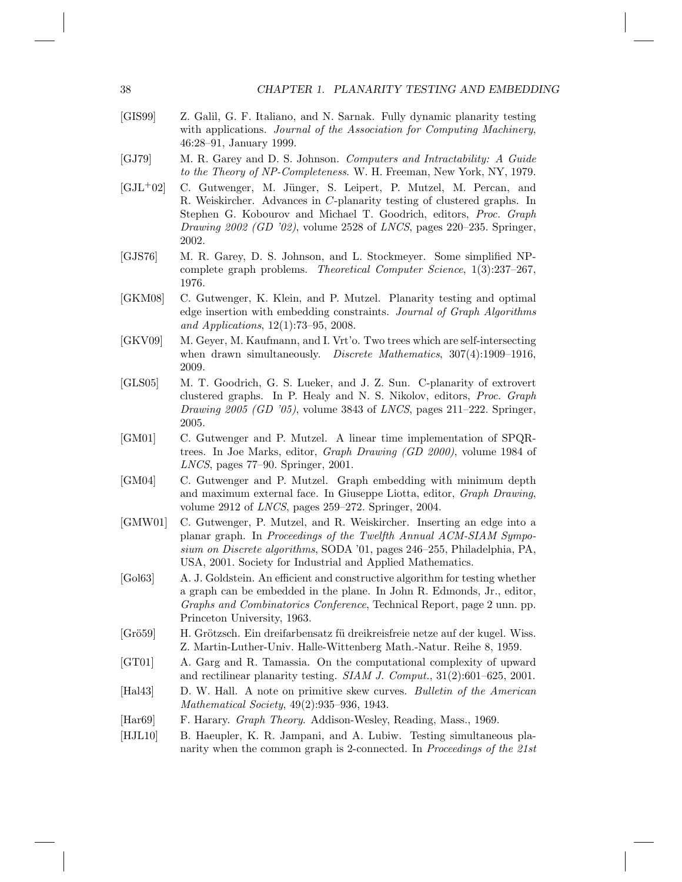[GIS99] Z. Galil, G. F. Italiano, and N. Sarnak. Fully dynamic planarity testing with applications. *Journal of the Association for Computing Machinery*, 46:28–91, January 1999.

[GJ79] M. R. Garey and D. S. Johnson. *Computers and Intractability: A Guide to the Theory of NP-Completeness*. W. H. Freeman, New York, NY, 1979.

[GJL+02] C. Gutwenger, M. Jünger, S. Leipert, P. Mutzel, M. Percan, and R. Weiskircher. Advances in *C*-planarity testing of clustered graphs. In Stephen G. Kobourov and Michael T. Goodrich, editors, *Proc. Graph Drawing 2002 (GD '02)*, volume 2528 of *LNCS*, pages 220–235. Springer, 2002.

[GJS76] M. R. Garey, D. S. Johnson, and L. Stockmeyer. Some simplified NP-complete graph problems. *Theoretical Computer Science*, 1(3):237–267, 1976.

[GKM08] C. Gutwenger, K. Klein, and P. Mutzel. Planarity testing and optimal edge insertion with embedding constraints. *Journal of Graph Algorithms and Applications*, 12(1):73–95, 2008.

[GKV09] M. Geyer, M. Kaufmann, and I. Vrt'o. Two trees which are self-intersecting when drawn simultaneously. *Discrete Mathematics*, 307(4):1909–1916, 2009.

[GLS05] M. T. Goodrich, G. S. Lueker, and J. Z. Sun. C-planarity of extrovert clustered graphs. In P. Healy and N. S. Nikolov, editors, *Proc. Graph Drawing 2005 (GD '05)*, volume 3843 of *LNCS*, pages 211–222. Springer, 2005.

[GM01] C. Gutwenger and P. Mutzel. A linear time implementation of SPQR-trees. In Joe Marks, editor, *Graph Drawing (GD 2000)*, volume 1984 of *LNCS*, pages 77–90. Springer, 2001.

[GM04] C. Gutwenger and P. Mutzel. Graph embedding with minimum depth and maximum external face. In Giuseppe Liotta, editor, *Graph Drawing*, volume 2912 of *LNCS*, pages 259–272. Springer, 2004.

[GMW01] C. Gutwenger, P. Mutzel, and R. Weiskircher. Inserting an edge into a planar graph. In *Proceedings of the Twelfth Annual ACM-SIAM Symposium on Discrete algorithms*, SODA '01, pages 246–255, Philadelphia, PA, USA, 2001. Society for Industrial and Applied Mathematics.

[Gol63] A. J. Goldstein. An efficient and constructive algorithm for testing whether a graph can be embedded in the plane. In John R. Edmonds, Jr., editor, *Graphs and Combinatorics Conference*, Technical Report, page 2 unn. pp. Princeton University, 1963.

[Grö59] H. Grötzsch. Ein dreifarbensatz fü dreikreisfreie netze auf der kugel. Wiss. Z. Martin-Luther-Univ. Halle-Wittenberg Math.-Natur. Reihe 8, 1959.

[GT01] A. Garg and R. Tamassia. On the computational complexity of upward and rectilinear planarity testing. *SIAM J. Comput.*, 31(2):601–625, 2001.

[Hal43] D. W. Hall. A note on primitive skew curves. *Bulletin of the American Mathematical Society*, 49(2):935–936, 1943.

[Har69] F. Harary. *Graph Theory*. Addison-Wesley, Reading, Mass., 1969.

[HJL10] B. Haeupler, K. R. Jampani, and A. Lubiw. Testing simultaneous planarity when the common graph is 2-connected. In *Proceedings of the 21st*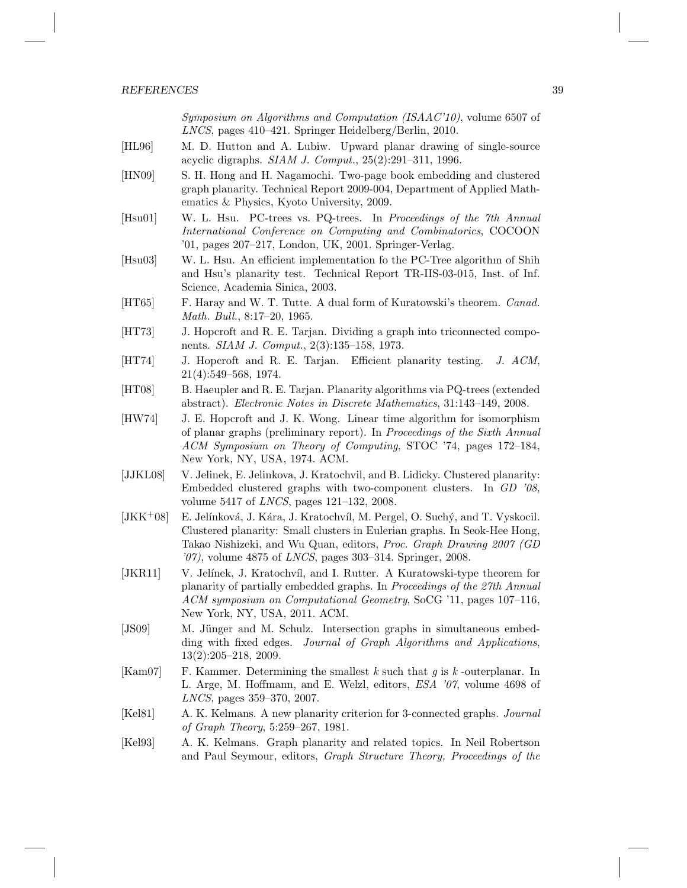*Symposium on Algorithms and Computation (ISAAC'10)*, volume 6507 of *LNCS*, pages 410–421. Springer Heidelberg/Berlin, 2010.

[HL96] M. D. Hutton and A. Lubiw. Upward planar drawing of single-source acyclic digraphs. *SIAM J. Comput.*, 25(2):291–311, 1996.

[HN09] S. H. Hong and H. Nagamochi. Two-page book embedding and clustered graph planarity. Technical Report 2009-004, Department of Applied Mathematics & Physics, Kyoto University, 2009.

[Hsu01] W. L. Hsu. PC-trees vs. PQ-trees. In *Proceedings of the 7th Annual International Conference on Computing and Combinatorics*, COCOON '01, pages 207–217, London, UK, 2001. Springer-Verlag.

[Hsu03] W. L. Hsu. An efficient implementation fo the PC-Tree algorithm of Shih and Hsu's planarity test. Technical Report TR-IIS-03-015, Inst. of Inf. Science, Academia Sinica, 2003.

[HT65] F. Haray and W. T. Tutte. A dual form of Kuratowski's theorem. *Canad. Math. Bull.*, 8:17–20, 1965.

[HT73] J. Hopcroft and R. E. Tarjan. Dividing a graph into triconnected components. *SIAM J. Comput.*, 2(3):135–158, 1973.

[HT74] J. Hopcroft and R. E. Tarjan. Efficient planarity testing. *J. ACM*, 21(4):549–568, 1974.

[HT08] B. Haeupler and R. E. Tarjan. Planarity algorithms via PQ-trees (extended abstract). *Electronic Notes in Discrete Mathematics*, 31:143–149, 2008.

[HW74] J. E. Hopcroft and J. K. Wong. Linear time algorithm for isomorphism of planar graphs (preliminary report). In *Proceedings of the Sixth Annual ACM Symposium on Theory of Computing*, STOC '74, pages 172–184, New York, NY, USA, 1974. ACM.

[JJKL08] V. Jelinek, E. Jelinkova, J. Kratochvil, and B. Lidicky. Clustered planarity: Embedded clustered graphs with two-component clusters. In *GD '08*, volume 5417 of *LNCS*, pages 121–132, 2008.

[JKK+08] E. Jelínková, J. Kára, J. Kratochvíl, M. Pergel, O. Suchý, and T. Vyskocil. Clustered planarity: Small clusters in Eulerian graphs. In Seok-Hee Hong, Takao Nishizeki, and Wu Quan, editors, *Proc. Graph Drawing 2007 (GD '07)*, volume 4875 of *LNCS*, pages 303–314. Springer, 2008.

[JKR11] V. Jelínek, J. Kratochvíl, and I. Rutter. A Kuratowski-type theorem for planarity of partially embedded graphs. In *Proceedings of the 27th Annual ACM symposium on Computational Geometry*, SoCG '11, pages 107–116, New York, NY, USA, 2011. ACM.

[JS09] M. Jünger and M. Schulz. Intersection graphs in simultaneous embedding with fixed edges. *Journal of Graph Algorithms and Applications*, 13(2):205–218, 2009.

[Kam07] F. Kammer. Determining the smallest $k$ such that $g$ is $k$ -outerplanar. In L. Arge, M. Hoffmann, and E. Welzl, editors, *ESA '07*, volume 4698 of *LNCS*, pages 359–370, 2007.

[Kel81] A. K. Kelmans. A new planarity criterion for 3-connected graphs. *Journal of Graph Theory*, 5:259–267, 1981.

[Kel93] A. K. Kelmans. Graph planarity and related topics. In Neil Robertson and Paul Seymour, editors, *Graph Structure Theory, Proceedings of the*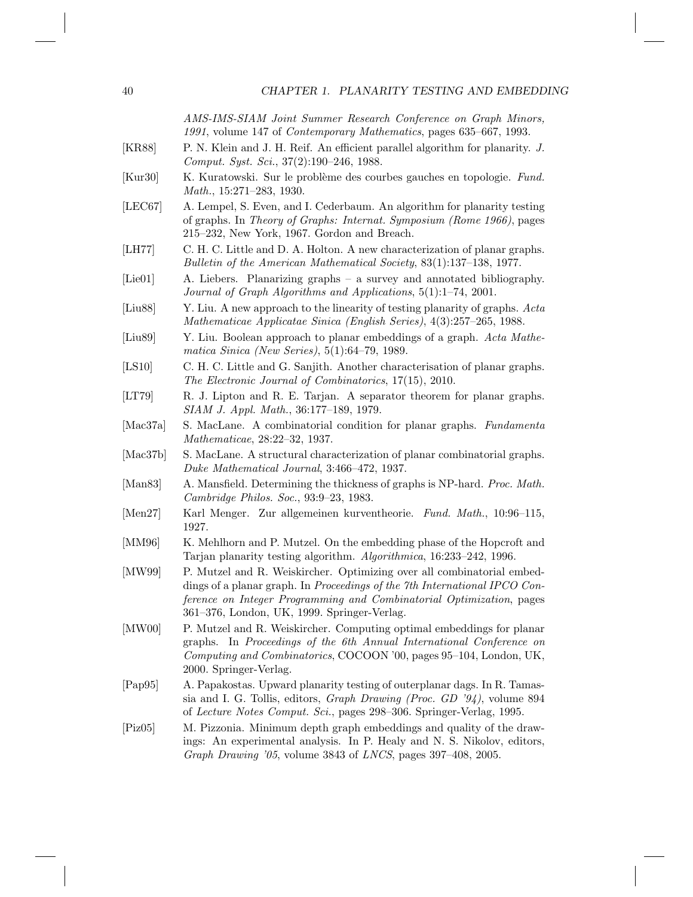*AMS-IMS-SIAM Joint Summer Research Conference on Graph Minors, 1991*, volume 147 of *Contemporary Mathematics*, pages 635–667, 1993.

[KR88] P. N. Klein and J. H. Reif. An efficient parallel algorithm for planarity. *J. Comput. Syst. Sci.*, 37(2):190–246, 1988.

[Kur30] K. Kuratowski. Sur le problème des courbes gauches en topologie. *Fund. Math.*, 15:271–283, 1930.

[LEC67] A. Lempel, S. Even, and I. Cederbaum. An algorithm for planarity testing of graphs. In *Theory of Graphs: Internat. Symposium (Rome 1966)*, pages 215–232, New York, 1967. Gordon and Breach.

[LH77] C. H. C. Little and D. A. Holton. A new characterization of planar graphs. *Bulletin of the American Mathematical Society*, 83(1):137–138, 1977.

[Lie01] A. Liebers. Planarizing graphs – a survey and annotated bibliography. *Journal of Graph Algorithms and Applications*, 5(1):1–74, 2001.

[Liu88] Y. Liu. A new approach to the linearity of testing planarity of graphs. *Acta Mathematicae Applicatae Sinica (English Series)*, 4(3):257–265, 1988.

[Liu89] Y. Liu. Boolean approach to planar embeddings of a graph. *Acta Mathematica Sinica (New Series)*, 5(1):64–79, 1989.

[LS10] C. H. C. Little and G. Sanjith. Another characterisation of planar graphs. *The Electronic Journal of Combinatorics*, 17(15), 2010.

[LT79] R. J. Lipton and R. E. Tarjan. A separator theorem for planar graphs. *SIAM J. Appl. Math.*, 36:177–189, 1979.

[Mac37a] S. MacLane. A combinatorial condition for planar graphs. *Fundamenta Mathematicae*, 28:22–32, 1937.

[Mac37b] S. MacLane. A structural characterization of planar combinatorial graphs. *Duke Mathematical Journal*, 3:466–472, 1937.

[Man83] A. Mansfield. Determining the thickness of graphs is NP-hard. *Proc. Math. Cambridge Philos. Soc.*, 93:9–23, 1983.

[Men27] Karl Menger. Zur allgemeinen kurventheorie. *Fund. Math.*, 10:96–115, 1927.

[MM96] K. Mehlhorn and P. Mutzel. On the embedding phase of the Hopcroft and Tarjan planarity testing algorithm. *Algorithmica*, 16:233–242, 1996.

[MW99] P. Mutzel and R. Weiskircher. Optimizing over all combinatorial embeddings of a planar graph. In *Proceedings of the 7th International IPCO Conference on Integer Programming and Combinatorial Optimization*, pages 361–376, London, UK, 1999. Springer-Verlag.

[MW00] P. Mutzel and R. Weiskircher. Computing optimal embeddings for planar graphs. In *Proceedings of the 6th Annual International Conference on Computing and Combinatorics*, COCOON '00, pages 95–104, London, UK, 2000. Springer-Verlag.

[Pap95] A. Papakostas. Upward planarity testing of outerplanar dags. In R. Tamassia and I. G. Tollis, editors, *Graph Drawing (Proc. GD '94)*, volume 894 of *Lecture Notes Comput. Sci.*, pages 298–306. Springer-Verlag, 1995.

[Piz05] M. Pizzonia. Minimum depth graph embeddings and quality of the drawings: An experimental analysis. In P. Healy and N. S. Nikolov, editors, *Graph Drawing '05*, volume 3843 of *LNCS*, pages 397–408, 2005.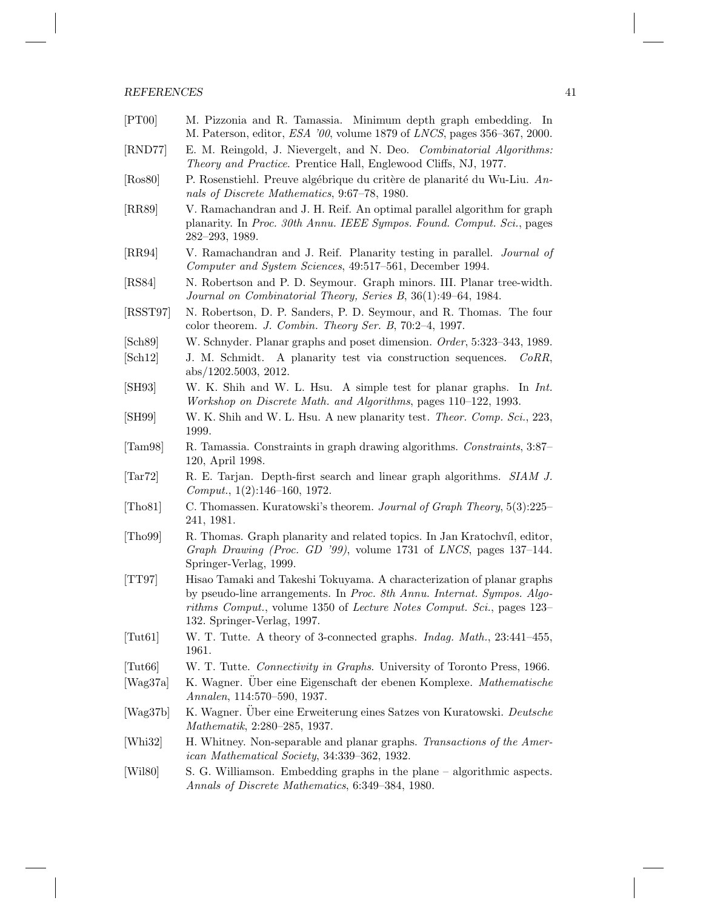[PT00] M. Pizzonia and R. Tamassia. Minimum depth graph embedding. In M. Paterson, editor, *ESA '00*, volume 1879 of *LNCS*, pages 356–367, 2000.

[RND77] E. M. Reingold, J. Nievergelt, and N. Deo. *Combinatorial Algorithms: Theory and Practice*. Prentice Hall, Englewood Cliffs, NJ, 1977.

[Ros80] P. Rosenstiehl. Preuve algébrique du critère de planarité du Wu-Liu. *Annals of Discrete Mathematics*, 9:67–78, 1980.

[RR89] V. Ramachandran and J. H. Reif. An optimal parallel algorithm for graph planarity. In *Proc. 30th Annu. IEEE Sympos. Found. Comput. Sci.*, pages 282–293, 1989.

[RR94] V. Ramachandran and J. Reif. Planarity testing in parallel. *Journal of Computer and System Sciences*, 49:517–561, December 1994.

[RS84] N. Robertson and P. D. Seymour. Graph minors. III. Planar tree-width. *Journal on Combinatorial Theory, Series B*, 36(1):49–64, 1984.

[RSST97] N. Robertson, D. P. Sanders, P. D. Seymour, and R. Thomas. The four color theorem. *J. Combin. Theory Ser. B*, 70:2–4, 1997.

[Sch89] W. Schnyder. Planar graphs and poset dimension. *Order*, 5:323–343, 1989.

[Sch12] J. M. Schmidt. A planarity test via construction sequences. *CoRR*, abs/1202.5003, 2012.

[SH93] W. K. Shih and W. L. Hsu. A simple test for planar graphs. In *Int. Workshop on Discrete Math. and Algorithms*, pages 110–122, 1993.

[SH99] W. K. Shih and W. L. Hsu. A new planarity test. *Theor. Comp. Sci.*, 223, 1999.

[Tam98] R. Tamassia. Constraints in graph drawing algorithms. *Constraints*, 3:87–120, April 1998.

[Tar72] R. E. Tarjan. Depth-first search and linear graph algorithms. *SIAM J. Comput.*, 1(2):146–160, 1972.

[Tho81] C. Thomassen. Kuratowski's theorem. *Journal of Graph Theory*, 5(3):225–241, 1981.

[Tho99] R. Thomas. Graph planarity and related topics. In Jan Kratochvíl, editor, *Graph Drawing (Proc. GD '99)*, volume 1731 of *LNCS*, pages 137–144. Springer-Verlag, 1999.

[TT97] Hisao Tamaki and Takeshi Tokuyama. A characterization of planar graphs by pseudo-line arrangements. In *Proc. 8th Annu. Internat. Sympos. Algorithms Comput.*, volume 1350 of *Lecture Notes Comput. Sci.*, pages 123–132. Springer-Verlag, 1997.

[Tut61] W. T. Tutte. A theory of 3-connected graphs. *Indag. Math.*, 23:441–455, 1961.

[Tut66] W. T. Tutte. *Connectivity in Graphs*. University of Toronto Press, 1966.

[Wag37a] K. Wagner. Über eine Eigenschaft der ebenen Komplexe. *Mathematische Annalen*, 114:570–590, 1937.

[Wag37b] K. Wagner. Über eine Erweiterung eines Satzes von Kuratowski. *Deutsche Mathematik*, 2:280–285, 1937.

[Whi32] H. Whitney. Non-separable and planar graphs. *Transactions of the American Mathematical Society*, 34:339–362, 1932.

[Wil80] S. G. Williamson. Embedding graphs in the plane – algorithmic aspects. *Annals of Discrete Mathematics*, 6:349–384, 1980.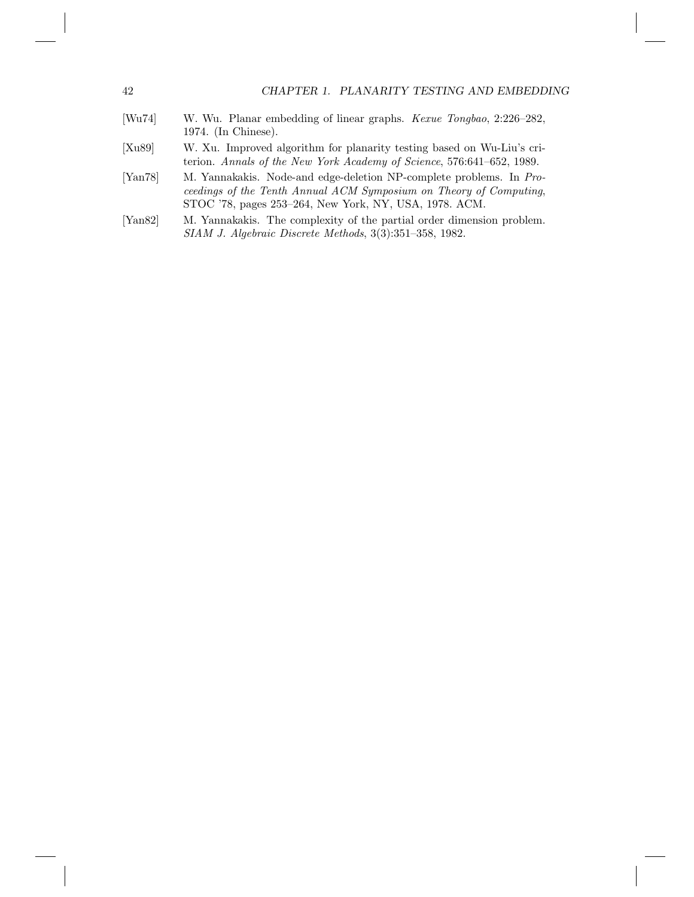[Wu74] W. Wu. Planar embedding of linear graphs. *Kexue Tongbao*, 2:226–282, 1974. (In Chinese).

[Xu89] W. Xu. Improved algorithm for planarity testing based on Wu-Liu's criterion. *Annals of the New York Academy of Science*, 576:641–652, 1989.

[Yan78] M. Yannakakis. Node-and edge-deletion NP-complete problems. In *Proceedings of the Tenth Annual ACM Symposium on Theory of Computing*, STOC '78, pages 253–264, New York, NY, USA, 1978. ACM.

[Yan82] M. Yannakakis. The complexity of the partial order dimension problem. *SIAM J. Algebraic Discrete Methods*, 3(3):351–358, 1982.